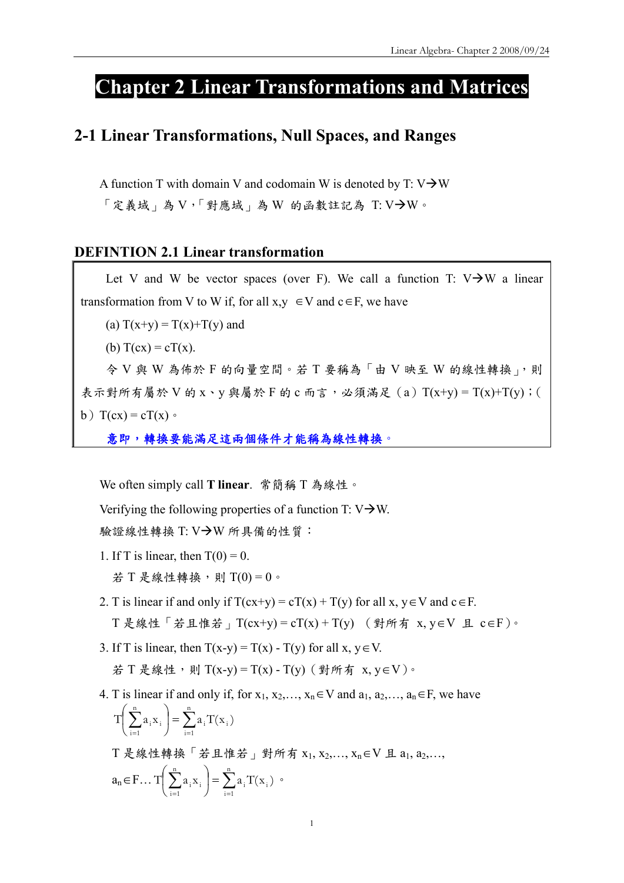# Chapter 2 Linear Transformations and Matrices

## 2-1 Linear Transformations, Null Spaces, and Ranges

A function T with domain V and codomain W is denoted by T: V→W

「定義域」為 V，「對應域」為 W 的函數註記為 T: V→W。

### DEFINTION 2.1 Linear transformation

Let V and W be vector spaces (over F). We call a function T: V→W a linear transformation from V to W if, for all x,y $\in$V and c$\in$F, we have

(a) T(x+y) = T(x)+T(y) and

(b) T(cx) = cT(x).

令 V 與 W 為佈於 F 的向量空間。若 T 要稱為「由 V 映至 W 的線性轉換」，則表示對所有屬於 V 的 x、y 與屬於 F 的 c 而言，必須滿足（a）T(x+y) = T(x)+T(y)；(b）T(cx) = cT(x)。

**意即，轉換要能滿足這兩個條件才能稱為線性轉換。**

We often simply call **T linear**. 常簡稱 T 為線性。

Verifying the following properties of a function T: V→W.

驗證線性轉換 T: V→W 所具備的性質：

1. If T is linear, then T(0) = 0.

   若 T 是線性轉換，則 T(0) = 0。

2. T is linear if and only if T(cx+y) = cT(x) + T(y) for all x, y$\in$V and c$\in$F.

   T 是線性「若且惟若」T(cx+y) = cT(x) + T(y) （對所有 x, y$\in$V 且 c$\in$F）。

3. If T is linear, then T(x-y) = T(x) - T(y) for all x, y$\in$V.

   若 T 是線性，則 T(x-y) = T(x) - T(y)（對所有 x, y$\in$V）。

4. T is linear if and only if, for $x_1, x_2,\ldots, x_n\in$V and $a_1, a_2,\ldots, a_n\in$F, we have

   $$T\left(\sum_{i=1}^{n} a_i x_i\right) = \sum_{i=1}^{n} a_i T(x_i)$$

   T 是線性轉換「若且惟若」對所有 $x_1, x_2,\ldots, x_n\in$V 且 $a_1, a_2,\ldots,$ $a_n\in$F… $T\left(\sum_{i=1}^{n} a_i x_i\right) = \sum_{i=1}^{n} a_i T(x_i)$。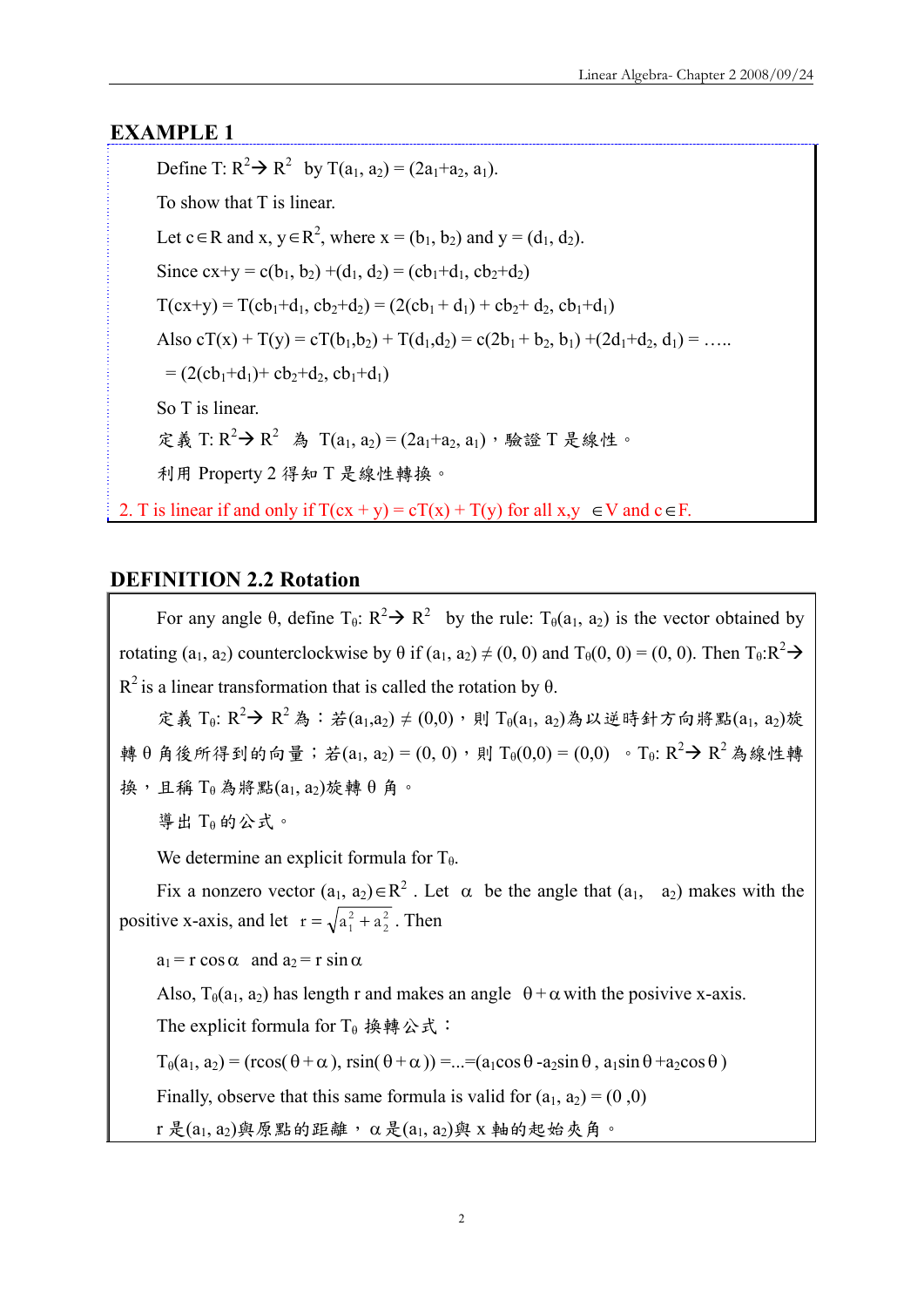## EXAMPLE 1

Define $T: R^2 \to R^2$ by $T(a_1, a_2) = (2a_1+a_2, a_1)$.

To show that T is linear.

Let $c \in R$ and $x, y \in R^2$, where $x = (b_1, b_2)$ and $y = (d_1, d_2)$.

Since $cx+y = c(b_1, b_2) + (d_1, d_2) = (cb_1+d_1, cb_2+d_2)$

$T(cx+y) = T(cb_1+d_1, cb_2+d_2) = (2(cb_1 + d_1) + cb_2+ d_2, cb_1+d_1)$

Also $cT(x) + T(y) = cT(b_1,b_2) + T(d_1,d_2) = c(2b_1 + b_2, b_1) + (2d_1+d_2, d_1) = \ldots\ldots$

$= (2(cb_1+d_1)+ cb_2+d_2, cb_1+d_1)$

So T is linear.

定義 $T: R^2 \to R^2$ 為 $T(a_1, a_2) = (2a_1+a_2, a_1)$，驗證 T 是線性。

利用 Property 2 得知 T 是線性轉換。

2. T is linear if and only if $T(cx + y) = cT(x) + T(y)$ for all $x,y \in V$ and $c \in F$.

## DEFINITION 2.2 Rotation

For any angle θ, define $T_\theta: R^2 \to R^2$ by the rule: $T_\theta(a_1, a_2)$ is the vector obtained by rotating $(a_1, a_2)$ counterclockwise by θ if $(a_1, a_2) \neq (0, 0)$ and $T_\theta(0, 0) = (0, 0)$. Then $T_\theta: R^2 \to R^2$ is a linear transformation that is called the rotation by θ.

定義 $T_\theta: R^2 \to R^2$ 為：若$(a_1,a_2) \neq (0,0)$，則 $T_\theta(a_1, a_2)$為以逆時針方向將點$(a_1, a_2)$旋轉 θ 角後所得到的向量；若$(a_1, a_2) = (0, 0)$，則 $T_\theta(0,0) = (0,0)$ 。$T_\theta: R^2 \to R^2$ 為線性轉換，且稱 $T_\theta$ 為將點$(a_1, a_2)$旋轉 θ 角。

導出 $T_\theta$ 的公式。

We determine an explicit formula for $T_\theta$.

Fix a nonzero vector $(a_1, a_2) \in R^2$ . Let α be the angle that $(a_1, a_2)$ makes with the positive x-axis, and let $r = \sqrt{a_1^2 + a_2^2}$ . Then

$a_1 = r\cos\alpha$ and $a_2 = r\sin\alpha$

Also, $T_\theta(a_1, a_2)$ has length r and makes an angle $\theta+\alpha$ with the posivive x-axis.

The explicit formula for $T_\theta$ 換轉公式：

$T_\theta(a_1, a_2) = (r\cos(\theta+\alpha), r\sin(\theta+\alpha)) = \ldots = (a_1\cos\theta - a_2\sin\theta, a_1\sin\theta + a_2\cos\theta)$

Finally, observe that this same formula is valid for $(a_1, a_2) = (0, 0)$

r 是$(a_1, a_2)$與原點的距離，α 是$(a_1, a_2)$與 x 軸的起始夾角。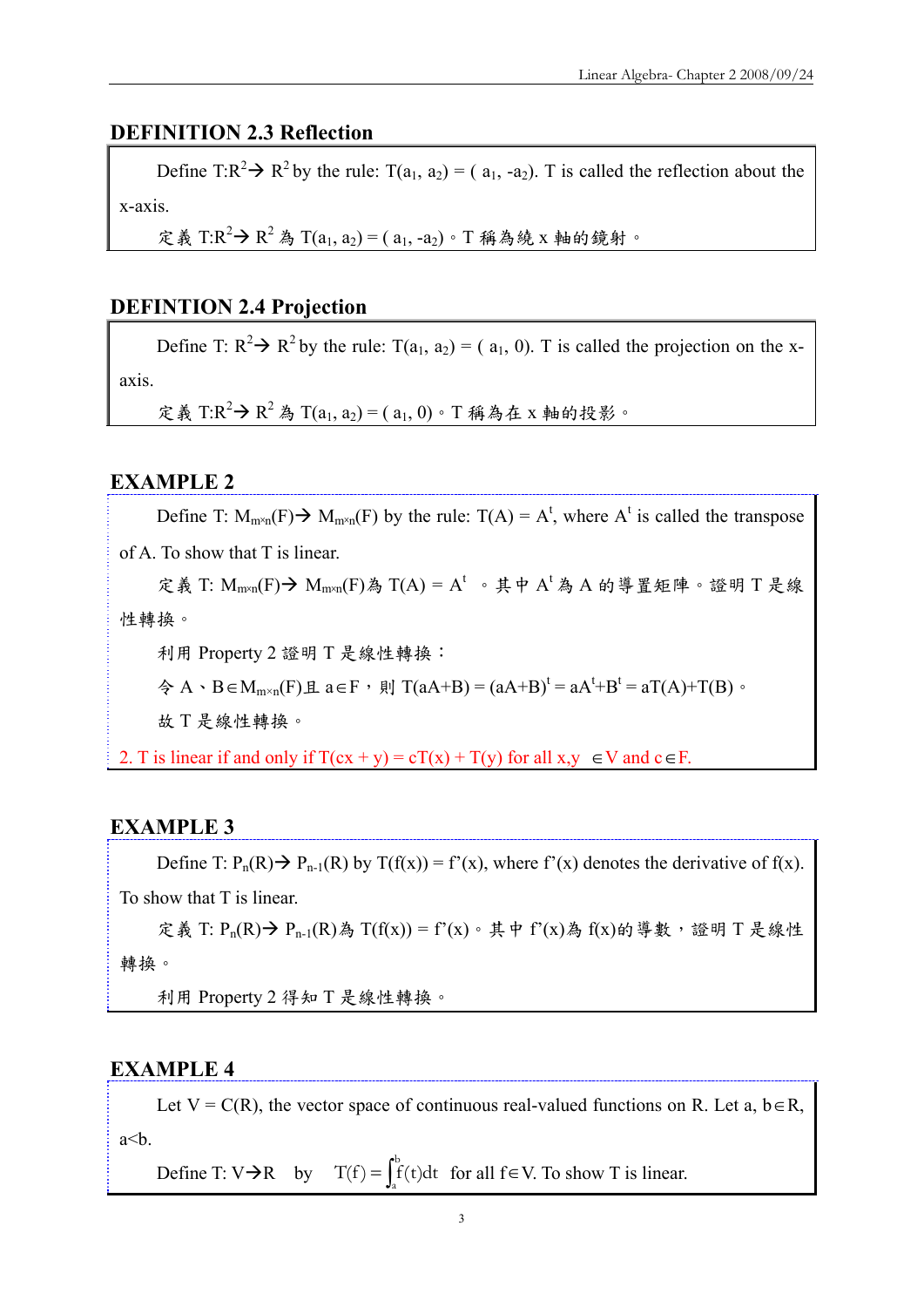### DEFINITION 2.3 Reflection

Define $T:R^2 \rightarrow R^2$ by the rule: $T(a_1, a_2) = (a_1, -a_2)$. T is called the reflection about the x-axis.

定義 $T:R^2 \rightarrow R^2$ 為 $T(a_1, a_2) = (a_1, -a_2)$。T 稱為繞 x 軸的鏡射。

### DEFINTION 2.4 Projection

Define $T: R^2 \rightarrow R^2$ by the rule: $T(a_1, a_2) = (a_1, 0)$. T is called the projection on the x-axis.

定義 $T:R^2 \rightarrow R^2$ 為 $T(a_1, a_2) = (a_1, 0)$。T 稱為在 x 軸的投影。

### EXAMPLE 2

Define $T: M_{m\times n}(F) \rightarrow M_{m\times n}(F)$ by the rule: $T(A) = A^t$, where $A^t$ is called the transpose of A. To show that T is linear.

定義 $T: M_{m\times n}(F) \rightarrow M_{m\times n}(F)$為 $T(A) = A^t$ 。其中 $A^t$ 為 A 的導置矩陣。證明 T 是線性轉換。

利用 Property 2 證明 T 是線性轉換：

令 A、B$\in M_{m\times n}(F)$且 $a\in F$，則 $T(aA+B) = (aA+B)^t = aA^t+B^t = aT(A)+T(B)$。

故 T 是線性轉換。

2. T is linear if and only if $T(cx + y) = cT(x) + T(y)$ for all $x,y \in V$ and $c\in F$.

### EXAMPLE 3

Define $T: P_n(R) \rightarrow P_{n-1}(R)$ by $T(f(x)) = f'(x)$, where $f'(x)$ denotes the derivative of $f(x)$. To show that T is linear.

定義 $T: P_n(R) \rightarrow P_{n-1}(R)$為 $T(f(x)) = f'(x)$。其中 $f'(x)$為 $f(x)$的導數，證明 T 是線性轉換。

利用 Property 2 得知 T 是線性轉換。

### EXAMPLE 4

Let $V = C(R)$, the vector space of continuous real-valued functions on R. Let $a, b\in R$, $a<b$.

Define $T: V\rightarrow R$ by $T(f) = \int_a^b f(t)dt$ for all $f\in V$. To show T is linear.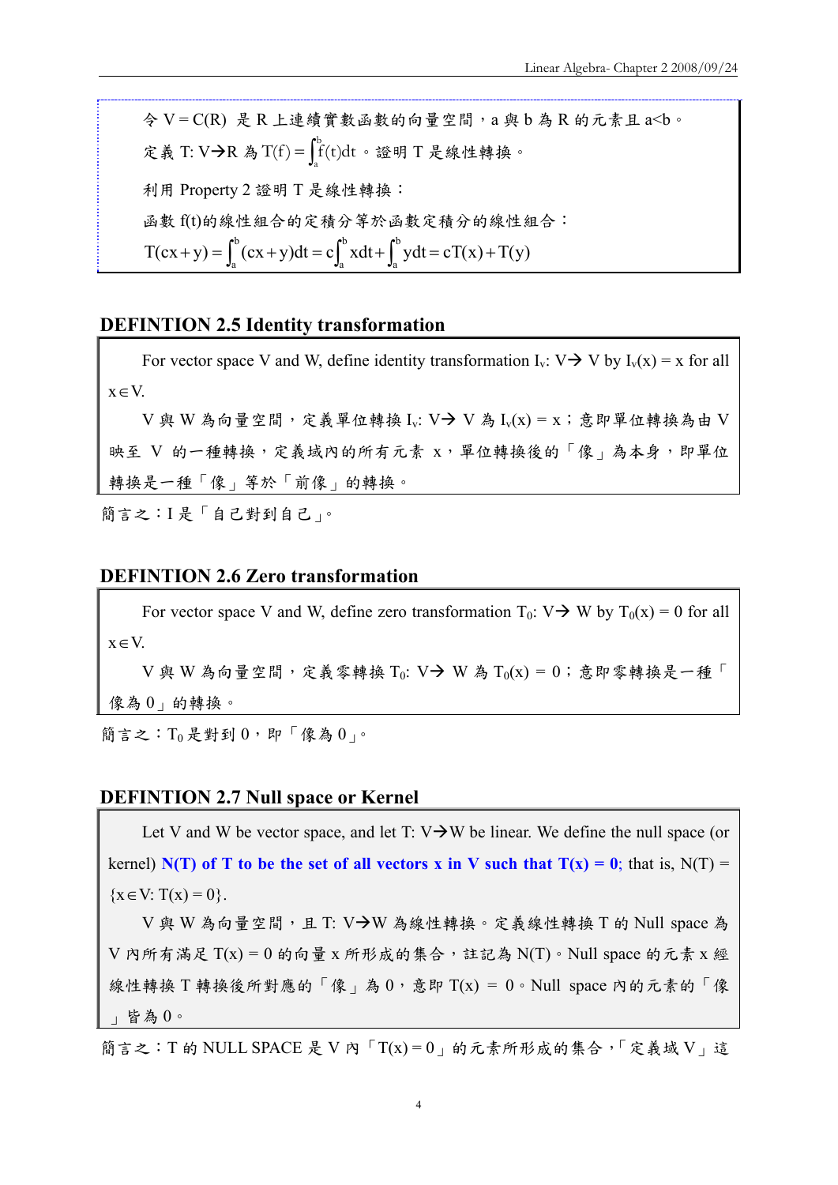令 $V = C(R)$ 是 R 上連續實數函數的向量空間，a 與 b 為 R 的元素且 a<b。

定義 T: V→R 為 $T(f) = \int_a^b f(t)dt$。證明 T 是線性轉換。

利用 Property 2 證明 T 是線性轉換：

函數 f(t)的線性組合的定積分等於函數定積分的線性組合：

$$T(cx+y) = \int_a^b (cx+y)dt = c\int_a^b xdt + \int_a^b ydt = cT(x)+T(y)$$

## DEFINTION 2.5 Identity transformation

For vector space V and W, define identity transformation $I_v$: V→ V by $I_v(x) = x$ for all $x \in V$.

V 與 W 為向量空間，定義單位轉換 $I_v$: V→ V 為 $I_v(x) = x$；意即單位轉換為由 V 映至 V 的一種轉換，定義域內的所有元素 x，單位轉換後的「像」為本身，即單位轉換是一種「像」等於「前像」的轉換。

簡言之：I 是「自己對到自己」。

## DEFINTION 2.6 Zero transformation

For vector space V and W, define zero transformation $T_0$: V→ W by $T_0(x) = 0$ for all $x \in V$.

V 與 W 為向量空間，定義零轉換 $T_0$: V→ W 為 $T_0(x) = 0$；意即零轉換是一種「像為 0」的轉換。

簡言之：$T_0$ 是對到 0，即「像為 0」。

## DEFINTION 2.7 Null space or Kernel

Let V and W be vector space, and let T: V→W be linear. We define the null space (or kernel) **N(T) of T to be the set of all vectors x in V such that T(x) = 0**; that is, $N(T) = \{x \in V: T(x) = 0\}$.

V 與 W 為向量空間，且 T: V→W 為線性轉換。定義線性轉換 T 的 Null space 為 V 內所有滿足 $T(x) = 0$ 的向量 x 所形成的集合，註記為 N(T)。Null space 的元素 x 經線性轉換 T 轉換後所對應的「像」為 0，意即 $T(x) = 0$。Null space 內的元素的「像」皆為 0。

簡言之：T 的 NULL SPACE 是 V 內「$T(x) = 0$」的元素所形成的集合，「定義域 V」這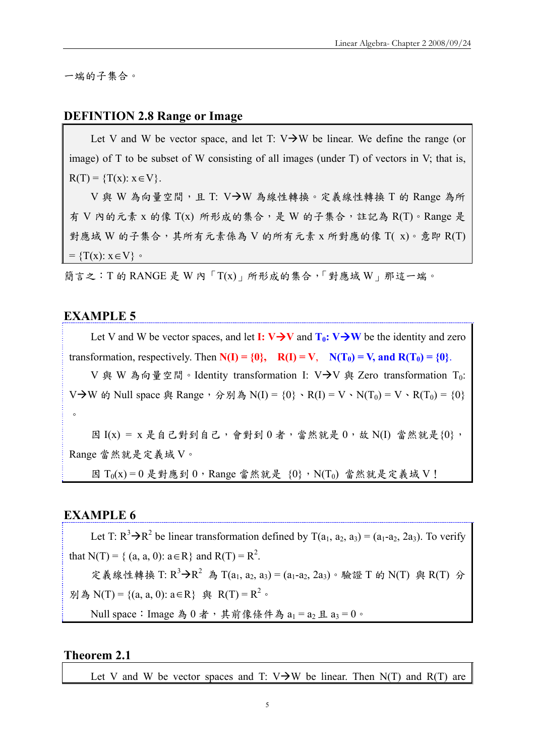一端的子集合。

### DEFINTION 2.8 Range or Image

Let V and W be vector space, and let T: V→W be linear. We define the range (or image) of T to be subset of W consisting of all images (under T) of vectors in V; that is, $R(T) = \{T(x): x \in V\}$.

V 與 W 為向量空間，且 T: V→W 為線性轉換。定義線性轉換 T 的 Range 為所有 V 內的元素 x 的像 T(x) 所形成的集合，是 W 的子集合，註記為 R(T)。Range 是對應域 W 的子集合，其所有元素係為 V 的所有元素 x 所對應的像 T( x)。意即 $R(T) = \{T(x): x \in V\}$。

簡言之：T 的 RANGE 是 W 內「T(x)」所形成的集合，「對應域 W」那這一端。

### EXAMPLE 5

Let V and W be vector spaces, and let **I: V→V** and **$T_0$: V→W** be the identity and zero transformation, respectively. Then **$N(I) = \{0\}$, $R(I) = V$, $N(T_0) = V$, and $R(T_0) = \{0\}$**.

V 與 W 為向量空間。Identity transformation I: V→V 與 Zero transformation $T_0$: V→W 的 Null space 與 Range，分別為 $N(I) = \{0\}$、$R(I) = V$、$N(T_0) = V$、$R(T_0) = \{0\}$。

因 $I(x) = x$ 是自己對到自己，會對到 0 者，當然就是 0，故 N(I) 當然就是{0}，Range 當然就是定義域 V。

因 $T_0(x) = 0$ 是對應到 0，Range 當然就是 {0}，$N(T_0)$ 當然就是定義域 V！

### EXAMPLE 6

Let T: $R^3$→$R^2$ be linear transformation defined by $T(a_1, a_2, a_3) = (a_1\text{-}a_2, 2a_3)$. To verify that $N(T) = \{ (a, a, 0): a \in R\}$ and $R(T) = R^2$.

定義線性轉換 T: $R^3$→$R^2$ 為 $T(a_1, a_2, a_3) = (a_1\text{-}a_2, 2a_3)$。驗證 T 的 N(T) 與 R(T) 分別為 $N(T) = \{(a, a, 0): a \in R\}$ 與 $R(T) = R^2$。

Null space：Image 為 0 者，其前像條件為 $a_1 = a_2$ 且 $a_3 = 0$。

### Theorem 2.1

Let V and W be vector spaces and T: V→W be linear. Then N(T) and R(T) are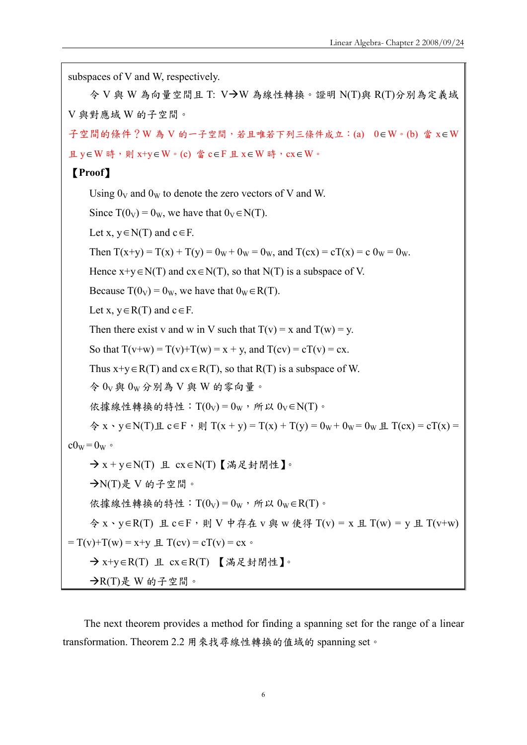subspaces of V and W, respectively.

令 V 與 W 為向量空間且 T: V→W 為線性轉換。證明 N(T)與 R(T)分別為定義域 V 與對應域 W 的子空間。

子空間的條件？W 為 V 的一子空間，若且唯若下列三條件成立：(a) $0 \in W$。(b) 當 $x \in W$ 且 $y \in W$ 時，則 $x+y \in W$。(c) 當 $c \in F$ 且 $x \in W$ 時，$cx \in W$。

**【Proof】**

Using $0_V$ and $0_W$ to denote the zero vectors of V and W.

Since $T(0_V) = 0_W$, we have that $0_V \in N(T)$.

Let $x, y \in N(T)$ and $c \in F$.

Then $T(x+y) = T(x) + T(y) = 0_W + 0_W = 0_W$, and $T(cx) = cT(x) = c\, 0_W = 0_W$.

Hence $x+y \in N(T)$ and $cx \in N(T)$, so that N(T) is a subspace of V.

Because $T(0_V) = 0_W$, we have that $0_W \in R(T)$.

Let $x, y \in R(T)$ and $c \in F$.

Then there exist v and w in V such that $T(v) = x$ and $T(w) = y$.

So that $T(v+w) = T(v)+T(w) = x + y$, and $T(cv) = cT(v) = cx$.

Thus $x+y \in R(T)$ and $cx \in R(T)$, so that R(T) is a subspace of W.

令 $0_V$ 與 $0_W$ 分別為 V 與 W 的零向量。

依據線性轉換的特性：$T(0_V) = 0_W$，所以 $0_V \in N(T)$。

令 x、$y \in N(T)$且 $c \in F$，則 $T(x + y) = T(x) + T(y) = 0_W + 0_W = 0_W$ 且 $T(cx) = cT(x) = c0_W = 0_W$。

→ $x + y \in N(T)$ 且 $cx \in N(T)$【滿足封閉性】。

→N(T)是 V 的子空間。

依據線性轉換的特性：$T(0_V) = 0_W$，所以 $0_W \in R(T)$。

令 x、$y \in R(T)$ 且 $c \in F$，則 V 中存在 v 與 w 使得 $T(v) = x$ 且 $T(w) = y$ 且 $T(v+w) = T(v)+T(w) = x+y$ 且 $T(cv) = cT(v) = cx$。

→ $x+y \in R(T)$ 且 $cx \in R(T)$ 【滿足封閉性】。

→R(T)是 W 的子空間。

The next theorem provides a method for finding a spanning set for the range of a linear transformation. Theorem 2.2 用來找尋線性轉換的值域的 spanning set。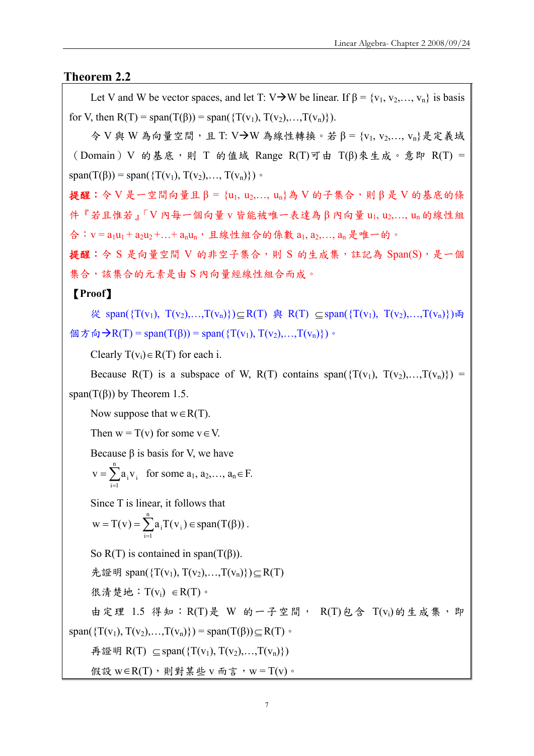## Theorem 2.2

Let V and W be vector spaces, and let T: V→W be linear. If $\beta = \{v_1, v_2,\ldots, v_n\}$ is basis for V, then $R(T) = \text{span}(T(\beta)) = \text{span}(\{T(v_1), T(v_2),\ldots,T(v_n)\})$.

令 V 與 W 為向量空間，且 T: V→W 為線性轉換。若 $\beta = \{v_1, v_2,\ldots, v_n\}$是定義域（Domain）V 的基底，則 T 的值域 Range R(T)可由 T(β)來生成。意即 $R(T) = \text{span}(T(\beta)) = \text{span}(\{T(v_1), T(v_2),\ldots, T(v_n)\})$。

**提醒**：令 V 是一空間向量且 $\beta = \{u_1, u_2,\ldots, u_n\}$為 V 的子集合，則 β 是 V 的基底的條件『若且惟若』「V 內每一個向量 v 皆能被唯一表達為 β 內向量 $u_1, u_2,\ldots, u_n$ 的線性組合：$v = a_1u_1 + a_2u_2 +\ldots+ a_nu_n$，且線性組合的係數 $a_1, a_2,\ldots, a_n$ 是唯一的。

**提醒**：令 S 是向量空間 V 的非空子集合，則 S 的生成集，註記為 Span(S)，是一個集合，該集合的元素是由 S 內向量經線性組合而成。

**【Proof】**

從 $\text{span}(\{T(v_1), T(v_2),\ldots,T(v_n)\})\subseteq R(T)$ 與 $R(T) \subseteq\text{span}(\{T(v_1), T(v_2),\ldots,T(v_n)\})$兩個方向→$R(T) = \text{span}(T(\beta)) = \text{span}(\{T(v_1), T(v_2),\ldots,T(v_n)\})$。

Clearly $T(v_i)\in R(T)$ for each i.

Because R(T) is a subspace of W, R(T) contains $\text{span}(\{T(v_1), T(v_2),\ldots,T(v_n)\}) = \text{span}(T(\beta))$ by Theorem 1.5.

Now suppose that $w\in R(T)$.

Then $w = T(v)$ for some $v\in V$.

Because β is basis for V, we have

$$v = \sum_{i=1}^{n} a_i v_i \quad \text{for some } a_1, a_2,\ldots, a_n\in F.$$

Since T is linear, it follows that

$$w = T(v) = \sum_{i=1}^{n} a_i T(v_i) \in \text{span}(T(\beta)).$$

So R(T) is contained in span(T(β)).

先證明 $\text{span}(\{T(v_1), T(v_2),\ldots,T(v_n)\})\subseteq R(T)$

很清楚地：$T(v_i) \in R(T)$。

由定理 1.5 得知：R(T)是 W 的一子空間， R(T)包含 $T(v_i)$的生成集，即 $\text{span}(\{T(v_1), T(v_2),\ldots,T(v_n)\}) = \text{span}(T(\beta))\subseteq R(T)$。

再證明 $R(T) \subseteq\text{span}(\{T(v_1), T(v_2),\ldots,T(v_n)\})$

假設 $w\in R(T)$，則對某些 v 而言，$w = T(v)$。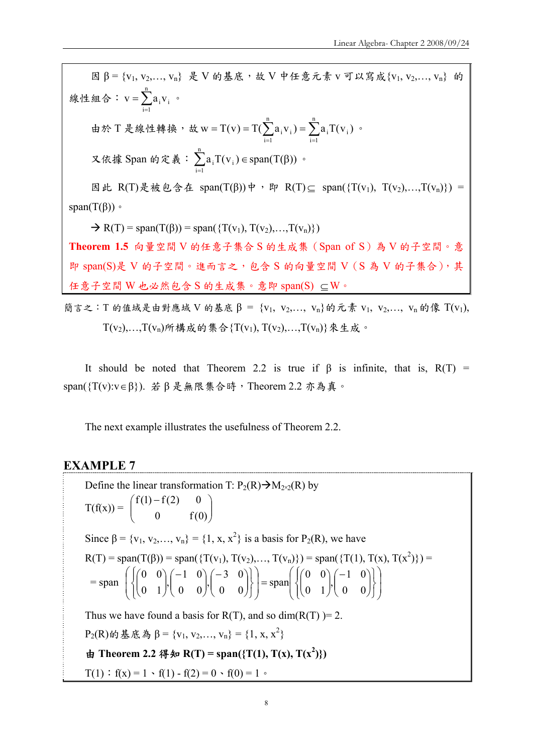因 $\beta = \{v_1, v_2,\ldots, v_n\}$ 是 V 的基底，故 V 中任意元素 v 可以寫成$\{v_1, v_2,\ldots, v_n\}$ 的線性組合：$v = \sum_{i=1}^{n} a_i v_i$ 。

由於 T 是線性轉換，故 $w = T(v) = T(\sum_{i=1}^{n} a_i v_i) = \sum_{i=1}^{n} a_i T(v_i)$ 。

又依據 Span 的定義：$\sum_{i=1}^{n} a_i T(v_i) \in \text{span}(T(\beta))$ 。

因此 R(T)是被包含在 span(T(β))中，即 $R(T) \subseteq \text{span}(\{T(v_1), T(v_2),\ldots,T(v_n)\}) = \text{span}(T(\beta))$。

→ $R(T) = \text{span}(T(\beta)) = \text{span}(\{T(v_1), T(v_2),\ldots,T(v_n)\})$

**Theorem 1.5** 向量空間 V 的任意子集合 S 的生成集（Span of S）為 V 的子空間。意即 span(S)是 V 的子空間。進而言之，包含 S 的向量空間 V（S 為 V 的子集合），其任意子空間 W 也必然包含 S 的生成集。意即 $\text{span}(S) \subseteq W$。

簡言之：T 的值域是由對應域 V 的基底 $\beta = \{v_1, v_2,\ldots, v_n\}$的元素 $v_1, v_2,\ldots, v_n$ 的像 $T(v_1), T(v_2),\ldots,T(v_n)$所構成的集合$\{T(v_1), T(v_2),\ldots,T(v_n)\}$來生成。

It should be noted that Theorem 2.2 is true if β is infinite, that is, $R(T) = \text{span}(\{T(v): v\in\beta\})$. 若 β 是無限集合時，Theorem 2.2 亦為真。

The next example illustrates the usefulness of Theorem 2.2.

## EXAMPLE 7

Define the linear transformation T: $P_2(R) \rightarrow M_{2\times2}(R)$ by

$$T(f(x)) = \begin{pmatrix} f(1)-f(2) & 0 \\ 0 & f(0) \end{pmatrix}$$

Since $\beta = \{v_1, v_2,\ldots, v_n\} = \{1, x, x^2\}$ is a basis for $P_2(R)$, we have

$$R(T) = \text{span}(T(\beta)) = \text{span}(\{T(v_1), T(v_2),\ldots, T(v_n)\}) = \text{span}(\{T(1), T(x), T(x^2)\}) =$$

$$= \text{span}\left(\left\{\begin{pmatrix} 0 & 0 \\ 0 & 1 \end{pmatrix}, \begin{pmatrix} -1 & 0 \\ 0 & 0 \end{pmatrix}, \begin{pmatrix} -3 & 0 \\ 0 & 0 \end{pmatrix}\right\}\right) = \text{span}\left(\left\{\begin{pmatrix} 0 & 0 \\ 0 & 1 \end{pmatrix}, \begin{pmatrix} -1 & 0 \\ 0 & 0 \end{pmatrix}\right\}\right)$$

Thus we have found a basis for R(T), and so dim(R(T) )= 2.

$P_2(R)$的基底為 $\beta = \{v_1, v_2,\ldots, v_n\} = \{1, x, x^2\}$

**由 Theorem 2.2 得知 $R(T) = \text{span}(\{T(1), T(x), T(x^2)\})$**

T(1)：f(x) = 1、f(1) - f(2) = 0、f(0) = 1。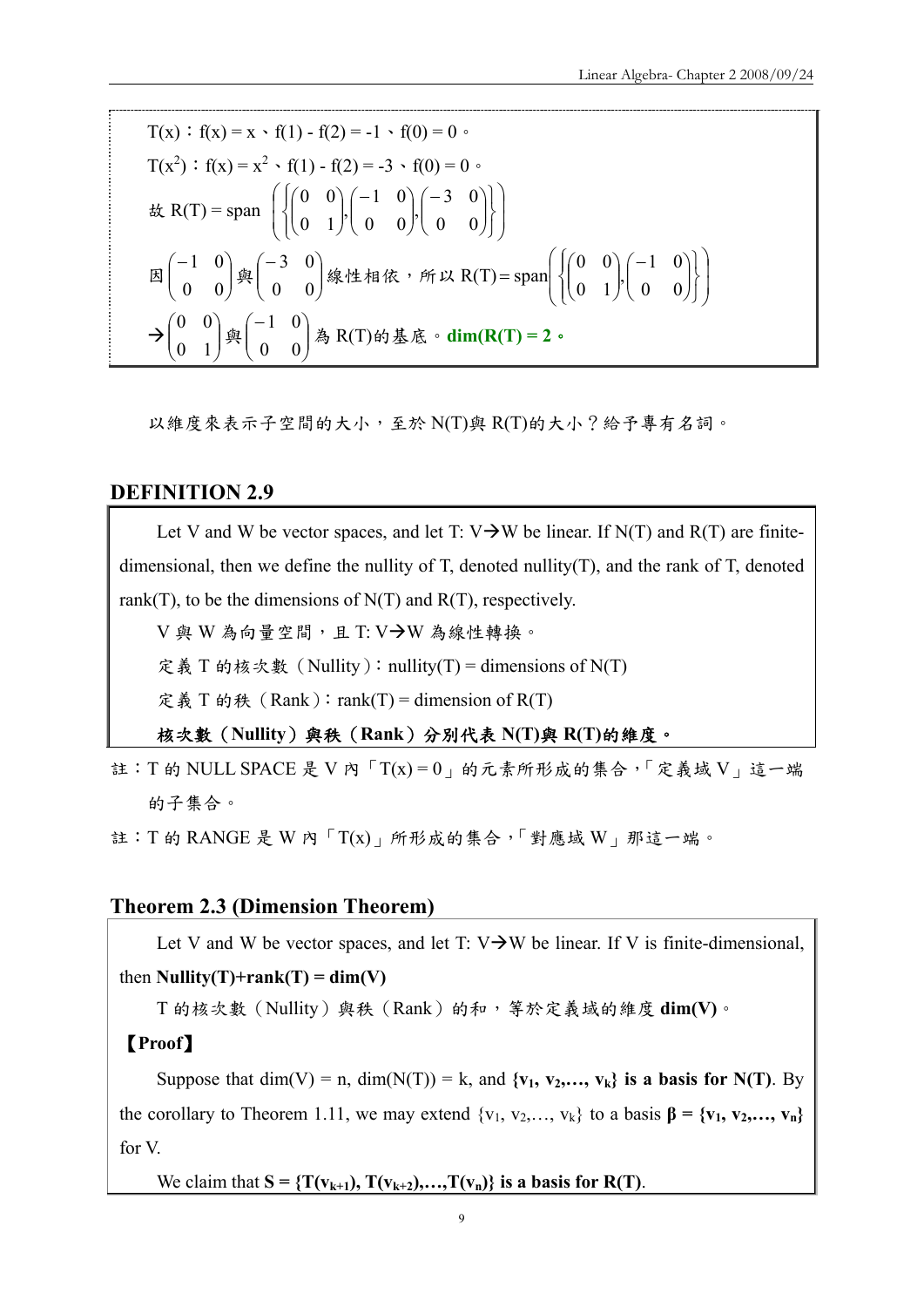T(x)：f(x) = x、f(1) - f(2) = -1、f(0) = 0。

T($x^2$)：f(x) = $x^2$、f(1) - f(2) = -3、f(0) = 0。

故 $R(T) = \text{span}\left(\left\{\begin{pmatrix}0 & 0\\0 & 1\end{pmatrix}, \begin{pmatrix}-1 & 0\\0 & 0\end{pmatrix}, \begin{pmatrix}-3 & 0\\0 & 0\end{pmatrix}\right\}\right)$

因 $\begin{pmatrix}-1 & 0\\0 & 0\end{pmatrix}$ 與 $\begin{pmatrix}-3 & 0\\0 & 0\end{pmatrix}$ 線性相依，所以 $R(T) = \text{span}\left(\left\{\begin{pmatrix}0 & 0\\0 & 1\end{pmatrix}, \begin{pmatrix}-1 & 0\\0 & 0\end{pmatrix}\right\}\right)$

→ $\begin{pmatrix}0 & 0\\0 & 1\end{pmatrix}$ 與 $\begin{pmatrix}-1 & 0\\0 & 0\end{pmatrix}$ 為 R(T)的基底。**dim(R(T) = 2。**

以維度來表示子空間的大小，至於 N(T)與 R(T)的大小？給予專有名詞。

## DEFINITION 2.9

Let V and W be vector spaces, and let T: V→W be linear. If N(T) and R(T) are finite-dimensional, then we define the nullity of T, denoted nullity(T), and the rank of T, denoted rank(T), to be the dimensions of N(T) and R(T), respectively.

V 與 W 為向量空間，且 T: V→W 為線性轉換。

定義 T 的核次數（Nullity）：nullity(T) = dimensions of N(T)

定義 T 的秩（Rank）：rank(T) = dimension of R(T)

**核次數（Nullity）與秩（Rank）分別代表 N(T)與 R(T)的維度。**

註：T 的 NULL SPACE 是 V 內「T(x) = 0」的元素所形成的集合，「定義域 V」這一端的子集合。

註：T 的 RANGE 是 W 內「T(x)」所形成的集合，「對應域 W」那這一端。

## Theorem 2.3 (Dimension Theorem)

Let V and W be vector spaces, and let T: V→W be linear. If V is finite-dimensional, then **Nullity(T)+rank(T) = dim(V)**

T 的核次數（Nullity）與秩（Rank）的和，等於定義域的維度 **dim(V)**。

**【Proof】**

Suppose that dim(V) = n, dim(N(T)) = k, and **$\{v_1, v_2, \ldots, v_k\}$ is a basis for N(T)**. By the corollary to Theorem 1.11, we may extend $\{v_1, v_2, \ldots, v_k\}$ to a basis **$\beta = \{v_1, v_2, \ldots, v_n\}$** for V.

We claim that **$S = \{T(v_{k+1}), T(v_{k+2}), \ldots, T(v_n)\}$ is a basis for R(T)**.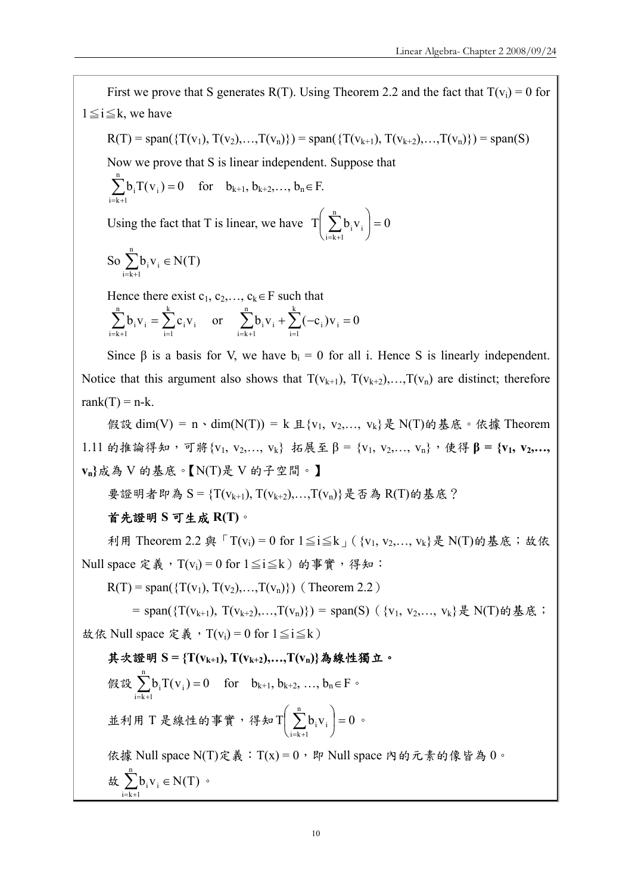First we prove that S generates R(T). Using Theorem 2.2 and the fact that $T(v_i) = 0$ for $1 \leqq i \leqq k$, we have

$$R(T) = \text{span}(\{T(v_1), T(v_2), \ldots, T(v_n)\}) = \text{span}(\{T(v_{k+1}), T(v_{k+2}), \ldots, T(v_n)\}) = \text{span}(S)$$

Now we prove that S is linear independent. Suppose that

$\sum_{i=k+1}^{n} b_i T(v_i) = 0$ for $b_{k+1}, b_{k+2}, \ldots, b_n \in F$.

Using the fact that T is linear, we have $T\left(\sum_{i=k+1}^{n} b_i v_i\right) = 0$

So $\sum_{i=k+1}^{n} b_i v_i \in N(T)$

Hence there exist $c_1, c_2, \ldots, c_k \in F$ such that

$$\sum_{i=k+1}^{n} b_i v_i = \sum_{i=1}^{k} c_i v_i \quad \text{or} \quad \sum_{i=k+1}^{n} b_i v_i + \sum_{i=1}^{k} (-c_i) v_i = 0$$

Since $\beta$ is a basis for V, we have $b_i = 0$ for all i. Hence S is linearly independent. Notice that this argument also shows that $T(v_{k+1}), T(v_{k+2}), \ldots, T(v_n)$ are distinct; therefore $\text{rank}(T) = n-k$.

假設 $\dim(V) = n$、$\dim(N(T)) = k$ 且$\{v_1, v_2, \ldots, v_k\}$是 N(T)的基底。依據 Theorem 1.11 的推論得知，可將$\{v_1, v_2, \ldots, v_k\}$ 拓展至 $\beta = \{v_1, v_2, \ldots, v_n\}$，使得 $\boldsymbol{\beta = \{v_1, v_2, \ldots, v_n\}}$成為 V 的基底。【N(T)是 V 的子空間。】

要證明者即為 $S = \{T(v_{k+1}), T(v_{k+2}), \ldots, T(v_n)\}$是否為 R(T)的基底？

**首先證明 S 可生成 R(T)。**

利用 Theorem 2.2 與「$T(v_i) = 0$ for $1 \leqq i \leqq k$」($\{v_1, v_2, \ldots, v_k\}$是 N(T)的基底；故依 Null space 定義，$T(v_i) = 0$ for $1 \leqq i \leqq k$）的事實，得知：

$R(T) = \text{span}(\{T(v_1), T(v_2), \ldots, T(v_n)\})$（Theorem 2.2）

$= \text{span}(\{T(v_{k+1}), T(v_{k+2}), \ldots, T(v_n)\}) = \text{span}(S)$（$\{v_1, v_2, \ldots, v_k\}$是 N(T)的基底；故依 Null space 定義，$T(v_i) = 0$ for $1 \leqq i \leqq k$）

**其次證明 $S = \{T(v_{k+1}), T(v_{k+2}), \ldots, T(v_n)\}$為線性獨立。**

假設 $\sum_{i=k+1}^{n} b_i T(v_i) = 0$ for $b_{k+1}, b_{k+2}, \ldots, b_n \in F$。

並利用 T 是線性的事實，得知$T\left(\sum_{i=k+1}^{n} b_i v_i\right) = 0$。

依據 Null space N(T)定義：$T(x) = 0$，即 Null space 內的元素的像皆為 0。

故 $\sum_{i=k+1}^{n} b_i v_i \in N(T)$。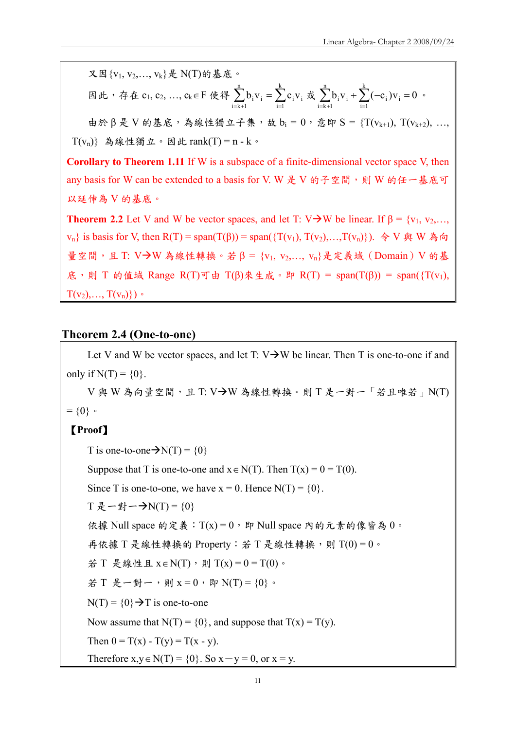又因 $\{v_1, v_2, \ldots, v_k\}$ 是 N(T)的基底。

因此，存在 $c_1, c_2, \ldots, c_k \in F$ 使得 $\sum_{i=k+1}^{n} b_i v_i = \sum_{i=1}^{k} c_i v_i$ 或 $\sum_{i=k+1}^{n} b_i v_i + \sum_{i=1}^{k} (-c_i) v_i = 0$。

由於 β 是 V 的基底，為線性獨立子集，故 $b_i = 0$，意即 $S = \{T(v_{k+1}), T(v_{k+2}), \ldots, T(v_n)\}$ 為線性獨立。因此 rank(T) = n - k。

**Corollary to Theorem 1.11** If W is a subspace of a finite-dimensional vector space V, then any basis for W can be extended to a basis for V. W 是 V 的子空間，則 W 的任一基底可以延伸為 V 的基底。

**Theorem 2.2** Let V and W be vector spaces, and let T: V→W be linear. If $\beta = \{v_1, v_2, \ldots, v_n\}$ is basis for V, then R(T) = span(T(β)) = span($\{T(v_1), T(v_2), \ldots, T(v_n)\}$). 令 V 與 W 為向量空間，且 T: V→W 為線性轉換。若 $\beta = \{v_1, v_2, \ldots, v_n\}$ 是定義域（Domain）V 的基底，則 T 的值域 Range R(T)可由 T(β)來生成。即 R(T) = span(T(β)) = span($\{T(v_1), T(v_2), \ldots, T(v_n)\}$)。

## Theorem 2.4 (One-to-one)

Let V and W be vector spaces, and let T: V→W be linear. Then T is one-to-one if and only if N(T) = {0}.

V 與 W 為向量空間，且 T: V→W 為線性轉換。則 T 是一對一「若且唯若」N(T) = {0}。

**【Proof】**

T is one-to-one→N(T) = {0}

Suppose that T is one-to-one and $x \in N(T)$. Then T(x) = 0 = T(0).

Since T is one-to-one, we have x = 0. Hence N(T) = {0}.

T 是一對一→N(T) = {0}

依據 Null space 的定義：T(x) = 0，即 Null space 內的元素的像皆為 0。

再依據 T 是線性轉換的 Property：若 T 是線性轉換，則 T(0) = 0。

若 T 是線性且 $x \in N(T)$，則 T(x) = 0 = T(0)。

若 T 是一對一，則 x = 0，即 N(T) = {0}。

N(T) = {0}→T is one-to-one

Now assume that N(T) = {0}, and suppose that T(x) = T(y).

Then 0 = T(x) - T(y) = T(x - y).

Therefore $x, y \in N(T) = \{0\}$. So x－y = 0, or x = y.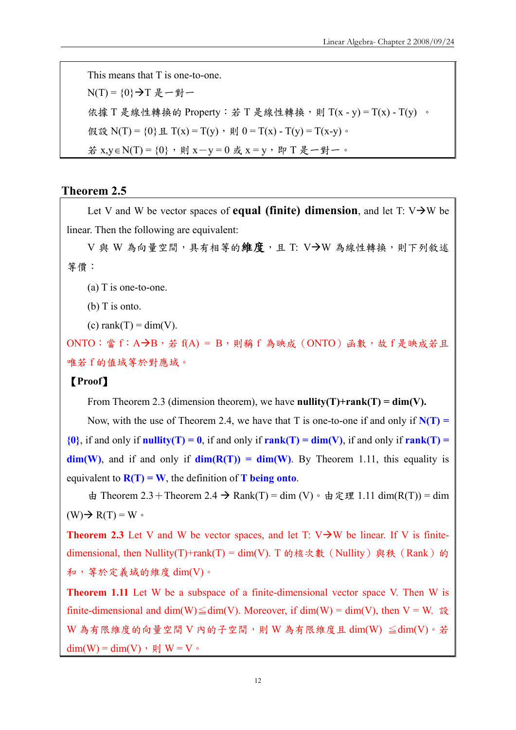This means that T is one-to-one.

N(T) = {0}→T 是一對一

依據 T 是線性轉換的 Property：若 T 是線性轉換，則 T(x - y) = T(x) - T(y) 。

假設 N(T) = {0}且 T(x) = T(y)，則 0 = T(x) - T(y) = T(x-y)。

若 x,y∈N(T) = {0}，則 x－y = 0 或 x = y，即 T 是一對一。

## Theorem 2.5

Let V and W be vector spaces of **equal (finite) dimension**, and let T: V→W be linear. Then the following are equivalent:

V 與 W 為向量空間，具有相等的**維度**，且 T: V→W 為線性轉換，則下列敘述等價：

(a) T is one-to-one.

(b) T is onto.

(c) rank(T) = dim(V).

ONTO：當 f：A→B，若 f(A) = B，則稱 f 為映成（ONTO）函數，故 f 是映成若且唯若 f 的值域等於對應域。

**【Proof】**

From Theorem 2.3 (dimension theorem), we have **nullity(T)+rank(T) = dim(V).**

Now, with the use of Theorem 2.4, we have that T is one-to-one if and only if **N(T) = {0}**, if and only if **nullity(T) = 0**, if and only if **rank(T) = dim(V)**, if and only if **rank(T) = dim(W)**, and if and only if **dim(R(T)) = dim(W)**. By Theorem 1.11, this equality is equivalent to **R(T) = W**, the definition of **T being onto**.

由 Theorem 2.3＋Theorem 2.4 → Rank(T) = dim (V)。由定理 1.11 dim(R(T)) = dim (W)→ R(T) = W。

**Theorem 2.3** Let V and W be vector spaces, and let T: V→W be linear. If V is finite-dimensional, then Nullity(T)+rank(T) = dim(V). T 的核次數（Nullity）與秩（Rank）的和，等於定義域的維度 dim(V)。

**Theorem 1.11** Let W be a subspace of a finite-dimensional vector space V. Then W is finite-dimensional and dim(W)≦dim(V). Moreover, if dim(W) = dim(V), then V = W. 設 W 為有限維度的向量空間 V 內的子空間，則 W 為有限維度且 dim(W) ≦dim(V)。若 dim(W) = dim(V)，則 W = V。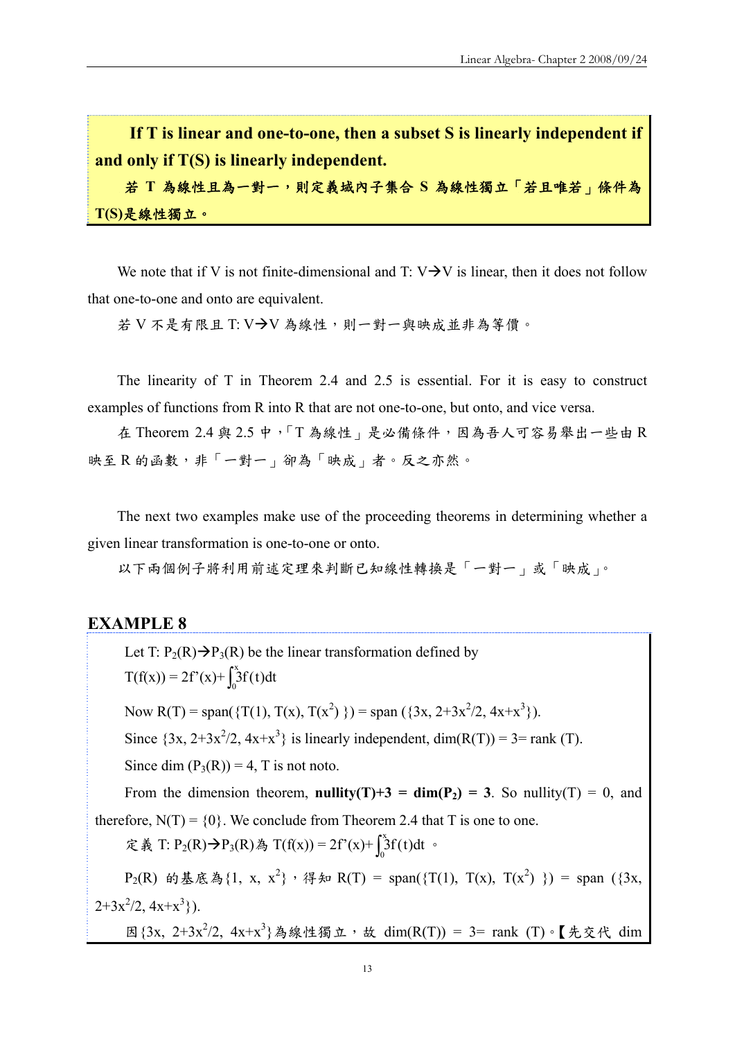**If T is linear and one-to-one, then a subset S is linearly independent if and only if T(S) is linearly independent.**

**若 T 為線性且為一對一，則定義域內子集合 S 為線性獨立「若且唯若」條件為 T(S)是線性獨立。**

We note that if V is not finite-dimensional and T: V→V is linear, then it does not follow that one-to-one and onto are equivalent.

若 V 不是有限且 T: V→V 為線性，則一對一與映成並非為等價。

The linearity of T in Theorem 2.4 and 2.5 is essential. For it is easy to construct examples of functions from R into R that are not one-to-one, but onto, and vice versa.

在 Theorem 2.4 與 2.5 中，「T 為線性」是必備條件，因為吾人可容易舉出一些由 R 映至 R 的函數，非「一對一」卻為「映成」者。反之亦然。

The next two examples make use of the proceeding theorems in determining whether a given linear transformation is one-to-one or onto.

以下兩個例子將利用前述定理來判斷已知線性轉換是「一對一」或「映成」。

## EXAMPLE 8

Let T: $P_2(R)$→$P_3(R)$ be the linear transformation defined by

$T(f(x)) = 2f'(x)+\int_0^x 3f(t)dt$

Now $R(T) = \text{span}(\{T(1), T(x), T(x^2)\}) = \text{span}(\{3x, 2+3x^2/2, 4x+x^3\})$.

Since $\{3x, 2+3x^2/2, 4x+x^3\}$ is linearly independent, dim(R(T)) = 3= rank (T).

Since dim $(P_3(R))$ = 4, T is not noto.

From the dimension theorem, **nullity(T)+3 = dim($P_2$) = 3**. So nullity(T) = 0, and therefore, N(T) = {0}. We conclude from Theorem 2.4 that T is one to one.

定義 T: $P_2(R)$→$P_3(R)$為 $T(f(x)) = 2f'(x)+\int_0^x 3f(t)dt$ 。

$P_2(R)$ 的基底為$\{1, x, x^2\}$，得知 $R(T) = \text{span}(\{T(1), T(x), T(x^2)\}) = \text{span}(\{3x, 2+3x^2/2, 4x+x^3\})$.

因$\{3x, 2+3x^2/2, 4x+x^3\}$為線性獨立，故 dim(R(T)) = 3= rank (T)。【先交代 dim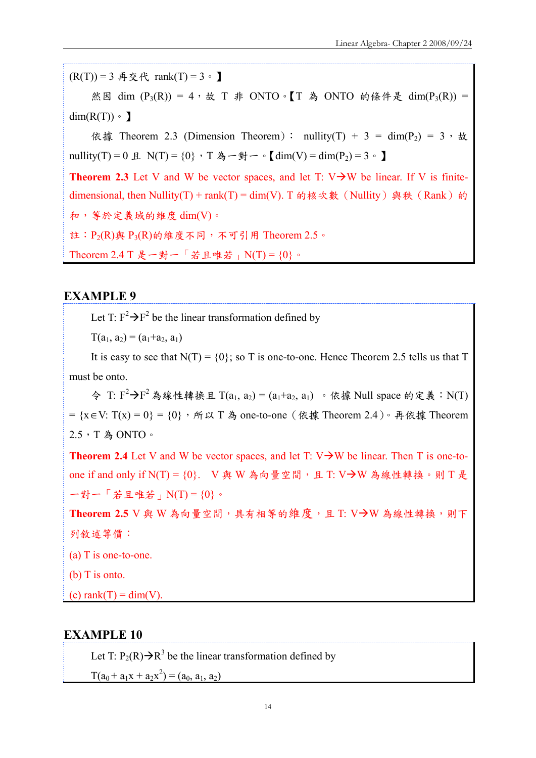(R(T)) = 3 再交代 rank(T) = 3。】

然因 dim $(P_3(R))$ = 4，故 T 非 ONTO。【T 為 ONTO 的條件是 dim$(P_3(R))$ = dim(R(T))。】

依據 Theorem 2.3 (Dimension Theorem)： nullity(T) + 3 = dim$(P_2)$ = 3，故 nullity(T) = 0 且 N(T) = {0}，T 為一對一。【dim(V) = dim$(P_2)$ = 3。】

**Theorem 2.3** Let V and W be vector spaces, and let T: V→W be linear. If V is finite-dimensional, then Nullity(T) + rank(T) = dim(V). T 的核次數（Nullity）與秩（Rank）的和，等於定義域的維度 dim(V)。

註：$P_2(R)$與 $P_3(R)$的維度不同，不可引用 Theorem 2.5。

Theorem 2.4 T 是一對一「若且唯若」N(T) = {0}。

## EXAMPLE 9

Let T: $F^2$→$F^2$ be the linear transformation defined by

$T(a_1, a_2) = (a_1+a_2, a_1)$

It is easy to see that N(T) = {0}; so T is one-to-one. Hence Theorem 2.5 tells us that T must be onto.

令 T: $F^2$→$F^2$ 為線性轉換且 $T(a_1, a_2) = (a_1+a_2, a_1)$ 。依據 Null space 的定義：N(T) = {x∈V: T(x) = 0} = {0}，所以 T 為 one-to-one（依據 Theorem 2.4）。再依據 Theorem 2.5，T 為 ONTO。

**Theorem 2.4** Let V and W be vector spaces, and let T: V→W be linear. Then T is one-to-one if and only if N(T) = {0}. V 與 W 為向量空間，且 T: V→W 為線性轉換。則 T 是一對一「若且唯若」N(T) = {0}。

**Theorem 2.5** V 與 W 為向量空間，具有相等的維度，且 T: V→W 為線性轉換，則下列敘述等價：

(a) T is one-to-one.

(b) T is onto.

(c) rank(T) = dim(V).

## EXAMPLE 10

Let T: $P_2(R)$→$R^3$ be the linear transformation defined by

$T(a_0 + a_1x + a_2x^2) = (a_0, a_1, a_2)$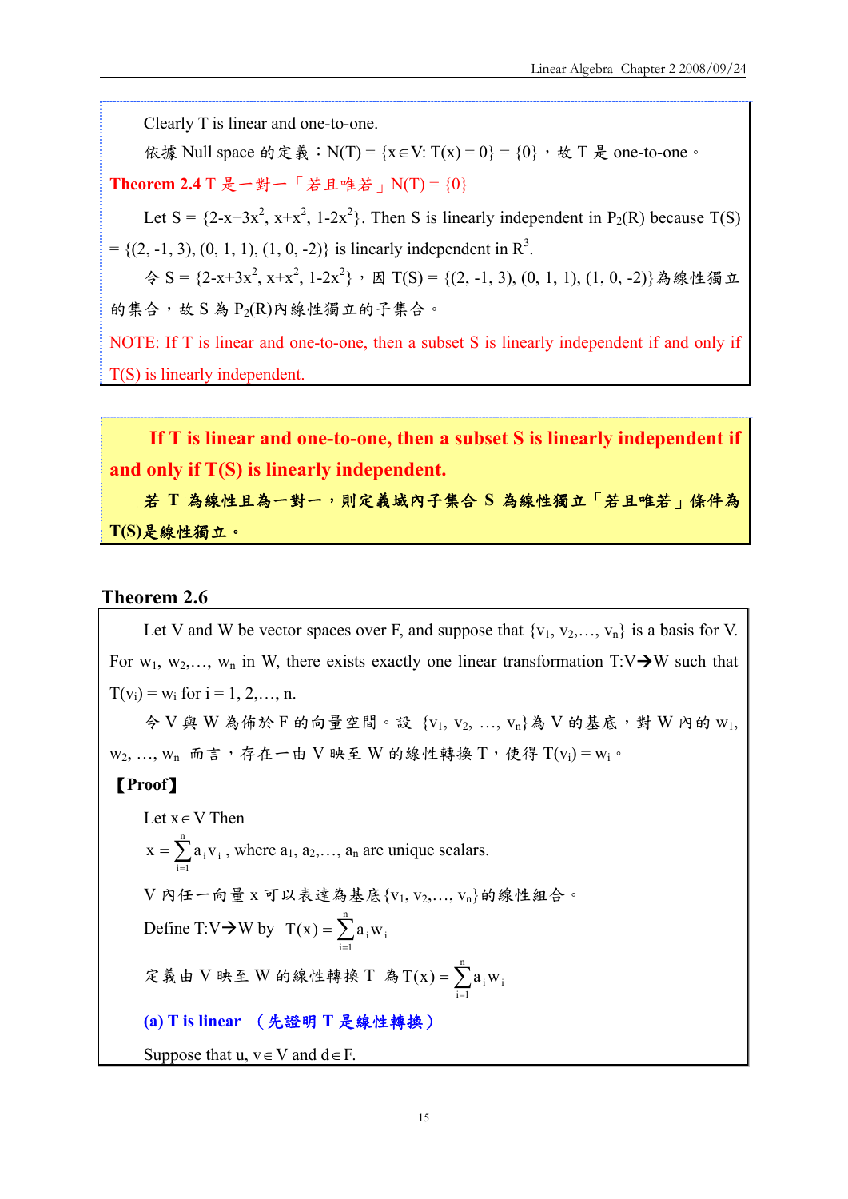Clearly T is linear and one-to-one.

依據 Null space 的定義：$N(T) = \{x \in V: T(x) = 0\} = \{0\}$，故 T 是 one-to-one。

**Theorem 2.4** T 是一對一「若且唯若」$N(T) = \{0\}$

Let $S = \{2-x+3x^2, x+x^2, 1-2x^2\}$. Then S is linearly independent in $P_2(R)$ because $T(S) = \{(2, -1, 3), (0, 1, 1), (1, 0, -2)\}$ is linearly independent in $R^3$.

令 $S = \{2-x+3x^2, x+x^2, 1-2x^2\}$，因 $T(S) = \{(2, -1, 3), (0, 1, 1), (1, 0, -2)\}$為線性獨立的集合，故 S 為 $P_2(R)$內線性獨立的子集合。

NOTE: If T is linear and one-to-one, then a subset S is linearly independent if and only if T(S) is linearly independent.

**If T is linear and one-to-one, then a subset S is linearly independent if and only if T(S) is linearly independent.**

**若 T 為線性且為一對一，則定義域內子集合 S 為線性獨立「若且唯若」條件為 T(S)是線性獨立。**

## Theorem 2.6

Let V and W be vector spaces over F, and suppose that $\{v_1, v_2, \ldots, v_n\}$ is a basis for V. For $w_1, w_2, \ldots, w_n$ in W, there exists exactly one linear transformation $T: V \rightarrow W$ such that $T(v_i) = w_i$ for $i = 1, 2, \ldots, n$.

令 V 與 W 為佈於 F 的向量空間。設 $\{v_1, v_2, \ldots, v_n\}$為 V 的基底，對 W 內的 $w_1, w_2, \ldots, w_n$ 而言，存在一由 V 映至 W 的線性轉換 T，使得 $T(v_i) = w_i$。

**【Proof】**

Let $x \in V$ Then

$x = \sum_{i=1}^{n} a_i v_i$, where $a_1, a_2, \ldots, a_n$ are unique scalars.

V 內任一向量 x 可以表達為基底$\{v_1, v_2, \ldots, v_n\}$的線性組合。

Define $T: V \rightarrow W$ by $T(x) = \sum_{i=1}^{n} a_i w_i$

定義由 V 映至 W 的線性轉換 T 為$T(x) = \sum_{i=1}^{n} a_i w_i$

**(a) T is linear （先證明 T 是線性轉換）**

Suppose that $u, v \in V$ and $d \in F$.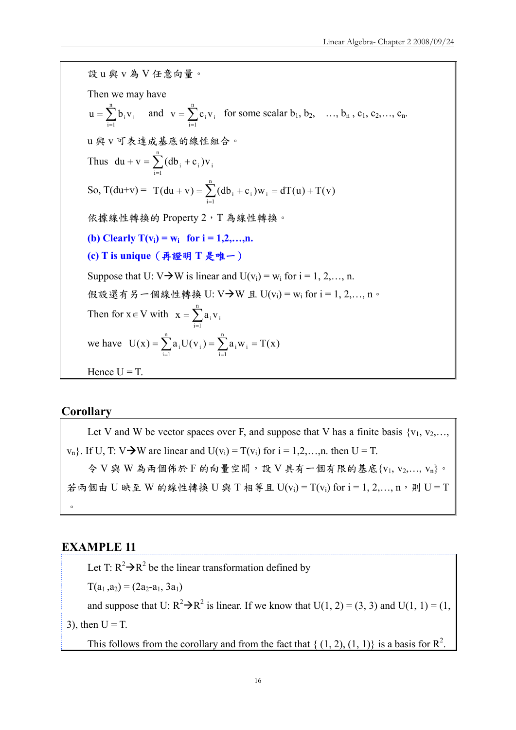設 u 與 v 為 V 任意向量。

Then we may have

$u = \sum_{i=1}^{n} b_i v_i$ and $v = \sum_{i=1}^{n} c_i v_i$ for some scalar $b_1, b_2, \ldots, b_n, c_1, c_2, \ldots, c_n$.

u 與 v 可表達成基底的線性組合。

Thus $du + v = \sum_{i=1}^{n} (db_i + c_i) v_i$

So, $T(du+v) = T(du + v) = \sum_{i=1}^{n} (db_i + c_i) w_i = dT(u) + T(v)$

依據線性轉換的 Property 2，T 為線性轉換。

**(b) Clearly $T(v_i) = w_i$ for $i = 1,2,\ldots,n$.**

**(c) T is unique（再證明 T 是唯一）**

Suppose that U: V→W is linear and $U(v_i) = w_i$ for $i = 1, 2,\ldots, n$.

假設還有另一個線性轉換 U: V→W 且 $U(v_i) = w_i$ for $i = 1, 2,\ldots, n$。

Then for $x \in V$ with $x = \sum_{i=1}^{n} a_i v_i$

we have $U(x) = \sum_{i=1}^{n} a_i U(v_i) = \sum_{i=1}^{n} a_i w_i = T(x)$

Hence U = T.

## Corollary

Let V and W be vector spaces over F, and suppose that V has a finite basis $\{v_1, v_2,\ldots, v_n\}$. If U, T: V→W are linear and $U(v_i) = T(v_i)$ for $i = 1,2,\ldots,n$. then U = T.

令 V 與 W 為兩個佈於 F 的向量空間，設 V 具有一個有限的基底$\{v_1, v_2,\ldots, v_n\}$。若兩個由 U 映至 W 的線性轉換 U 與 T 相等且 $U(v_i) = T(v_i)$ for $i = 1, 2,\ldots, n$，則 U = T。

## EXAMPLE 11

Let T: $R^2$→$R^2$ be the linear transformation defined by

$T(a_1, a_2) = (2a_2 - a_1, 3a_1)$

and suppose that U: $R^2$→$R^2$ is linear. If we know that U(1, 2) = (3, 3) and U(1, 1) = (1, 3), then U = T.

This follows from the corollary and from the fact that { (1, 2), (1, 1)} is a basis for $R^2$.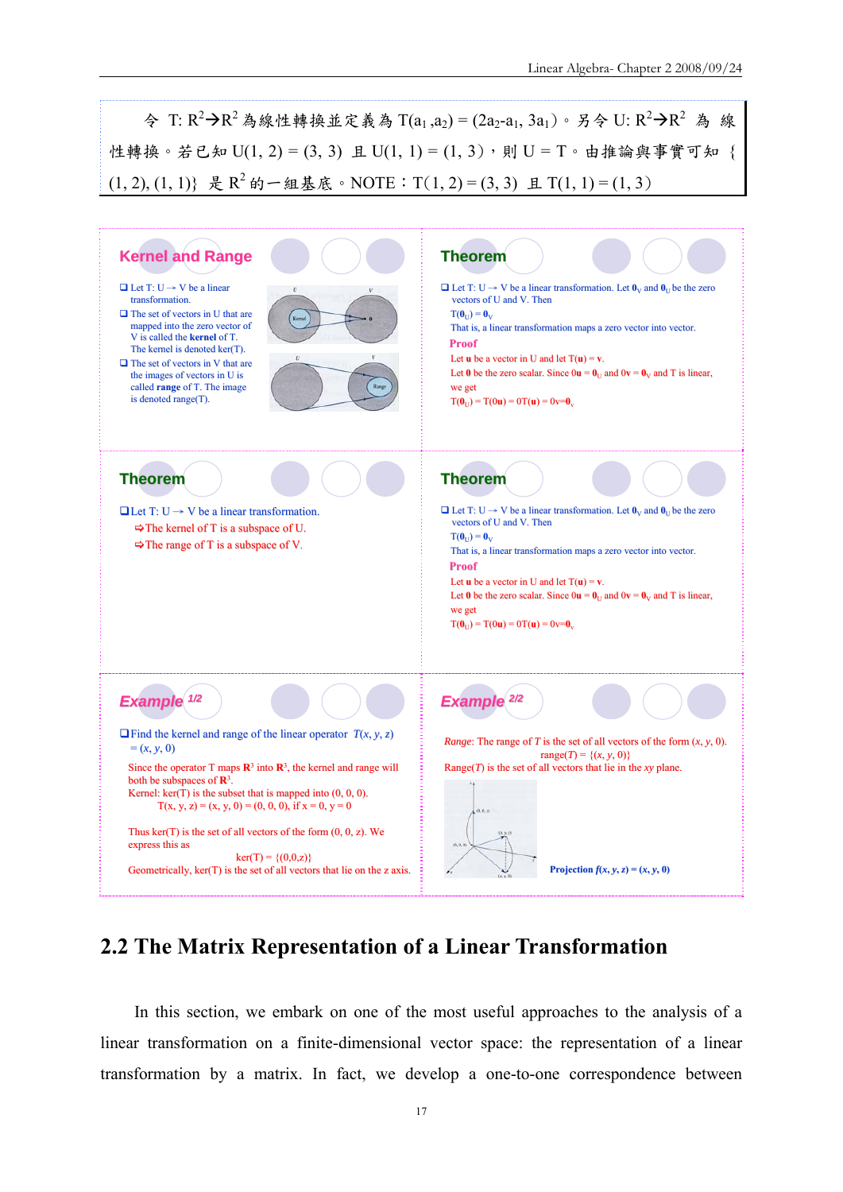令 T: $R^2 \rightarrow R^2$ 為線性轉換並定義為 $T(a_1, a_2) = (2a_2 - a_1, 3a_1)$。另令 U: $R^2 \rightarrow R^2$ 為線性轉換。若已知 $U(1, 2) = (3, 3)$ 且 $U(1, 1) = (1, 3)$，則 U = T。由推論與事實可知 {(1, 2), (1, 1)} 是 $R^2$ 的一組基底。NOTE：$T(1, 2) = (3, 3)$ 且 $T(1, 1) = (1, 3)$

### Kernel and Range

- Let T: U → V be a linear transformation.
- The set of vectors in U that are mapped into the zero vector of V is called the **kernel** of T. The kernel is denoted ker(T).
- The set of vectors in V that are the images of vectors in U is called **range** of T. The image is denoted range(T).

### Theorem

- Let T: U → V be a linear transformation. Let $\mathbf{0}_V$ and $\mathbf{0}_U$ be the zero vectors of U and V. Then

  $T(\mathbf{0}_U) = \mathbf{0}_V$

  That is, a linear transformation maps a zero vector into vector.

**Proof**

Let **u** be a vector in U and let $T(\mathbf{u}) = \mathbf{v}$.

Let **0** be the zero scalar. Since $0\mathbf{u} = \mathbf{0}_U$ and $0\mathbf{v} = \mathbf{0}_V$ and T is linear, we get

$T(\mathbf{0}_U) = T(0\mathbf{u}) = 0T(\mathbf{u}) = 0\mathbf{v} = \mathbf{0}_V$

### Theorem

- Let T: U → V be a linear transformation.
  - ⇨The kernel of T is a subspace of U.
  - ⇨The range of T is a subspace of V.

### Theorem

- Let T: U → V be a linear transformation. Let $\mathbf{0}_V$ and $\mathbf{0}_U$ be the zero vectors of U and V. Then

  $T(\mathbf{0}_U) = \mathbf{0}_V$

  That is, a linear transformation maps a zero vector into vector.

**Proof**

Let **u** be a vector in U and let $T(\mathbf{u}) = \mathbf{v}$.

Let **0** be the zero scalar. Since $0\mathbf{u} = \mathbf{0}_U$ and $0\mathbf{v} = \mathbf{0}_V$ and T is linear, we get

$T(\mathbf{0}_U) = T(0\mathbf{u}) = 0T(\mathbf{u}) = 0\mathbf{v} = \mathbf{0}_V$

### Example 1/2

- Find the kernel and range of the linear operator $T(x, y, z) = (x, y, 0)$

Since the operator T maps $\mathbf{R}^3$ into $\mathbf{R}^3$, the kernel and range will both be subspaces of $\mathbf{R}^3$.

Kernel: ker(T) is the subset that is mapped into (0, 0, 0).

$T(x, y, z) = (x, y, 0) = (0, 0, 0)$, if $x = 0$, $y = 0$

Thus ker(T) is the set of all vectors of the form (0, 0, z). We express this as

$\ker(T) = \{(0,0,z)\}$

Geometrically, ker(T) is the set of all vectors that lie on the z axis.

### Example 2/2

*Range*: The range of *T* is the set of all vectors of the form (*x*, *y*, 0).

$\text{range}(T) = \{(x, y, 0)\}$

Range(*T*) is the set of all vectors that lie in the *xy* plane.

**Projection** $f(x, y, z) = (x, y, 0)$

## 2.2 The Matrix Representation of a Linear Transformation

In this section, we embark on one of the most useful approaches to the analysis of a linear transformation on a finite-dimensional vector space: the representation of a linear transformation by a matrix. In fact, we develop a one-to-one correspondence between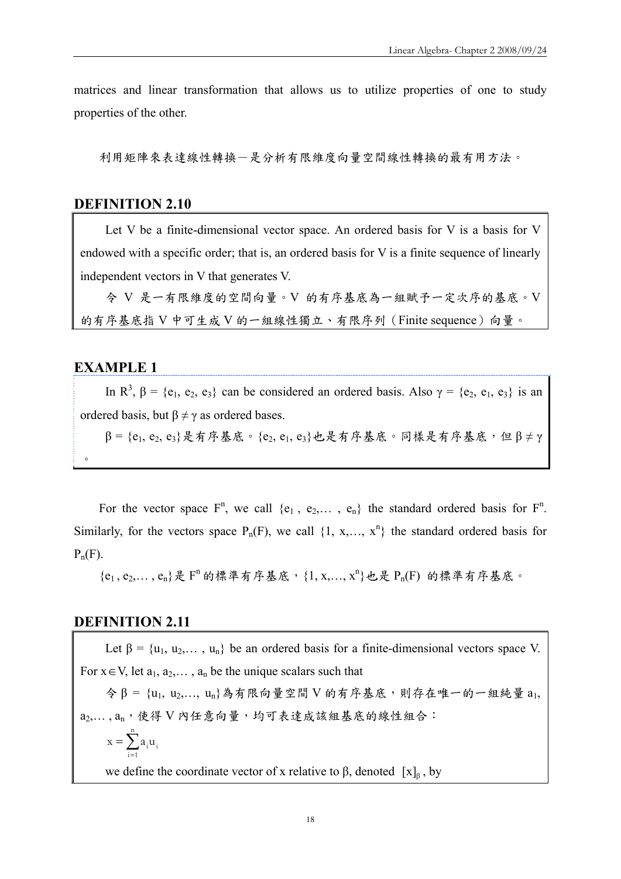matrices and linear transformation that allows us to utilize properties of one to study properties of the other.

利用矩陣來表達線性轉換－是分析有限維度向量空間線性轉換的最有用方法。

## DEFINITION 2.10

Let V be a finite-dimensional vector space. An ordered basis for V is a basis for V endowed with a specific order; that is, an ordered basis for V is a finite sequence of linearly independent vectors in V that generates V.

令 V 是一有限維度的空間向量。V 的有序基底為一組賦予一定次序的基底。V 的有序基底指 V 中可生成 V 的一組線性獨立、有限序列（Finite sequence）向量。

## EXAMPLE 1

In $R^3$, $\beta = \{e_1, e_2, e_3\}$ can be considered an ordered basis. Also $\gamma = \{e_2, e_1, e_3\}$ is an ordered basis, but $\beta \neq \gamma$ as ordered bases.

$\beta = \{e_1, e_2, e_3\}$是有序基底。$\{e_2, e_1, e_3\}$也是有序基底。同樣是有序基底，但 $\beta \neq \gamma$。

For the vector space $F^n$, we call $\{e_1, e_2, \ldots, e_n\}$ the standard ordered basis for $F^n$. Similarly, for the vectors space $P_n(F)$, we call $\{1, x, \ldots, x^n\}$ the standard ordered basis for $P_n(F)$.

$\{e_1, e_2, \ldots, e_n\}$是 $F^n$ 的標準有序基底，$\{1, x, \ldots, x^n\}$也是 $P_n(F)$ 的標準有序基底。

## DEFINITION 2.11

Let $\beta = \{u_1, u_2, \ldots, u_n\}$ be an ordered basis for a finite-dimensional vectors space V. For $x \in V$, let $a_1, a_2, \ldots, a_n$ be the unique scalars such that

令 $\beta = \{u_1, u_2, \ldots, u_n\}$為有限向量空間 V 的有序基底，則存在唯一的一組純量 $a_1, a_2, \ldots, a_n$，使得 V 內任意向量，均可表達成該組基底的線性組合：

$$x = \sum_{i=1}^{n} a_i u_i$$

we define the coordinate vector of x relative to β, denoted $[x]_\beta$, by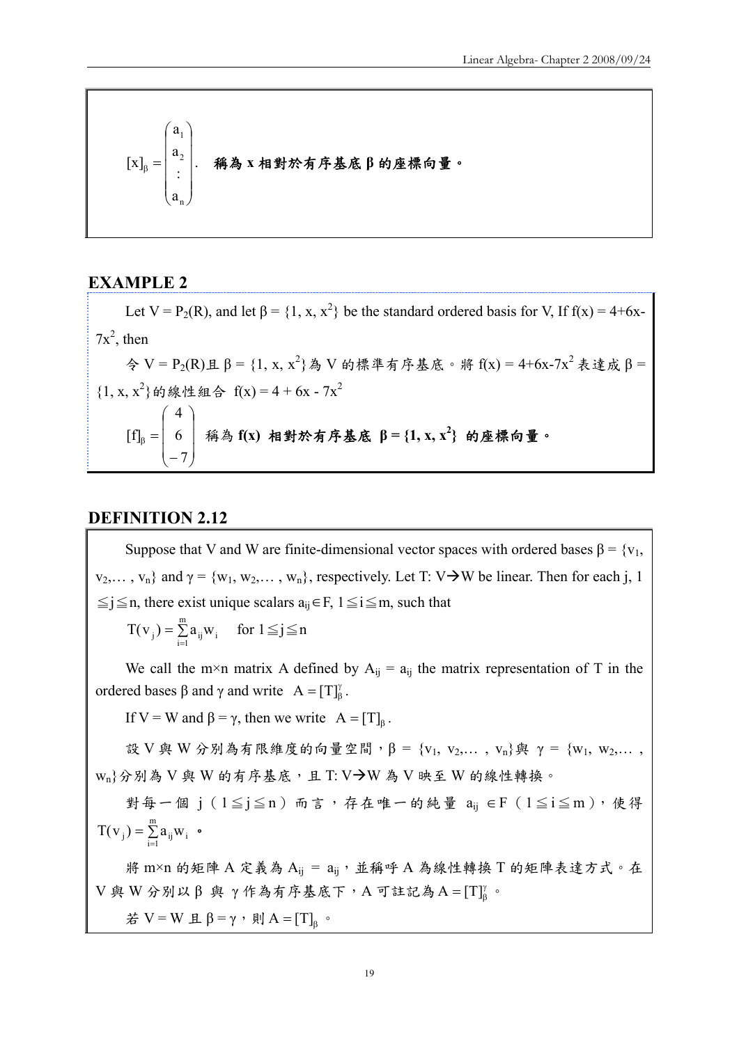$$[x]_\beta = \begin{pmatrix} a_1 \\ a_2 \\ \vdots \\ a_n \end{pmatrix}.$$ **稱為 x 相對於有序基底 β 的座標向量。**

## EXAMPLE 2

Let V = $P_2(R)$, and let β = {1, x, $x^2$} be the standard ordered basis for V, If f(x) = 4+6x-$7x^2$, then

令 V = $P_2(R)$且 β = {1, x, $x^2$}為 V 的標準有序基底。將 f(x) = 4+6x-$7x^2$ 表達成 β = {1, x, $x^2$}的線性組合 f(x) = 4 + 6x - $7x^2$

$$[f]_\beta = \begin{pmatrix} 4 \\ 6 \\ -7 \end{pmatrix}$$ 稱為 **f(x) 相對於有序基底 β = {1, x, $x^2$} 的座標向量。**

## DEFINITION 2.12

Suppose that V and W are finite-dimensional vector spaces with ordered bases β = {$v_1$, $v_2$,… , $v_n$} and γ = {$w_1$, $w_2$,… , $w_n$}, respectively. Let T: V→W be linear. Then for each j, $1 \leq j \leq n$, there exist unique scalars $a_{ij} \in F$, $1 \leq i \leq m$, such that

$$T(v_j) = \sum_{i=1}^{m} a_{ij} w_i \quad \text{for } 1 \leq j \leq n$$

We call the m×n matrix A defined by $A_{ij} = a_{ij}$ the matrix representation of T in the ordered bases β and γ and write $A = [T]_\beta^\gamma$.

If V = W and β = γ, then we write $A = [T]_\beta$.

設 V 與 W 分別為有限維度的向量空間，β = {$v_1$, $v_2$,… , $v_n$}與 γ = {$w_1$, $w_2$,… , $w_n$}分別為 V 與 W 的有序基底，且 T: V→W 為 V 映至 W 的線性轉換。

對每一個 j（$1 \leq j \leq n$）而言，存在唯一的純量 $a_{ij} \in F$（$1 \leq i \leq m$），使得 $T(v_j) = \sum_{i=1}^{m} a_{ij} w_i$ 。

將 m×n 的矩陣 A 定義為 $A_{ij} = a_{ij}$，並稱呼 A 為線性轉換 T 的矩陣表達方式。在 V 與 W 分別以 β 與 γ 作為有序基底下，A 可註記為 $A = [T]_\beta^\gamma$ 。

若 V = W 且 β = γ，則 $A = [T]_\beta$ 。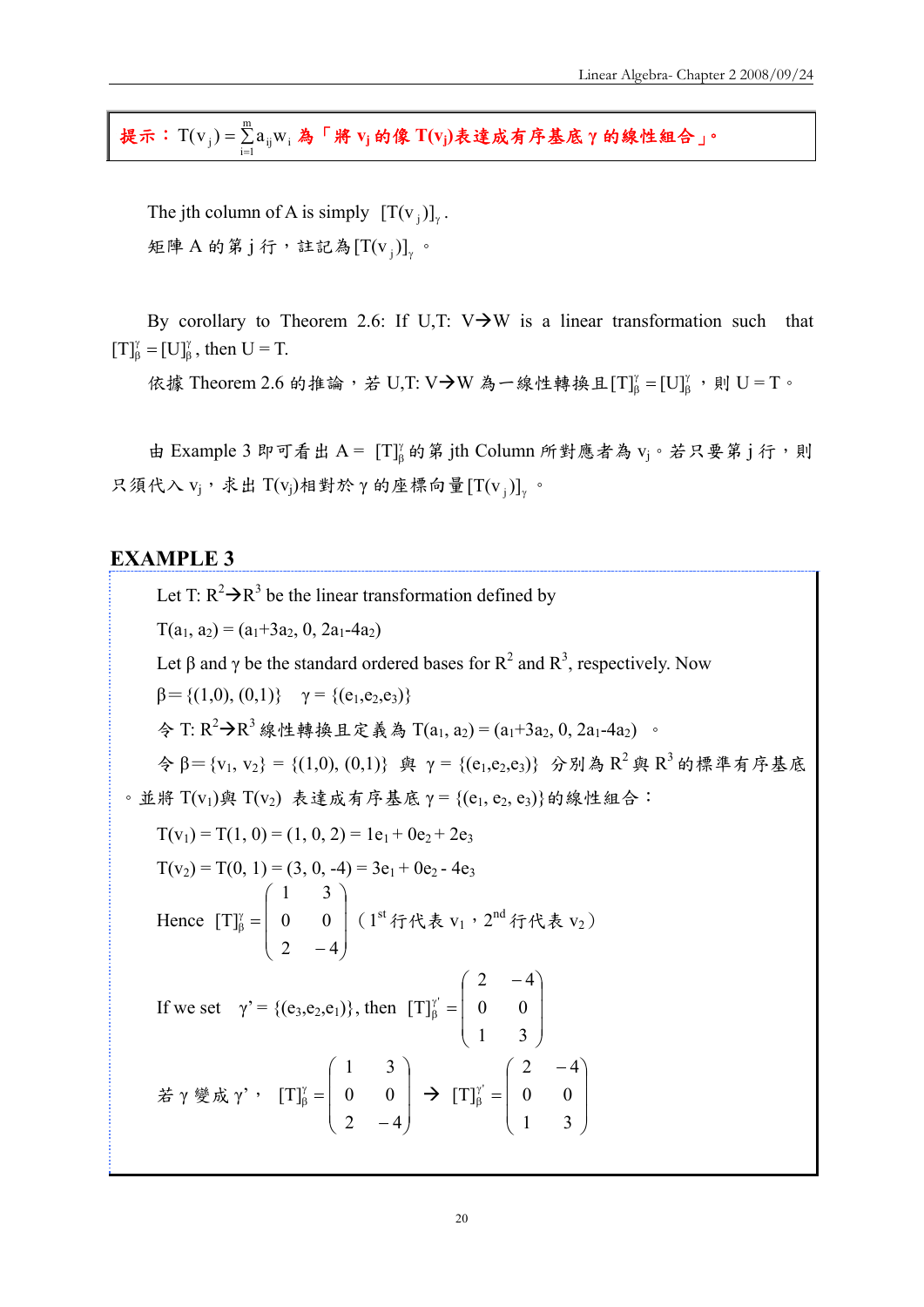**提示：** $T(v_j) = \sum_{i=1}^{m} a_{ij} w_i$ **為「將 $v_j$ 的像 $T(v_j)$ 表達成有序基底 γ 的線性組合」。**

The jth column of A is simply $[T(v_j)]_\gamma$.

矩陣 A 的第 j 行，註記為$[T(v_j)]_\gamma$ 。

By corollary to Theorem 2.6: If U,T: V→W is a linear transformation such that $[T]_\beta^\gamma = [U]_\beta^\gamma$, then U = T.

依據 Theorem 2.6 的推論，若 U,T: V→W 為一線性轉換且$[T]_\beta^\gamma = [U]_\beta^\gamma$，則 U = T。

由 Example 3 即可看出 A = $[T]_\beta^\gamma$的第 jth Column 所對應者為 $v_j$。若只要第 j 行，則只須代入 $v_j$，求出 $T(v_j)$相對於 γ 的座標向量$[T(v_j)]_\gamma$ 。

## EXAMPLE 3

Let T: $R^2$→$R^3$ be the linear transformation defined by

$T(a_1, a_2) = (a_1+3a_2, 0, 2a_1-4a_2)$

Let β and γ be the standard ordered bases for $R^2$ and $R^3$, respectively. Now

β= {(1,0), (0,1)}  γ = $\{(e_1,e_2,e_3)\}$

令 T: $R^2$→$R^3$ 線性轉換且定義為 $T(a_1, a_2) = (a_1+3a_2, 0, 2a_1-4a_2)$ 。

令 β= $\{v_1, v_2\}$ = {(1,0), (0,1)} 與 γ = $\{(e_1,e_2,e_3)\}$ 分別為 $R^2$ 與 $R^3$ 的標準有序基底。並將 $T(v_1)$與 $T(v_2)$ 表達成有序基底 γ = $\{(e_1, e_2, e_3)\}$的線性組合：

$T(v_1) = T(1, 0) = (1, 0, 2) = 1e_1 + 0e_2 + 2e_3$

$T(v_2) = T(0, 1) = (3, 0, -4) = 3e_1 + 0e_2 - 4e_3$

Hence $[T]_\beta^\gamma = \begin{pmatrix} 1 & 3 \\ 0 & 0 \\ 2 & -4 \end{pmatrix}$ （$1^{st}$ 行代表 $v_1$，$2^{nd}$ 行代表 $v_2$）

If we set γ' = $\{(e_3,e_2,e_1)\}$, then $[T]_\beta^{\gamma'} = \begin{pmatrix} 2 & -4 \\ 0 & 0 \\ 1 & 3 \end{pmatrix}$

若 γ 變成 γ'， $[T]_\beta^\gamma = \begin{pmatrix} 1 & 3 \\ 0 & 0 \\ 2 & -4 \end{pmatrix}$ → $[T]_\beta^{\gamma'} = \begin{pmatrix} 2 & -4 \\ 0 & 0 \\ 1 & 3 \end{pmatrix}$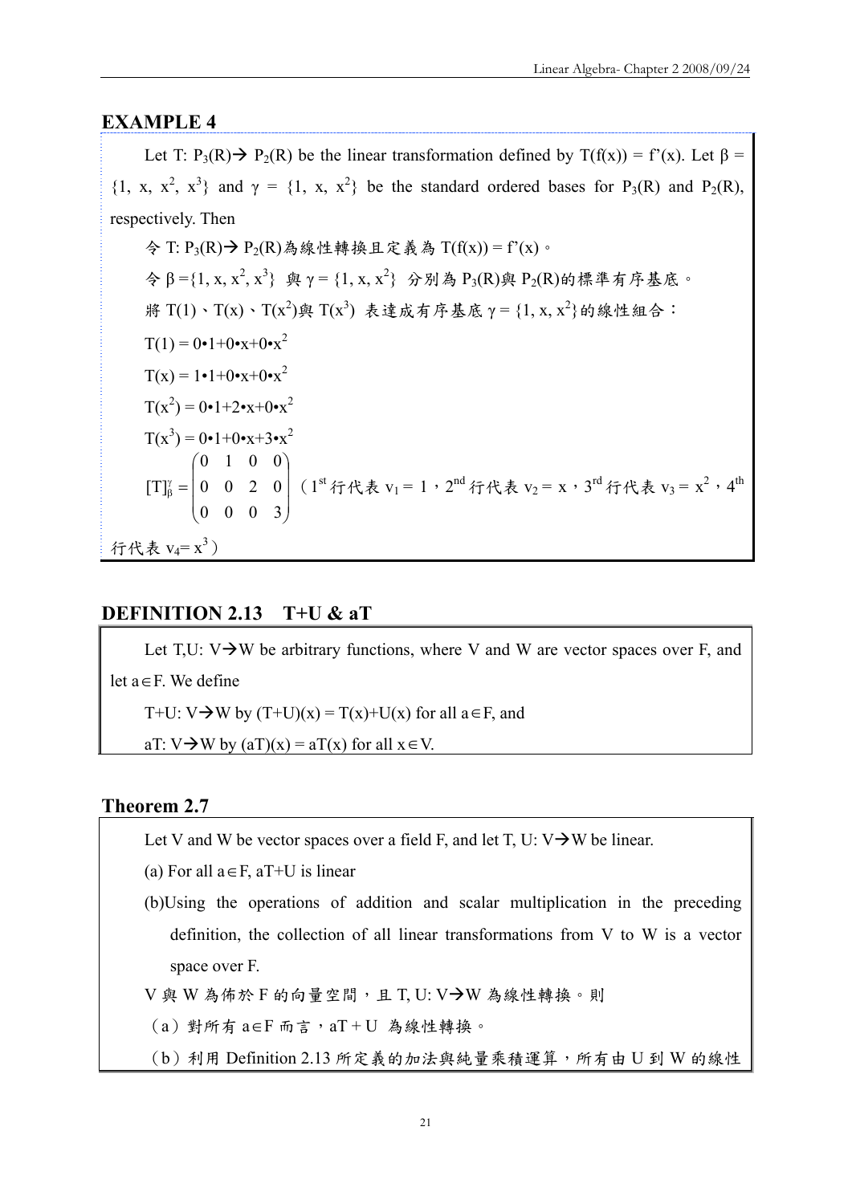## EXAMPLE 4

Let T: $P_3(R) \rightarrow P_2(R)$ be the linear transformation defined by $T(f(x)) = f'(x)$. Let $\beta = \{1, x, x^2, x^3\}$ and $\gamma = \{1, x, x^2\}$ be the standard ordered bases for $P_3(R)$ and $P_2(R)$, respectively. Then

令 T: $P_3(R) \rightarrow P_2(R)$為線性轉換且定義為 $T(f(x)) = f'(x)$。

令 $\beta = \{1, x, x^2, x^3\}$ 與 $\gamma = \{1, x, x^2\}$ 分別為 $P_3(R)$與 $P_2(R)$的標準有序基底。

將 $T(1)$、$T(x)$、$T(x^2)$與 $T(x^3)$ 表達成有序基底 $\gamma = \{1, x, x^2\}$的線性組合：

$T(1) = 0\cdot1+0\cdot x+0\cdot x^2$

$T(x) = 1\cdot1+0\cdot x+0\cdot x^2$

$T(x^2) = 0\cdot1+2\cdot x+0\cdot x^2$

$T(x^3) = 0\cdot1+0\cdot x+3\cdot x^2$

$$[T]_\beta^\gamma = \begin{pmatrix} 0 & 1 & 0 & 0 \\ 0 & 0 & 2 & 0 \\ 0 & 0 & 0 & 3 \end{pmatrix}$$

（1st 行代表 $v_1 = 1$，2nd 行代表 $v_2 = x$，3rd 行代表 $v_3 = x^2$，4th 行代表 $v_4 = x^3$）

## DEFINITION 2.13 T+U & aT

Let T,U: V→W be arbitrary functions, where V and W are vector spaces over F, and let $a \in F$. We define

T+U: V→W by $(T+U)(x) = T(x)+U(x)$ for all $a \in F$, and

aT: V→W by $(aT)(x) = aT(x)$ for all $x \in V$.

## Theorem 2.7

Let V and W be vector spaces over a field F, and let T, U: V→W be linear.

(a) For all $a \in F$, aT+U is linear

(b)Using the operations of addition and scalar multiplication in the preceding definition, the collection of all linear transformations from V to W is a vector space over F.

V 與 W 為佈於 F 的向量空間，且 T, U: V→W 為線性轉換。則

（a）對所有 $a \in F$ 而言，aT + U 為線性轉換。

（b）利用 Definition 2.13 所定義的加法與純量乘積運算，所有由 U 到 W 的線性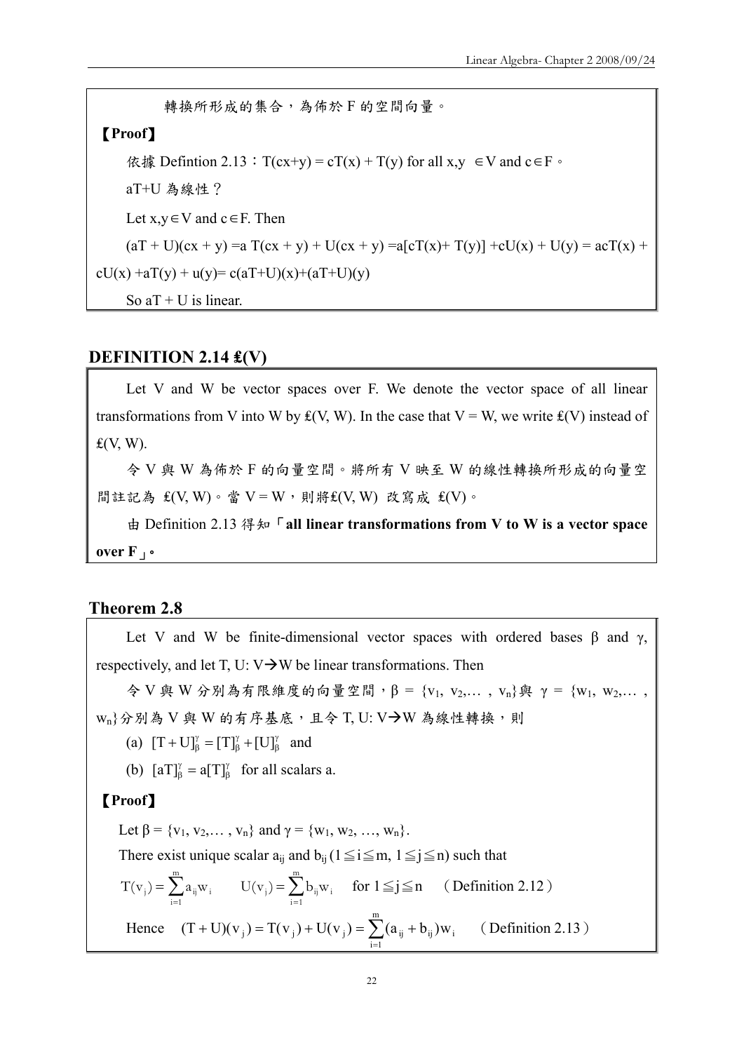轉換所形成的集合，為佈於 F 的空間向量。

【**Proof**】

依據 Defintion 2.13：$T(cx+y) = cT(x) + T(y)$ for all $x,y \in V$ and $c \in F$。

aT+U 為線性？

Let $x,y \in V$ and $c \in F$. Then

$(aT + U)(cx + y) = a\,T(cx + y) + U(cx + y) = a[cT(x)+ T(y)] + cU(x) + U(y) = acT(x) + cU(x) + aT(y) + u(y) = c(aT+U)(x)+(aT+U)(y)$

So $aT + U$ is linear.

## DEFINITION 2.14 ₤(V)

Let V and W be vector spaces over F. We denote the vector space of all linear transformations from V into W by ₤(V, W). In the case that V = W, we write ₤(V) instead of ₤(V, W).

令 V 與 W 為佈於 F 的向量空間。將所有 V 映至 W 的線性轉換所形成的向量空間註記為 ₤(V, W)。當 V = W，則將₤(V, W) 改寫成 ₤(V)。

由 Definition 2.13 得知「**all linear transformations from V to W is a vector space over F**」。

## Theorem 2.8

Let V and W be finite-dimensional vector spaces with ordered bases β and γ, respectively, and let T, U: V→W be linear transformations. Then

令 V 與 W 分別為有限維度的向量空間，$\beta = \{v_1, v_2, \ldots, v_n\}$與 $\gamma = \{w_1, w_2, \ldots, w_n\}$分別為 V 與 W 的有序基底，且令 T, U: V→W 為線性轉換，則

(a) $[T+U]_\beta^\gamma = [T]_\beta^\gamma + [U]_\beta^\gamma$ and

(b) $[aT]_\beta^\gamma = a[T]_\beta^\gamma$ for all scalars a.

【**Proof**】

Let $\beta = \{v_1, v_2, \ldots, v_n\}$ and $\gamma = \{w_1, w_2, \ldots, w_n\}$.

There exist unique scalar $a_{ij}$ and $b_{ij}$ ($1 \leqq i \leqq m$, $1 \leqq j \leqq n$) such that

$$T(v_j) = \sum_{i=1}^{m} a_{ij} w_i \qquad U(v_j) = \sum_{i=1}^{m} b_{ij} w_i \quad \text{for } 1 \leqq j \leqq n \quad \text{(Definition 2.12)}$$

Hence $$(T+U)(v_j) = T(v_j) + U(v_j) = \sum_{i=1}^{m} (a_{ij} + b_{ij}) w_i \quad \text{(Definition 2.13)}$$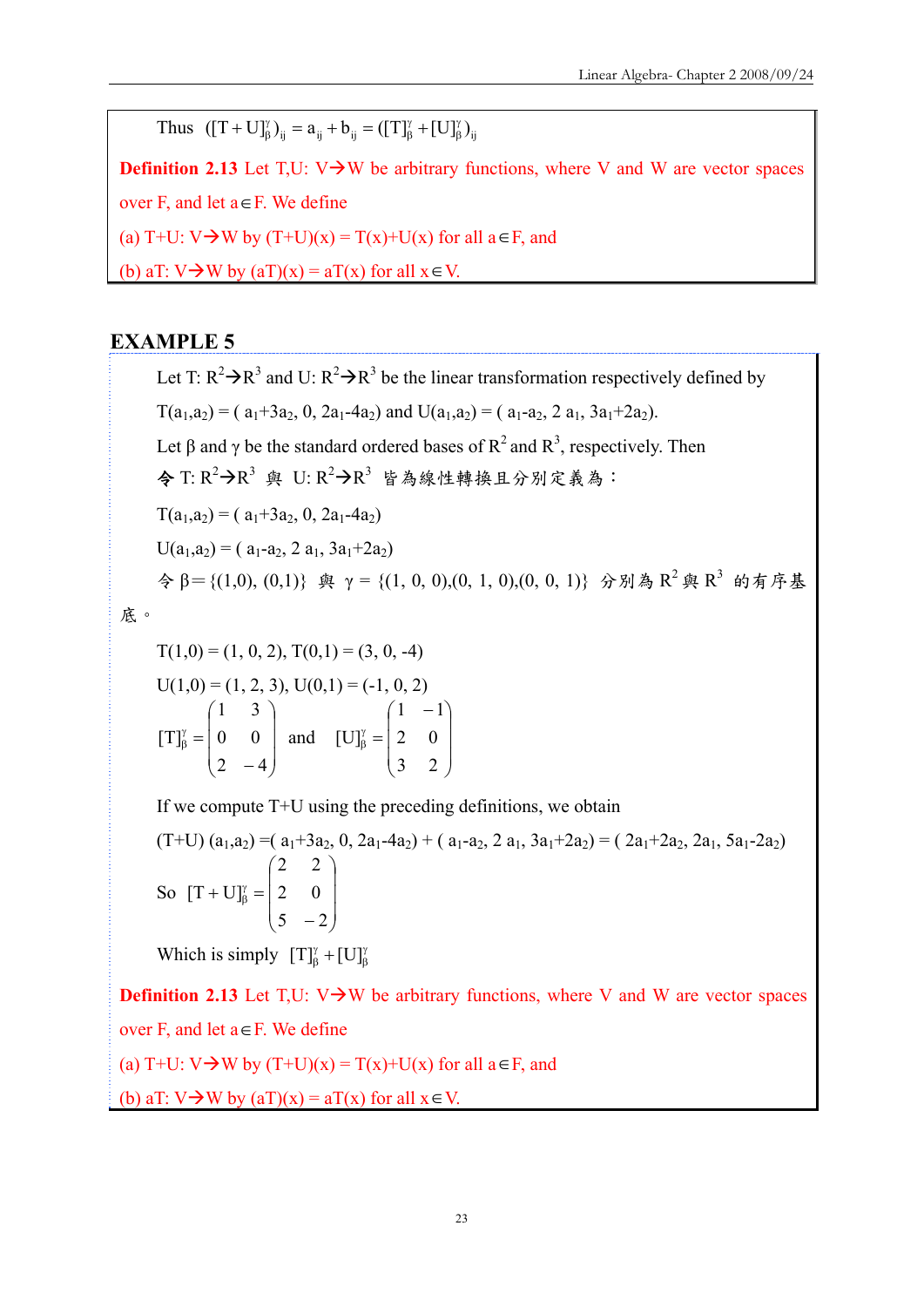Thus $([T+U]_\beta^\gamma)_{ij} = a_{ij} + b_{ij} = ([T]_\beta^\gamma + [U]_\beta^\gamma)_{ij}$

**Definition 2.13** Let T,U: V→W be arbitrary functions, where V and W are vector spaces over F, and let $a \in F$. We define

(a) T+U: V→W by (T+U)(x) = T(x)+U(x) for all $a \in F$, and

(b) aT: V→W by (aT)(x) = aT(x) for all $x \in V$.

## EXAMPLE 5

Let T: $R^2$→$R^3$ and U: $R^2$→$R^3$ be the linear transformation respectively defined by

$T(a_1,a_2) = (a_1+3a_2, 0, 2a_1-4a_2)$ and $U(a_1,a_2) = (a_1-a_2, 2a_1, 3a_1+2a_2)$.

Let β and γ be the standard ordered bases of $R^2$ and $R^3$, respectively. Then

令 T: $R^2$→$R^3$ 與 U: $R^2$→$R^3$ 皆為線性轉換且分別定義為：

$T(a_1,a_2) = (a_1+3a_2, 0, 2a_1-4a_2)$

$U(a_1,a_2) = (a_1-a_2, 2a_1, 3a_1+2a_2)$

令 β={(1,0), (0,1)} 與 γ = {(1, 0, 0),(0, 1, 0),(0, 0, 1)} 分別為 $R^2$ 與 $R^3$ 的有序基底。

T(1,0) = (1, 0, 2), T(0,1) = (3, 0, -4)

U(1,0) = (1, 2, 3), U(0,1) = (-1, 0, 2)

$$[T]_\beta^\gamma = \begin{pmatrix} 1 & 3 \\ 0 & 0 \\ 2 & -4 \end{pmatrix} \quad \text{and} \quad [U]_\beta^\gamma = \begin{pmatrix} 1 & -1 \\ 2 & 0 \\ 3 & 2 \end{pmatrix}$$

If we compute T+U using the preceding definitions, we obtain

$(T+U)(a_1,a_2) = (a_1+3a_2, 0, 2a_1-4a_2) + (a_1-a_2, 2a_1, 3a_1+2a_2) = (2a_1+2a_2, 2a_1, 5a_1-2a_2)$

$$\text{So } [T+U]_\beta^\gamma = \begin{pmatrix} 2 & 2 \\ 2 & 0 \\ 5 & -2 \end{pmatrix}$$

Which is simply $[T]_\beta^\gamma + [U]_\beta^\gamma$

**Definition 2.13** Let T,U: V→W be arbitrary functions, where V and W are vector spaces over F, and let $a \in F$. We define

(a) T+U: V→W by (T+U)(x) = T(x)+U(x) for all $a \in F$, and

(b) aT: V→W by (aT)(x) = aT(x) for all $x \in V$.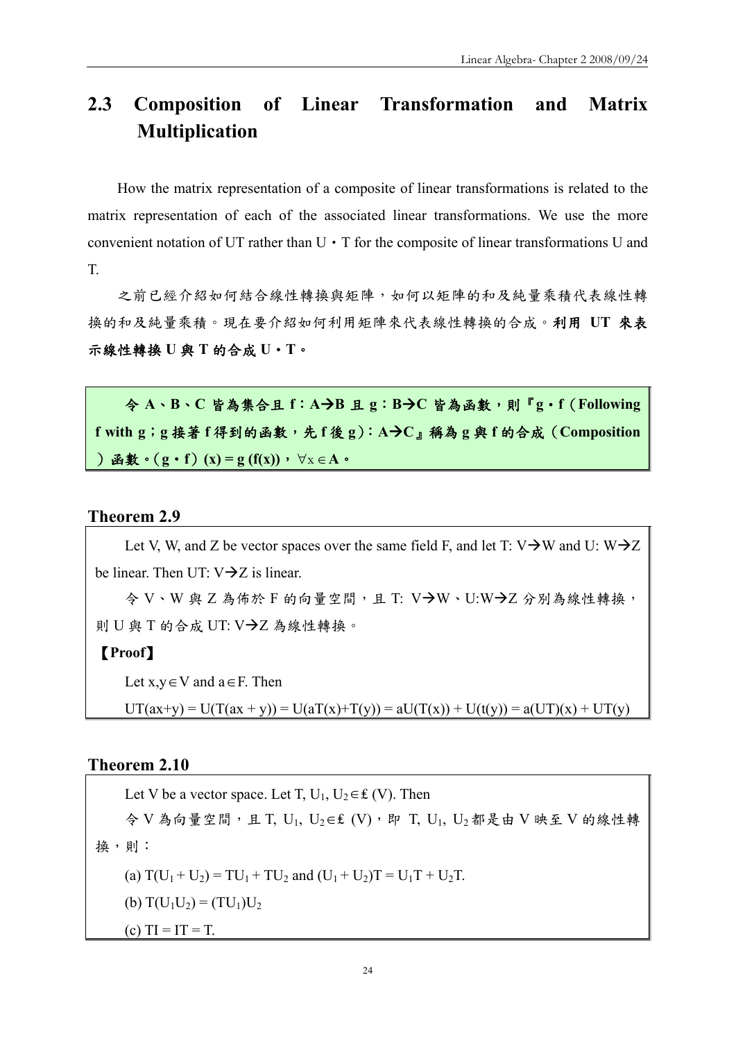## 2.3 Composition of Linear Transformation and Matrix Multiplication

How the matrix representation of a composite of linear transformations is related to the matrix representation of each of the associated linear transformations. We use the more convenient notation of UT rather than U・T for the composite of linear transformations U and T.

之前已經介紹如何結合線性轉換與矩陣，如何以矩陣的和及純量乘積代表線性轉換的和及純量乘積。現在要介紹如何利用矩陣來代表線性轉換的合成。**利用 UT 來表示線性轉換 U 與 T 的合成 U・T。**

**令 A、B、C 皆為集合且 f：A→B 且 g：B→C 皆為函數，則『g・f（Following f with g；g 接著 f 得到的函數，先 f 後 g）：A→C』稱為 g 與 f 的合成（Composition）函數。（g・f）(x) = g (f(x))，$\forall x \in$ A。**

### Theorem 2.9

Let V, W, and Z be vector spaces over the same field F, and let T: V→W and U: W→Z be linear. Then UT: V→Z is linear.

令 V、W 與 Z 為佈於 F 的向量空間，且 T: V→W、U:W→Z 分別為線性轉換，則 U 與 T 的合成 UT: V→Z 為線性轉換。

**【Proof】**

Let $x,y \in V$ and $a \in F$. Then

$UT(ax+y) = U(T(ax + y)) = U(aT(x)+T(y)) = aU(T(x)) + U(t(y)) = a(UT)(x) + UT(y)$

### Theorem 2.10

Let V be a vector space. Let T, $U_1$, $U_2 \in £(V)$. Then

令 V 為向量空間，且 T, $U_1$, $U_2 \in £(V)$，即 T, $U_1$, $U_2$ 都是由 V 映至 V 的線性轉換，則：

(a) $T(U_1 + U_2) = TU_1 + TU_2$ and $(U_1 + U_2)T = U_1T + U_2T$.

(b) $T(U_1U_2) = (TU_1)U_2$

(c) $TI = IT = T$.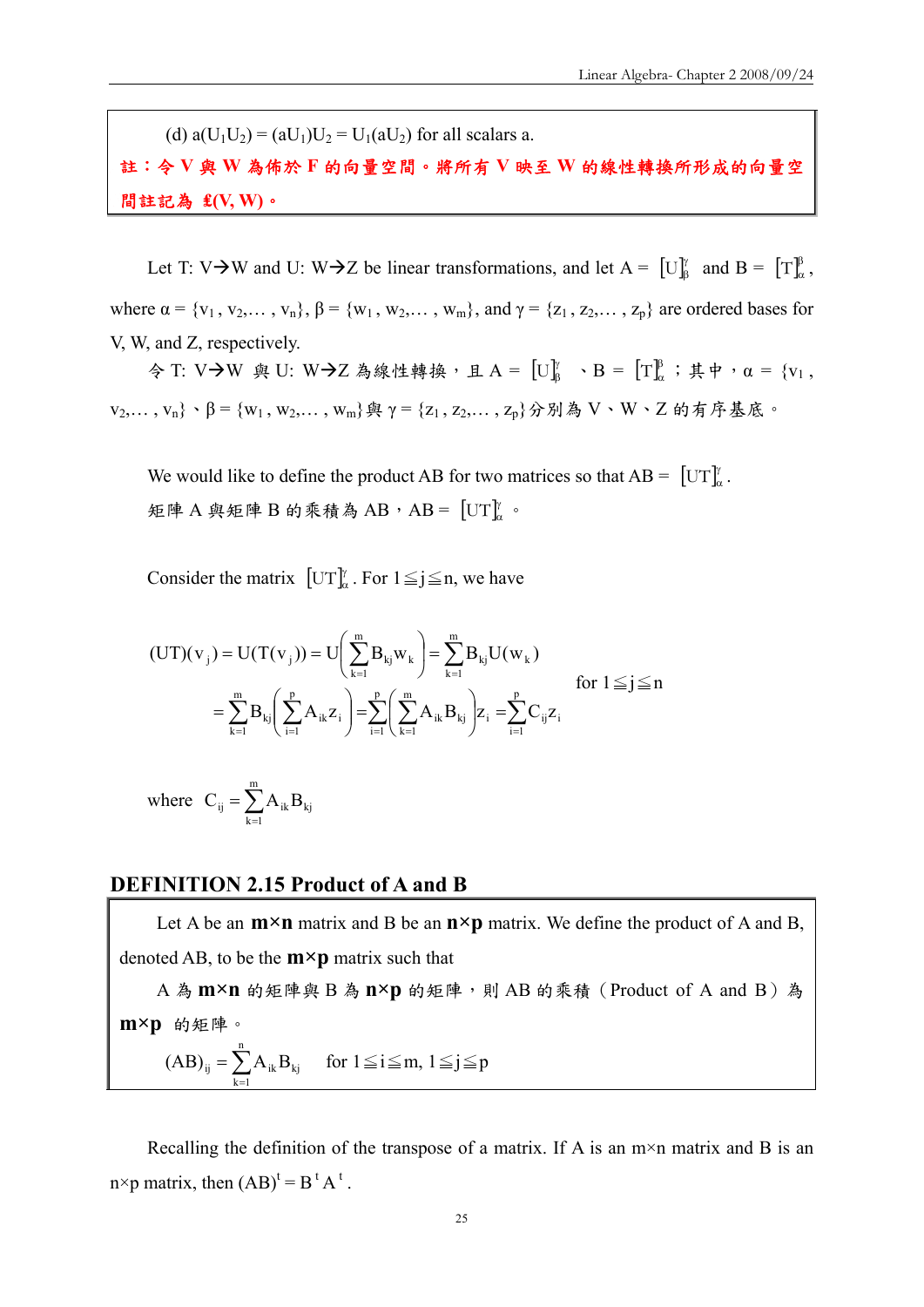(d) $a(U_1U_2) = (aU_1)U_2 = U_1(aU_2)$ for all scalars a.

**註：令 V 與 W 為佈於 F 的向量空間。將所有 V 映至 W 的線性轉換所形成的向量空間註記為 £(V, W)。**

Let T: V→W and U: W→Z be linear transformations, and let $A = [U]_\beta^\gamma$ and $B = [T]_\alpha^\beta$, where $\alpha = \{v_1, v_2, \ldots, v_n\}$, $\beta = \{w_1, w_2, \ldots, w_m\}$, and $\gamma = \{z_1, z_2, \ldots, z_p\}$ are ordered bases for V, W, and Z, respectively.

令 T: V→W 與 U: W→Z 為線性轉換，且 $A = [U]_\beta^\gamma$、$B = [T]_\alpha^\beta$；其中，$\alpha = \{v_1, v_2, \ldots, v_n\}$、$\beta = \{w_1, w_2, \ldots, w_m\}$與 $\gamma = \{z_1, z_2, \ldots, z_p\}$分別為 V、W、Z 的有序基底。

We would like to define the product AB for two matrices so that $AB = [UT]_\alpha^\gamma$.

矩陣 A 與矩陣 B 的乘積為 AB，$AB = [UT]_\alpha^\gamma$。

Consider the matrix $[UT]_\alpha^\gamma$. For $1 \leqq j \leqq n$, we have

$$
\begin{aligned}
(UT)(v_j) &= U(T(v_j)) = U\left(\sum_{k=1}^{m} B_{kj} w_k\right) = \sum_{k=1}^{m} B_{kj} U(w_k) \\
&= \sum_{k=1}^{m} B_{kj}\left(\sum_{i=1}^{p} A_{ik} z_i\right) = \sum_{i=1}^{p}\left(\sum_{k=1}^{m} A_{ik} B_{kj}\right) z_i = \sum_{i=1}^{p} C_{ij} z_i
\end{aligned}
\quad \text{for } 1 \leqq j \leqq n
$$

where $C_{ij} = \sum_{k=1}^{m} A_{ik} B_{kj}$

## DEFINITION 2.15 Product of A and B

Let A be an **m×n** matrix and B be an **n×p** matrix. We define the product of A and B, denoted AB, to be the **m×p** matrix such that

A 為 **m×n** 的矩陣與 B 為 **n×p** 的矩陣，則 AB 的乘積（Product of A and B）為 **m×p** 的矩陣。

$$(AB)_{ij} = \sum_{k=1}^{n} A_{ik} B_{kj} \quad \text{for } 1 \leqq i \leqq m,\ 1 \leqq j \leqq p$$

Recalling the definition of the transpose of a matrix. If A is an m×n matrix and B is an n×p matrix, then $(AB)^t = B^t A^t$.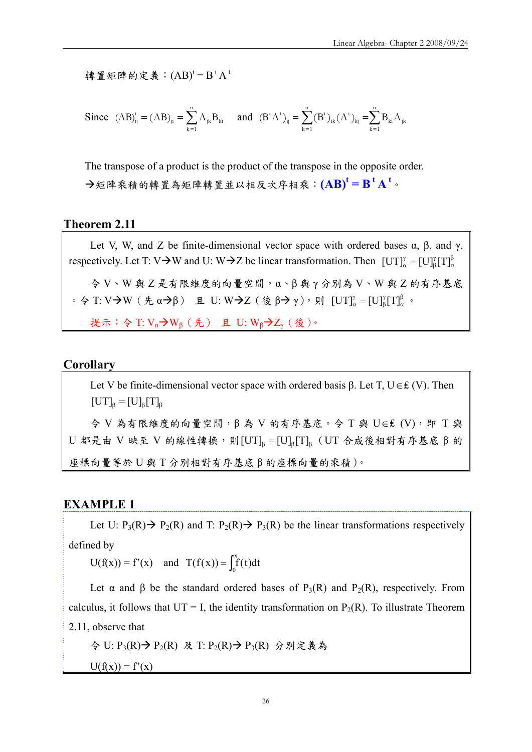轉置矩陣的定義：$(AB)^t = B^t A^t$

Since $(AB)^t_{ij} = (AB)_{ji} = \sum_{k=1}^{n} A_{jk} B_{ki}$ and $(B^t A^t)_{ij} = \sum_{k=1}^{n} (B^t)_{ik} (A^t)_{kj} = \sum_{k=1}^{n} B_{ki} A_{jk}$

The transpose of a product is the product of the transpose in the opposite order.

→矩陣乘積的轉置為矩陣轉置並以相反次序相乘：$\mathbf{(AB)^t = B^t A^t}$。

## Theorem 2.11

Let V, W, and Z be finite-dimensional vector space with ordered bases α, β, and γ, respectively. Let T: V→W and U: W→Z be linear transformation. Then $[UT]_\alpha^\gamma = [U]_\beta^\gamma [T]_\alpha^\beta$

令 V、W 與 Z 是有限維度的向量空間，α、β 與 γ 分別為 V、W 與 Z 的有序基底。令 T: V→W（先 α→β） 且 U: W→Z（後 β→ γ），則 $[UT]_\alpha^\gamma = [U]_\beta^\gamma [T]_\alpha^\beta$。

提示：令 T: $V_\alpha$→$W_\beta$（先） 且 U: $W_\beta$→$Z_\gamma$（後）。

## Corollary

Let V be finite-dimensional vector space with ordered basis β. Let T, U∈£ (V). Then $[UT]_\beta = [U]_\beta [T]_\beta$

令 V 為有限維度的向量空間，β 為 V 的有序基底。令 T 與 U∈£ (V)，即 T 與 U 都是由 V 映至 V 的線性轉換，則 $[UT]_\beta = [U]_\beta [T]_\beta$（UT 合成後相對有序基底 β 的座標向量等於 U 與 T 分別相對有序基底 β 的座標向量的乘積）。

## EXAMPLE 1

Let U: $P_3(R)$→ $P_2(R)$ and T: $P_2(R)$→ $P_3(R)$ be the linear transformations respectively defined by

$U(f(x)) = f'(x)$ and $T(f(x)) = \int_0^x f(t)dt$

Let α and β be the standard ordered bases of $P_3(R)$ and $P_2(R)$, respectively. From calculus, it follows that UT = I, the identity transformation on $P_2(R)$. To illustrate Theorem 2.11, observe that

令 U: $P_3(R)$→ $P_2(R)$ 及 T: $P_2(R)$→ $P_3(R)$ 分別定義為

$U(f(x)) = f'(x)$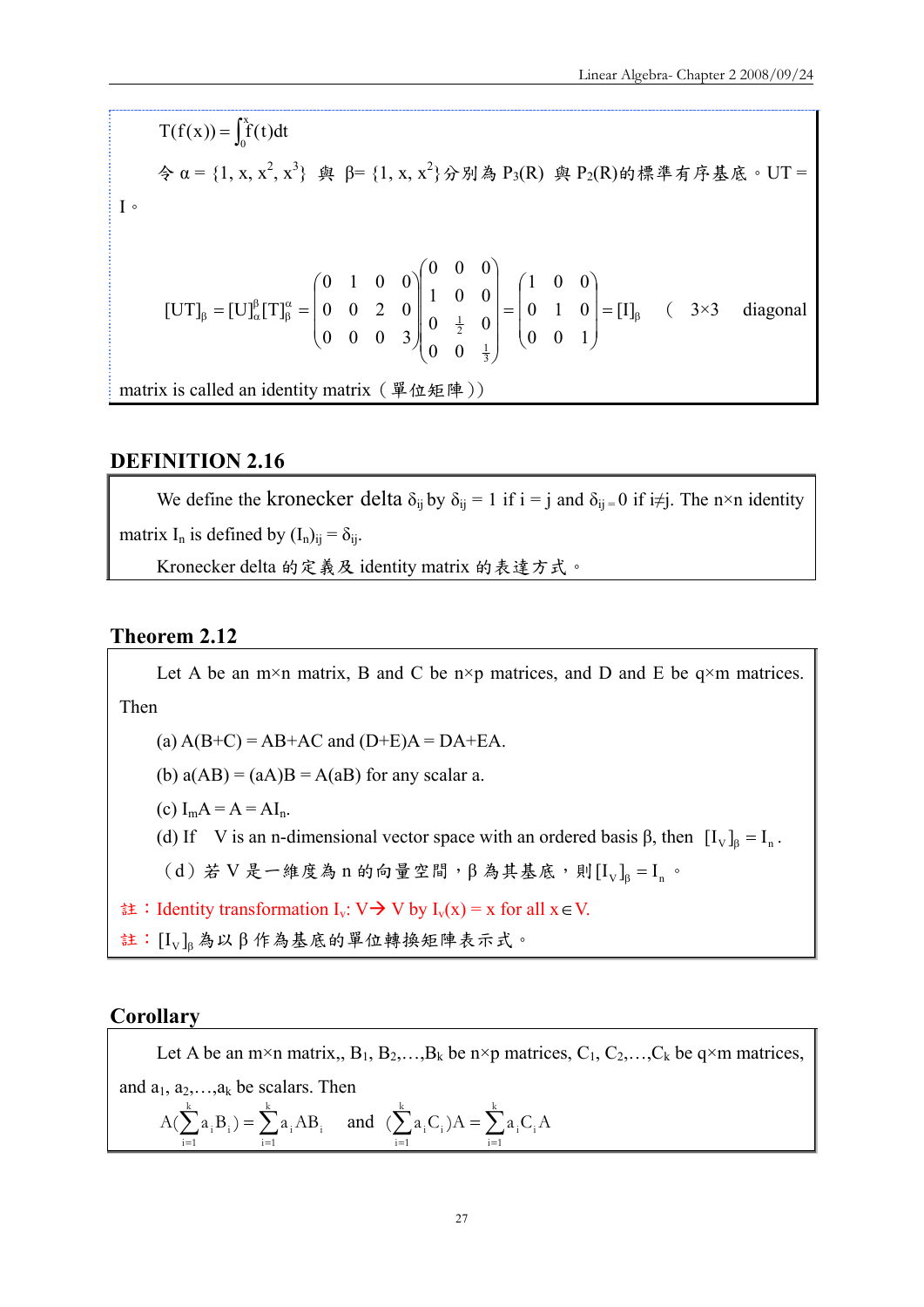$T(f(x)) = \int_0^x f(t)dt$

令 $\alpha = \{1, x, x^2, x^3\}$ 與 $\beta = \{1, x, x^2\}$ 分別為 $P_3(R)$ 與 $P_2(R)$ 的標準有序基底。UT = I。

$$[UT]_\beta = [U]_\alpha^\beta [T]_\beta^\alpha = \begin{pmatrix} 0 & 1 & 0 & 0 \\ 0 & 0 & 2 & 0 \\ 0 & 0 & 0 & 3 \end{pmatrix} \begin{pmatrix} 0 & 0 & 0 \\ 1 & 0 & 0 \\ 0 & \frac{1}{2} & 0 \\ 0 & 0 & \frac{1}{3} \end{pmatrix} = \begin{pmatrix} 1 & 0 & 0 \\ 0 & 1 & 0 \\ 0 & 0 & 1 \end{pmatrix} = [I]_\beta$$

（ 3×3 diagonal matrix is called an identity matrix（單位矩陣））

## DEFINITION 2.16

We define the kronecker delta $\delta_{ij}$ by $\delta_{ij} = 1$ if $i = j$ and $\delta_{ij} = 0$ if $i \neq j$. The n×n identity matrix $I_n$ is defined by $(I_n)_{ij} = \delta_{ij}$.

Kronecker delta 的定義及 identity matrix 的表達方式。

## Theorem 2.12

Let A be an m×n matrix, B and C be n×p matrices, and D and E be q×m matrices. Then

(a) $A(B+C) = AB+AC$ and $(D+E)A = DA+EA$.

(b) $a(AB) = (aA)B = A(aB)$ for any scalar a.

(c) $I_mA = A = AI_n$.

(d) If V is an n-dimensional vector space with an ordered basis β, then $[I_V]_\beta = I_n$.

（d）若 V 是一維度為 n 的向量空間，β 為其基底，則 $[I_V]_\beta = I_n$。

註：Identity transformation $I_v$: V→ V by $I_v(x) = x$ for all $x \in V$.

註：$[I_V]_\beta$ 為以 β 作為基底的單位轉換矩陣表示式。

## Corollary

Let A be an m×n matrix,, $B_1, B_2,\ldots,B_k$ be n×p matrices, $C_1, C_2,\ldots,C_k$ be q×m matrices, and $a_1, a_2,\ldots,a_k$ be scalars. Then

$$A\left(\sum_{i=1}^{k} a_i B_i\right) = \sum_{i=1}^{k} a_i AB_i \quad \text{and} \quad \left(\sum_{i=1}^{k} a_i C_i\right)A = \sum_{i=1}^{k} a_i C_i A$$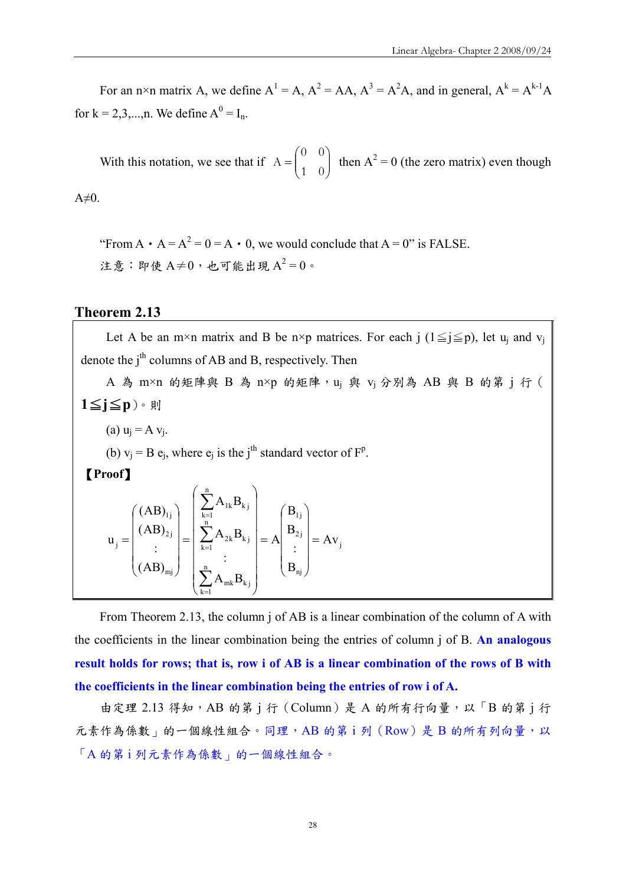For an n×n matrix A, we define $A^1 = A$, $A^2 = AA$, $A^3 = A^2A$, and in general, $A^k = A^{k-1}A$ for k = 2,3,...,n. We define $A^0 = I_n$.

With this notation, we see that if $A = \begin{pmatrix} 0 & 0 \\ 1 & 0 \end{pmatrix}$ then $A^2 = 0$ (the zero matrix) even though $A \neq 0$.

"From $A \cdot A = A^2 = 0 = A \cdot 0$, we would conclude that $A = 0$" is FALSE.
注意：即使 $A \neq 0$，也可能出現 $A^2 = 0$。

## Theorem 2.13

Let A be an m×n matrix and B be n×p matrices. For each j ($1 \leqq j \leqq p$), let $u_j$ and $v_j$ denote the $j^{th}$ columns of AB and B, respectively. Then

A 為 m×n 的矩陣與 B 為 n×p 的矩陣，$u_j$ 與 $v_j$ 分別為 AB 與 B 的第 j 行（**$1 \leqq j \leqq p$**）。則

(a) $u_j = A v_j$.

(b) $v_j = B e_j$, where $e_j$ is the $j^{th}$ standard vector of $F^p$.

**【Proof】**

$$u_j = \begin{pmatrix} (AB)_{1j} \\ (AB)_{2j} \\ \vdots \\ (AB)_{mj} \end{pmatrix} = \begin{pmatrix} \sum_{k=1}^{n} A_{1k}B_{kj} \\ \sum_{k=1}^{n} A_{2k}B_{kj} \\ \vdots \\ \sum_{k=1}^{n} A_{mk}B_{kj} \end{pmatrix} = A \begin{pmatrix} B_{1j} \\ B_{2j} \\ \vdots \\ B_{nj} \end{pmatrix} = Av_j$$

From Theorem 2.13, the column j of AB is a linear combination of the column of A with the coefficients in the linear combination being the entries of column j of B. **An analogous result holds for rows; that is, row i of AB is a linear combination of the rows of B with the coefficients in the linear combination being the entries of row i of A.**

由定理 2.13 得知，AB 的第 j 行（Column）是 A 的所有行向量，以「B 的第 j 行元素作為係數」的一個線性組合。同理，AB 的第 i 列（Row）是 B 的所有列向量，以「A 的第 i 列元素作為係數」的一個線性組合。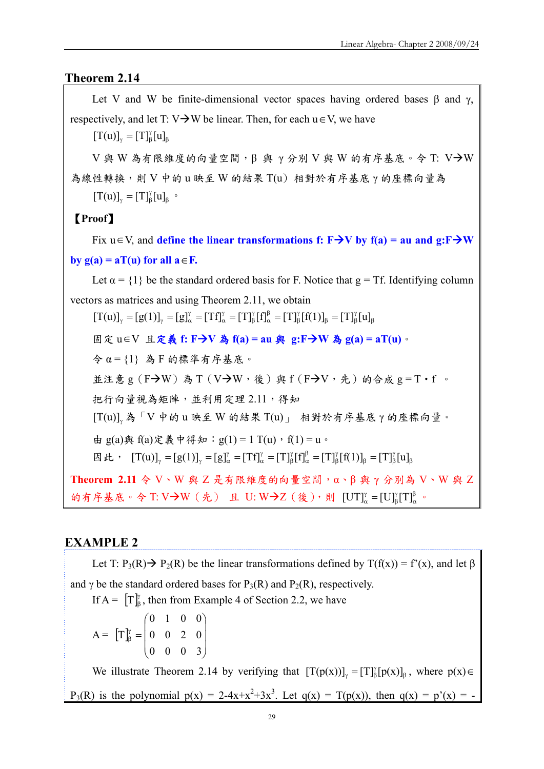## Theorem 2.14

Let V and W be finite-dimensional vector spaces having ordered bases β and γ, respectively, and let T: V→W be linear. Then, for each u∈V, we have

$[T(u)]_\gamma = [T]_\beta^\gamma [u]_\beta$

V 與 W 為有限維度的向量空間，β 與 γ 分別 V 與 W 的有序基底。令 T: V→W 為線性轉換，則 V 中的 u 映至 W 的結果 T(u) 相對於有序基底 γ 的座標向量為

$[T(u)]_\gamma = [T]_\beta^\gamma [u]_\beta$。

**【Proof】**

Fix u∈V, and **define the linear transformations f: F→V by f(a) = au and g:F→W by g(a) = aT(u) for all a∈F.**

Let α = {1} be the standard ordered basis for F. Notice that g = Tf. Identifying column vectors as matrices and using Theorem 2.11, we obtain

$[T(u)]_\gamma = [g(1)]_\gamma = [g]_\alpha^\gamma = [Tf]_\alpha^\gamma = [T]_\beta^\gamma [f]_\alpha^\beta = [T]_\beta^\gamma [f(1)]_\beta = [T]_\beta^\gamma [u]_\beta$

固定 u∈V 且**定義 f: F→V 為 f(a) = au 與 g:F→W 為 g(a) = aT(u)**。

令 α = {1} 為 F 的標準有序基底。

並注意 g（F→W）為 T（V→W，後）與 f（F→V，先）的合成 g = T‧f 。

把行向量視為矩陣，並利用定理 2.11，得知

$[T(u)]_\gamma$ 為「V 中的 u 映至 W 的結果 T(u)」 相對於有序基底 γ 的座標向量。

由 g(a)與 f(a)定義中得知：g(1) = 1 T(u)，f(1) = u。

因此， $[T(u)]_\gamma = [g(1)]_\gamma = [g]_\alpha^\gamma = [Tf]_\alpha^\gamma = [T]_\beta^\gamma [f]_\alpha^\beta = [T]_\beta^\gamma [f(1)]_\beta = [T]_\beta^\gamma [u]_\beta$

**Theorem 2.11** 令 V、W 與 Z 是有限維度的向量空間，α、β 與 γ 分別為 V、W 與 Z 的有序基底。令 T: V→W（先） 且 U: W→Z（後），則 $[UT]_\alpha^\gamma = [U]_\beta^\gamma [T]_\alpha^\beta$ 。

## EXAMPLE 2

Let T: $P_3(R)$→ $P_2(R)$ be the linear transformations defined by T(f(x)) = f'(x), and let β and γ be the standard ordered bases for $P_3(R)$ and $P_2(R)$, respectively.

If A = $[T]_\beta^\gamma$, then from Example 4 of Section 2.2, we have

$$A = [T]_\beta^\gamma = \begin{pmatrix} 0 & 1 & 0 & 0 \\ 0 & 0 & 2 & 0 \\ 0 & 0 & 0 & 3 \end{pmatrix}$$

We illustrate Theorem 2.14 by verifying that $[T(p(x))]_\gamma = [T]_\beta^\gamma [p(x)]_\beta$, where p(x)∈ $P_3(R)$ is the polynomial $p(x) = 2-4x+x^2+3x^3$. Let q(x) = T(p(x)), then q(x) = p'(x) = -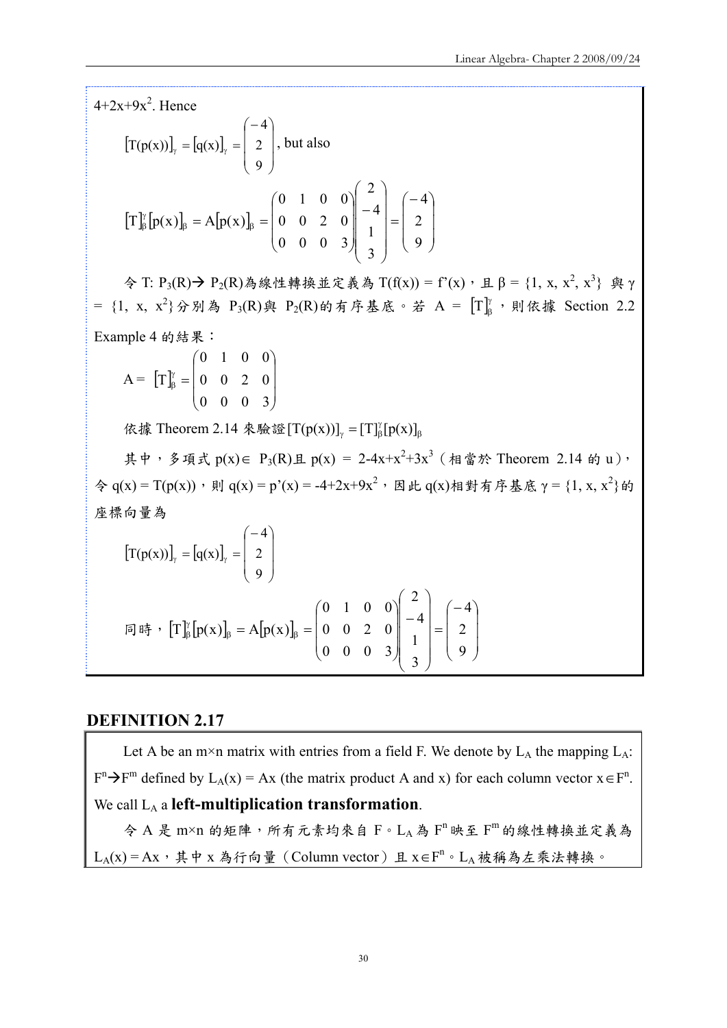$4+2x+9x^2$. Hence

$$[T(p(x))]_\gamma = [q(x)]_\gamma = \begin{pmatrix} -4 \\ 2 \\ 9 \end{pmatrix}, \text{ but also}$$

$$[T]_\beta^\gamma [p(x)]_\beta = A[p(x)]_\beta = \begin{pmatrix} 0 & 1 & 0 & 0 \\ 0 & 0 & 2 & 0 \\ 0 & 0 & 0 & 3 \end{pmatrix} \begin{pmatrix} 2 \\ -4 \\ 1 \\ 3 \end{pmatrix} = \begin{pmatrix} -4 \\ 2 \\ 9 \end{pmatrix}$$

令 T: $P_3(R) \rightarrow P_2(R)$為線性轉換並定義為 $T(f(x)) = f'(x)$，且 $\beta = \{1, x, x^2, x^3\}$ 與 $\gamma = \{1, x, x^2\}$分別為 $P_3(R)$與 $P_2(R)$的有序基底。若 $A = [T]_\beta^\gamma$，則依據 Section 2.2 Example 4 的結果：

$$A = [T]_\beta^\gamma = \begin{pmatrix} 0 & 1 & 0 & 0 \\ 0 & 0 & 2 & 0 \\ 0 & 0 & 0 & 3 \end{pmatrix}$$

依據 Theorem 2.14 來驗證$[T(p(x))]_\gamma = [T]_\beta^\gamma [p(x)]_\beta$

其中，多項式 $p(x) \in P_3(R)$且 $p(x) = 2-4x+x^2+3x^3$（相當於 Theorem 2.14 的 u），令 $q(x) = T(p(x))$，則 $q(x) = p'(x) = -4+2x+9x^2$，因此 q(x)相對有序基底 $\gamma = \{1, x, x^2\}$的座標向量為

$$[T(p(x))]_\gamma = [q(x)]_\gamma = \begin{pmatrix} -4 \\ 2 \\ 9 \end{pmatrix}$$

同時，$[T]_\beta^\gamma [p(x)]_\beta = A[p(x)]_\beta = \begin{pmatrix} 0 & 1 & 0 & 0 \\ 0 & 0 & 2 & 0 \\ 0 & 0 & 0 & 3 \end{pmatrix} \begin{pmatrix} 2 \\ -4 \\ 1 \\ 3 \end{pmatrix} = \begin{pmatrix} -4 \\ 2 \\ 9 \end{pmatrix}$

## DEFINITION 2.17

Let A be an m×n matrix with entries from a field F. We denote by $L_A$ the mapping $L_A$: $F^n \rightarrow F^m$ defined by $L_A(x) = Ax$ (the matrix product A and x) for each column vector $x \in F^n$. We call $L_A$ a **left-multiplication transformation**.

令 A 是 m×n 的矩陣，所有元素均來自 F。$L_A$ 為 $F^n$ 映至 $F^m$ 的線性轉換並定義為 $L_A(x) = Ax$，其中 x 為行向量（Column vector）且 $x \in F^n$。$L_A$ 被稱為左乘法轉換。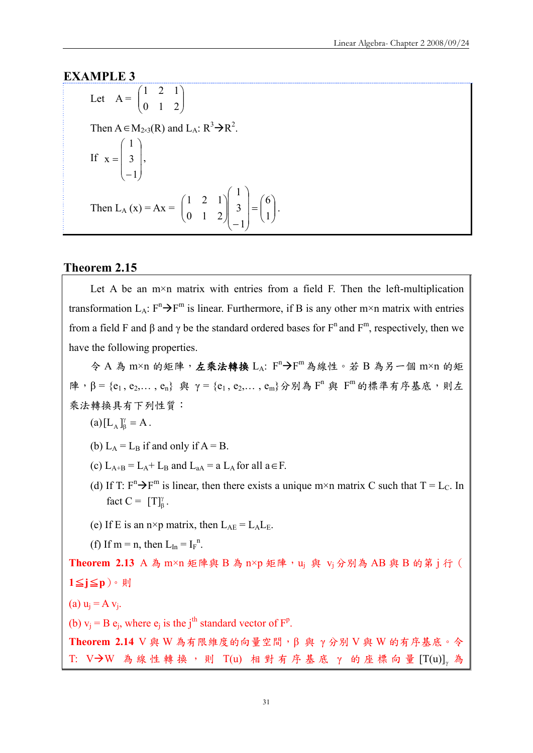## EXAMPLE 3

Let $A = \begin{pmatrix} 1 & 2 & 1 \\ 0 & 1 & 2 \end{pmatrix}$

Then $A \in M_{2\times 3}(R)$ and $L_A$: $R^3 \rightarrow R^2$.

If $x = \begin{pmatrix} 1 \\ 3 \\ -1 \end{pmatrix}$,

Then $L_A(x) = Ax = \begin{pmatrix} 1 & 2 & 1 \\ 0 & 1 & 2 \end{pmatrix}\begin{pmatrix} 1 \\ 3 \\ -1 \end{pmatrix} = \begin{pmatrix} 6 \\ 1 \end{pmatrix}$.

## Theorem 2.15

Let A be an m×n matrix with entries from a field F. Then the left-multiplication transformation $L_A$: $F^n \rightarrow F^m$ is linear. Furthermore, if B is any other m×n matrix with entries from a field F and β and γ be the standard ordered bases for $F^n$ and $F^m$, respectively, then we have the following properties.

令 A 為 m×n 的矩陣，**左乘法轉換** $L_A$: $F^n \rightarrow F^m$ 為線性。若 B 為另一個 m×n 的矩陣，$\beta = \{e_1, e_2, \ldots, e_n\}$ 與 $\gamma = \{e_1, e_2, \ldots, e_m\}$ 分別為 $F^n$ 與 $F^m$ 的標準有序基底，則左乘法轉換具有下列性質：

(a) $[L_A]_\beta^\gamma = A$.

(b) $L_A = L_B$ if and only if $A = B$.

(c) $L_{A+B} = L_A + L_B$ and $L_{aA} = a L_A$ for all $a \in F$.

(d) If T: $F^n \rightarrow F^m$ is linear, then there exists a unique m×n matrix C such that $T = L_C$. In fact $C = [T]_\beta^\gamma$.

(e) If E is an n×p matrix, then $L_{AE} = L_A L_E$.

(f) If m = n, then $L_{I_n} = I_{F^n}$.

**Theorem 2.13** A 為 m×n 矩陣與 B 為 n×p 矩陣，$u_j$ 與 $v_j$ 分別為 AB 與 B 的第 j 行（$1 \leq j \leq p$）。則

(a) $u_j = A v_j$.

(b) $v_j = B e_j$, where $e_j$ is the $j^{th}$ standard vector of $F^p$.

**Theorem 2.14** V 與 W 為有限維度的向量空間，β 與 γ 分別 V 與 W 的有序基底。令 T: V→W 為線性轉換，則 T(u) 相對有序基底 γ 的座標向量 $[T(u)]_\gamma$ 為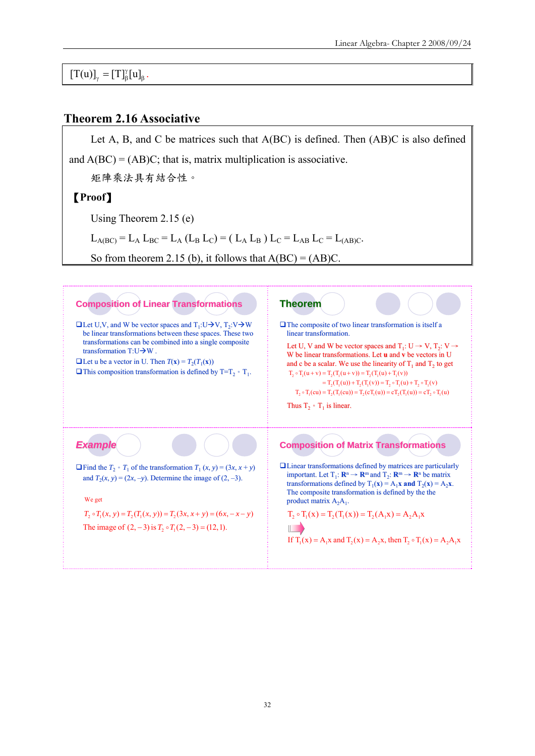$$[T(u)]_\gamma = [T]_\beta^\gamma [u]_\beta .$$

## Theorem 2.16 Associative

Let A, B, and C be matrices such that A(BC) is defined. Then (AB)C is also defined and A(BC) = (AB)C; that is, matrix multiplication is associative.

矩陣乘法具有結合性。

**【Proof】**

Using Theorem 2.15 (e)

$L_{A(BC)} = L_A L_{BC} = L_A (L_B L_C) = (L_A L_B) L_C = L_{AB} L_C = L_{(AB)C}$.

So from theorem 2.15 (b), it follows that A(BC) = (AB)C.

### Composition of Linear Transformations

- Let U,V, and W be vector spaces and $T_1$:U→V, $T_2$:V→W be linear transformations between these spaces. These two transformations can be combined into a single composite transformation T:U→W .
- Let u be a vector in U. Then $T(\mathbf{x}) = T_2(T_1(\mathbf{x}))$
- This composition transformation is defined by $T = T_2 \circ T_1$.

### Theorem

- The composite of two linear transformation is itself a linear transformation.

Let U, V and W be vector spaces and $T_1$: U → V, $T_2$: V → W be linear transformations. Let **u** and **v** be vectors in U and c be a scalar. We use the linearity of $T_1$ and $T_2$ to get

$$T_2 \circ T_1(u+v) = T_2(T_1(u+v)) = T_2(T_1(u) + T_1(v))$$
$$= T_2(T_1(u)) + T_2(T_1(v)) = T_2 \circ T_1(u) + T_2 \circ T_1(v)$$
$$T_2 \circ T_1(cu) = T_2(T_1(cu)) = T_2(cT_1(u)) = cT_2(T_1(u)) = cT_2 \circ T_1(u)$$

Thus $T_2 \circ T_1$ is linear.

### Example

- Find the $T_2 \circ T_1$ of the transformation $T_1(x, y) = (3x, x + y)$ and $T_2(x, y) = (2x, -y)$. Determine the image of (2, –3).

We get

$$T_2 \circ T_1(x, y) = T_2(T_1(x, y)) = T_2(3x, x + y) = (6x, -x - y)$$

The image of $(2, -3)$ is $T_2 \circ T_1(2, -3) = (12, 1)$.

### Composition of Matrix Transformations

- Linear transformations defined by matrices are particularly important. Let $T_1$: $\mathbf{R}^n \to \mathbf{R}^m$ and $T_2$: $\mathbf{R}^m \to \mathbf{R}^n$ be matrix transformations defined by $T_1(\mathbf{x}) = A_1\mathbf{x}$ **and** $T_2(\mathbf{x}) = A_2\mathbf{x}$. The composite transformation is defined by the the product matrix $A_2A_1$.

$$T_2 \circ T_1(x) = T_2(T_1(x)) = T_2(A_1x) = A_2A_1x$$

⇒ If $T_1(x) = A_1x$ and $T_2(x) = A_2x$, then $T_2 \circ T_1(x) = A_2A_1x$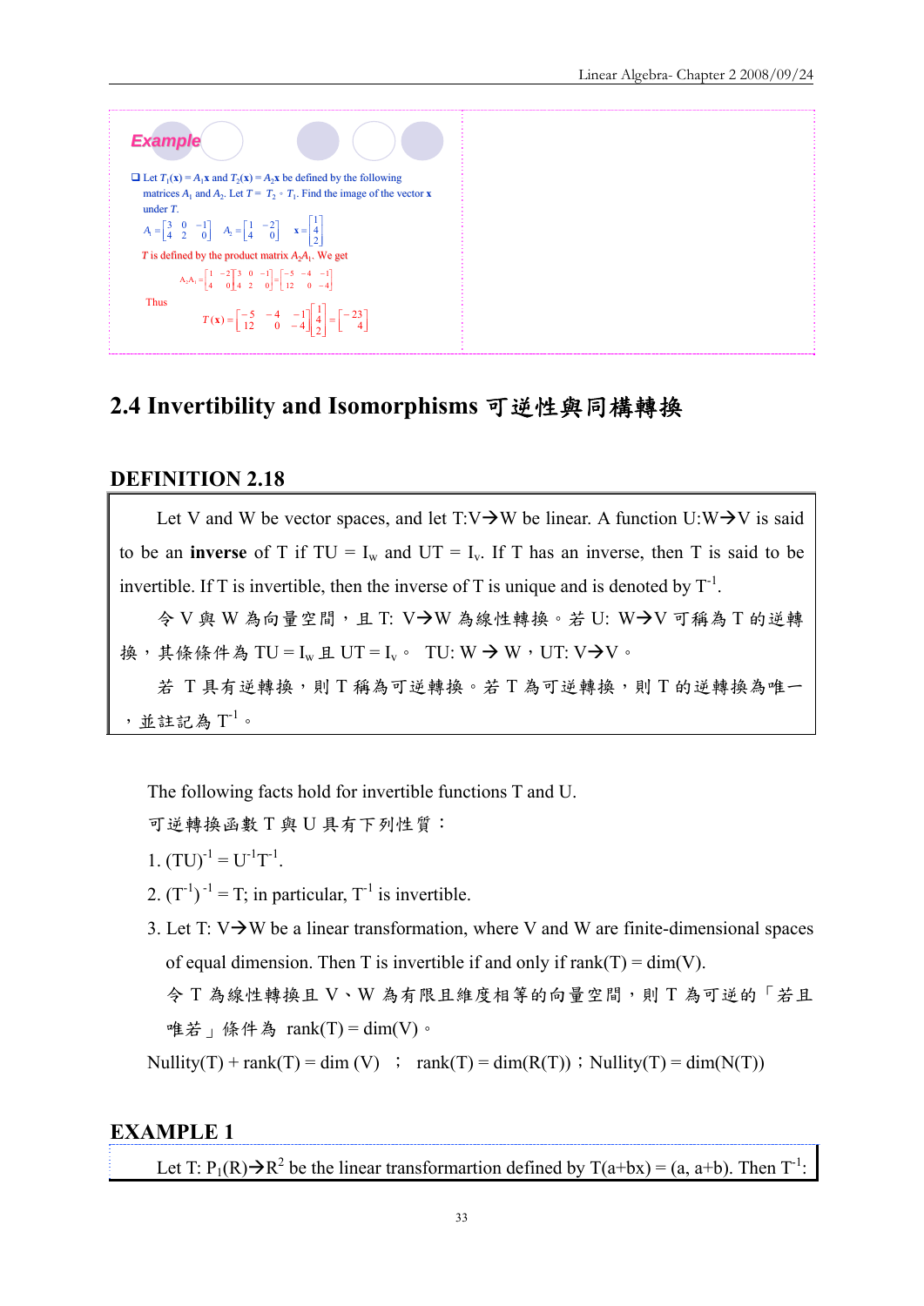**Example**

- Let $T_1(\mathbf{x}) = A_1\mathbf{x}$ and $T_2(\mathbf{x}) = A_2\mathbf{x}$ be defined by the following matrices $A_1$ and $A_2$. Let $T = T_2 \circ T_1$. Find the image of the vector $\mathbf{x}$ under $T$.

$$A_1 = \begin{bmatrix} 3 & 0 & -1 \\ 4 & 2 & 0 \end{bmatrix} \quad A_2 = \begin{bmatrix} 1 & -2 \\ 4 & 0 \end{bmatrix} \quad \mathbf{x} = \begin{bmatrix} 1 \\ 4 \\ 2 \end{bmatrix}$$

$T$ is defined by the product matrix $A_2A_1$. We get

$$A_2A_1 = \begin{bmatrix} 1 & -2 \\ 4 & 0 \end{bmatrix}\begin{bmatrix} 3 & 0 & -1 \\ 4 & 2 & 0 \end{bmatrix} = \begin{bmatrix} -5 & -4 & -1 \\ 12 & 0 & -4 \end{bmatrix}$$

Thus

$$T(\mathbf{x}) = \begin{bmatrix} -5 & -4 & -1 \\ 12 & 0 & -4 \end{bmatrix}\begin{bmatrix} 1 \\ 4 \\ 2 \end{bmatrix} = \begin{bmatrix} -23 \\ 4 \end{bmatrix}$$

## 2.4 Invertibility and Isomorphisms 可逆性與同構轉換

### DEFINITION 2.18

Let V and W be vector spaces, and let T:V→W be linear. A function U:W→V is said to be an **inverse** of T if TU = $I_W$ and UT = $I_V$. If T has an inverse, then T is said to be invertible. If T is invertible, then the inverse of T is unique and is denoted by $T^{-1}$.

令 V 與 W 為向量空間，且 T: V→W 為線性轉換。若 U: W→V 可稱為 T 的逆轉換，其條件為 TU = $I_W$ 且 UT = $I_V$。 TU: W → W，UT: V→V。

若 T 具有逆轉換，則 T 稱為可逆轉換。若 T 為可逆轉換，則 T 的逆轉換為唯一，並註記為 $T^{-1}$。

The following facts hold for invertible functions T and U.

可逆轉換函數 T 與 U 具有下列性質：

1. $(TU)^{-1} = U^{-1}T^{-1}$.
2. $(T^{-1})^{-1} = T$; in particular, $T^{-1}$ is invertible.
3. Let T: V→W be a linear transformation, where V and W are finite-dimensional spaces of equal dimension. Then T is invertible if and only if rank(T) = dim(V).

   令 T 為線性轉換且 V、W 為有限且維度相等的向量空間，則 T 為可逆的「若且唯若」條件為 rank(T) = dim(V)。

Nullity(T) + rank(T) = dim (V) ； rank(T) = dim(R(T))；Nullity(T) = dim(N(T))

### EXAMPLE 1

Let T: $P_1(R)$→$R^2$ be the linear transformartion defined by T(a+bx) = (a, a+b). Then $T^{-1}$: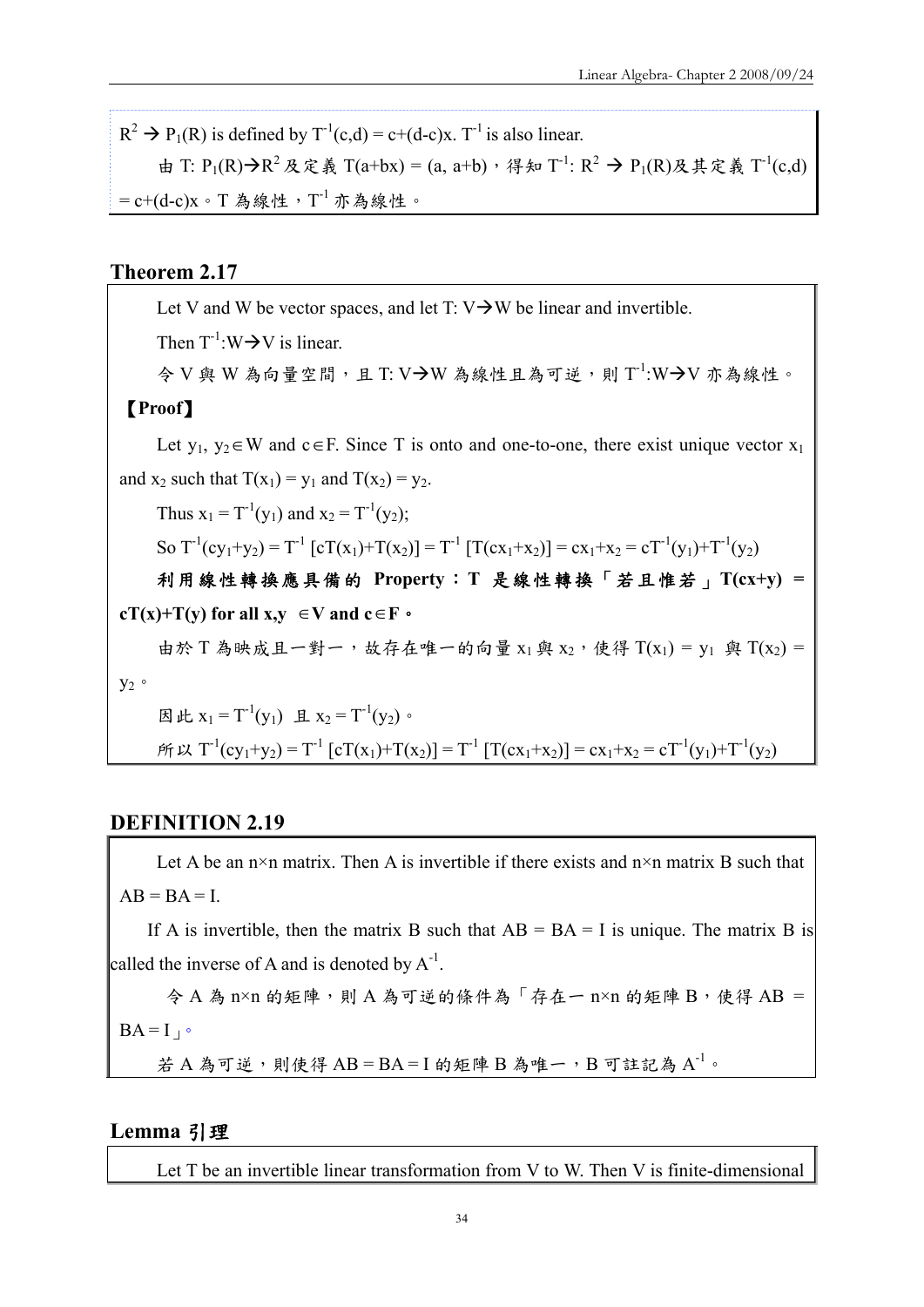$R^2 \rightarrow P_1(R)$ is defined by $T^{-1}(c,d) = c+(d-c)x$. $T^{-1}$ is also linear.

由 $T: P_1(R) \rightarrow R^2$ 及定義 $T(a+bx) = (a, a+b)$，得知 $T^{-1}: R^2 \rightarrow P_1(R)$及其定義 $T^{-1}(c,d) = c+(d-c)x$。T 為線性，$T^{-1}$ 亦為線性。

## Theorem 2.17

Let V and W be vector spaces, and let $T: V \rightarrow W$ be linear and invertible.

Then $T^{-1}: W \rightarrow V$ is linear.

令 V 與 W 為向量空間，且 $T: V \rightarrow W$ 為線性且為可逆，則 $T^{-1}: W \rightarrow V$ 亦為線性。

**【Proof】**

Let $y_1, y_2 \in W$ and $c \in F$. Since T is onto and one-to-one, there exist unique vector $x_1$ and $x_2$ such that $T(x_1) = y_1$ and $T(x_2) = y_2$.

Thus $x_1 = T^{-1}(y_1)$ and $x_2 = T^{-1}(y_2)$;

So $T^{-1}(cy_1+y_2) = T^{-1}[cT(x_1)+T(x_2)] = T^{-1}[T(cx_1+x_2)] = cx_1+x_2 = cT^{-1}(y_1)+T^{-1}(y_2)$

**利用線性轉換應具備的 Property：T 是線性轉換「若且惟若」$T(cx+y) = cT(x)+T(y)$ for all $x,y \in V$ and $c \in F$。**

由於 T 為映成且一對一，故存在唯一的向量 $x_1$ 與 $x_2$，使得 $T(x_1) = y_1$ 與 $T(x_2) = y_2$。

因此 $x_1 = T^{-1}(y_1)$ 且 $x_2 = T^{-1}(y_2)$。

所以 $T^{-1}(cy_1+y_2) = T^{-1}[cT(x_1)+T(x_2)] = T^{-1}[T(cx_1+x_2)] = cx_1+x_2 = cT^{-1}(y_1)+T^{-1}(y_2)$

## DEFINITION 2.19

Let A be an n×n matrix. Then A is invertible if there exists and n×n matrix B such that AB = BA = I.

If A is invertible, then the matrix B such that AB = BA = I is unique. The matrix B is called the inverse of A and is denoted by $A^{-1}$.

令 A 為 n×n 的矩陣，則 A 為可逆的條件為「存在一 n×n 的矩陣 B，使得 AB = BA = I」。

若 A 為可逆，則使得 AB = BA = I 的矩陣 B 為唯一，B 可註記為 $A^{-1}$。

## Lemma 引理

Let T be an invertible linear transformation from V to W. Then V is finite-dimensional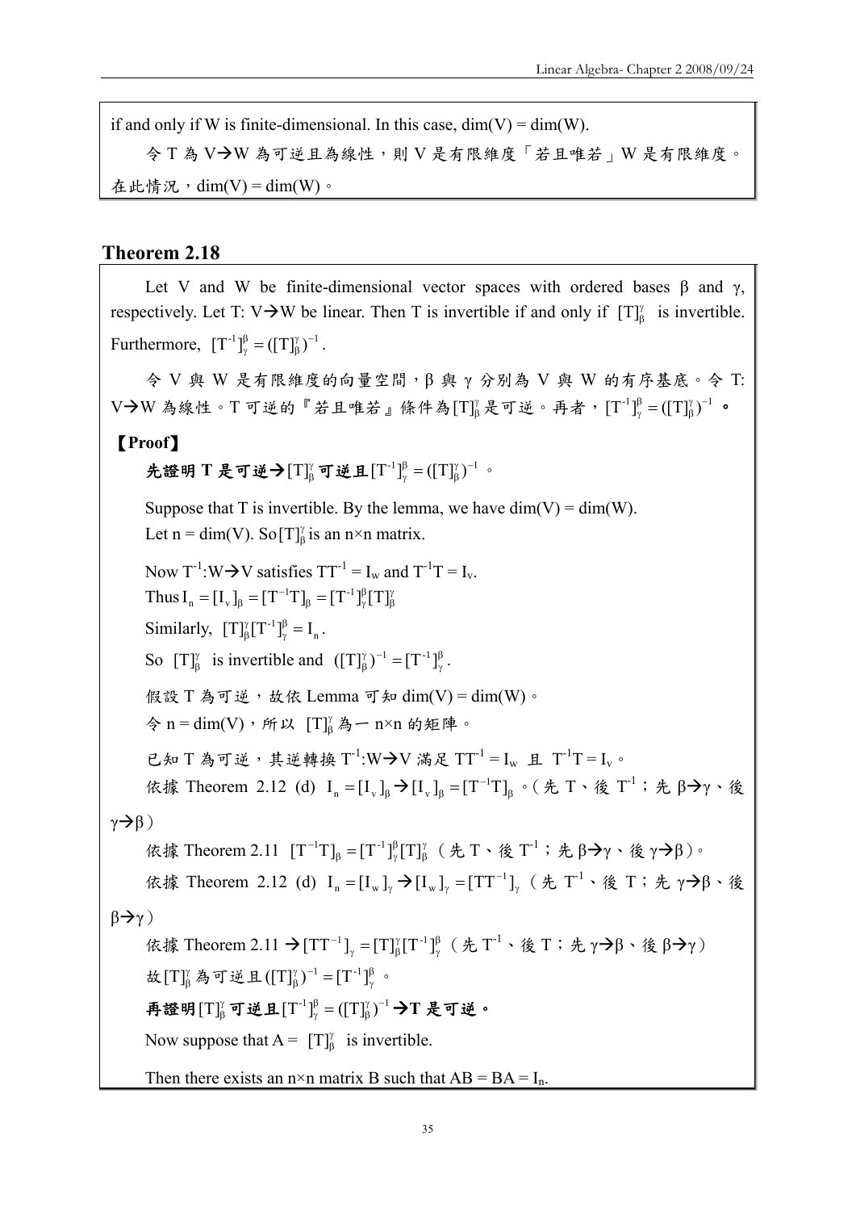if and only if W is finite-dimensional. In this case, dim(V) = dim(W).

令 T 為 V→W 為可逆且為線性，則 V 是有限維度「若且唯若」W 是有限維度。在此情況，dim(V) = dim(W)。

## Theorem 2.18

Let V and W be finite-dimensional vector spaces with ordered bases β and γ, respectively. Let T: V→W be linear. Then T is invertible if and only if $[T]_\beta^\gamma$ is invertible. Furthermore, $[T^{-1}]_\gamma^\beta = ([T]_\beta^\gamma)^{-1}$.

令 V 與 W 是有限維度的向量空間，β 與 γ 分別為 V 與 W 的有序基底。令 T: V→W 為線性。T 可逆的『若且唯若』條件為$[T]_\beta^\gamma$是可逆。再者，$[T^{-1}]_\gamma^\beta = ([T]_\beta^\gamma)^{-1}$ 。

**【Proof】**

**先證明 T 是可逆→$[T]_\beta^\gamma$ 可逆且$[T^{-1}]_\gamma^\beta = ([T]_\beta^\gamma)^{-1}$ 。**

Suppose that T is invertible. By the lemma, we have dim(V) = dim(W).
Let n = dim(V). So $[T]_\beta^\gamma$ is an n×n matrix.

Now $T^{-1}$:W→V satisfies $TT^{-1} = I_W$ and $T^{-1}T = I_V$.
Thus $I_n = [I_V]_\beta = [T^{-1}T]_\beta = [T^{-1}]_\gamma^\beta [T]_\beta^\gamma$
Similarly, $[T]_\beta^\gamma [T^{-1}]_\gamma^\beta = I_n$.
So $[T]_\beta^\gamma$ is invertible and $([T]_\beta^\gamma)^{-1} = [T^{-1}]_\gamma^\beta$.

假設 T 為可逆，故依 Lemma 可知 dim(V) = dim(W)。
令 n = dim(V)，所以 $[T]_\beta^\gamma$ 為一 n×n 的矩陣。

已知 T 為可逆，其逆轉換 $T^{-1}$:W→V 滿足 $TT^{-1} = I_W$ 且 $T^{-1}T = I_V$。

依據 Theorem 2.12 (d) $I_n = [I_V]_\beta \rightarrow [I_V]_\beta = [T^{-1}T]_\beta$。(先 T、後 $T^{-1}$；先 β→γ、後 γ→β)

依據 Theorem 2.11 $[T^{-1}T]_\beta = [T^{-1}]_\gamma^\beta [T]_\beta^\gamma$（先 T、後 $T^{-1}$；先 β→γ、後 γ→β)。

依據 Theorem 2.12 (d) $I_n = [I_W]_\gamma \rightarrow [I_W]_\gamma = [TT^{-1}]_\gamma$（先 $T^{-1}$、後 T；先 γ→β、後 β→γ）

依據 Theorem 2.11 → $[TT^{-1}]_\gamma = [T]_\beta^\gamma [T^{-1}]_\gamma^\beta$（先 $T^{-1}$、後 T；先 γ→β、後 β→γ）

故$[T]_\beta^\gamma$為可逆且$([T]_\beta^\gamma)^{-1} = [T^{-1}]_\gamma^\beta$ 。

**再證明$[T]_\beta^\gamma$ 可逆且$[T^{-1}]_\gamma^\beta = ([T]_\beta^\gamma)^{-1}$ →T 是可逆。**

Now suppose that A = $[T]_\beta^\gamma$ is invertible.

Then there exists an n×n matrix B such that AB = BA = $I_n$.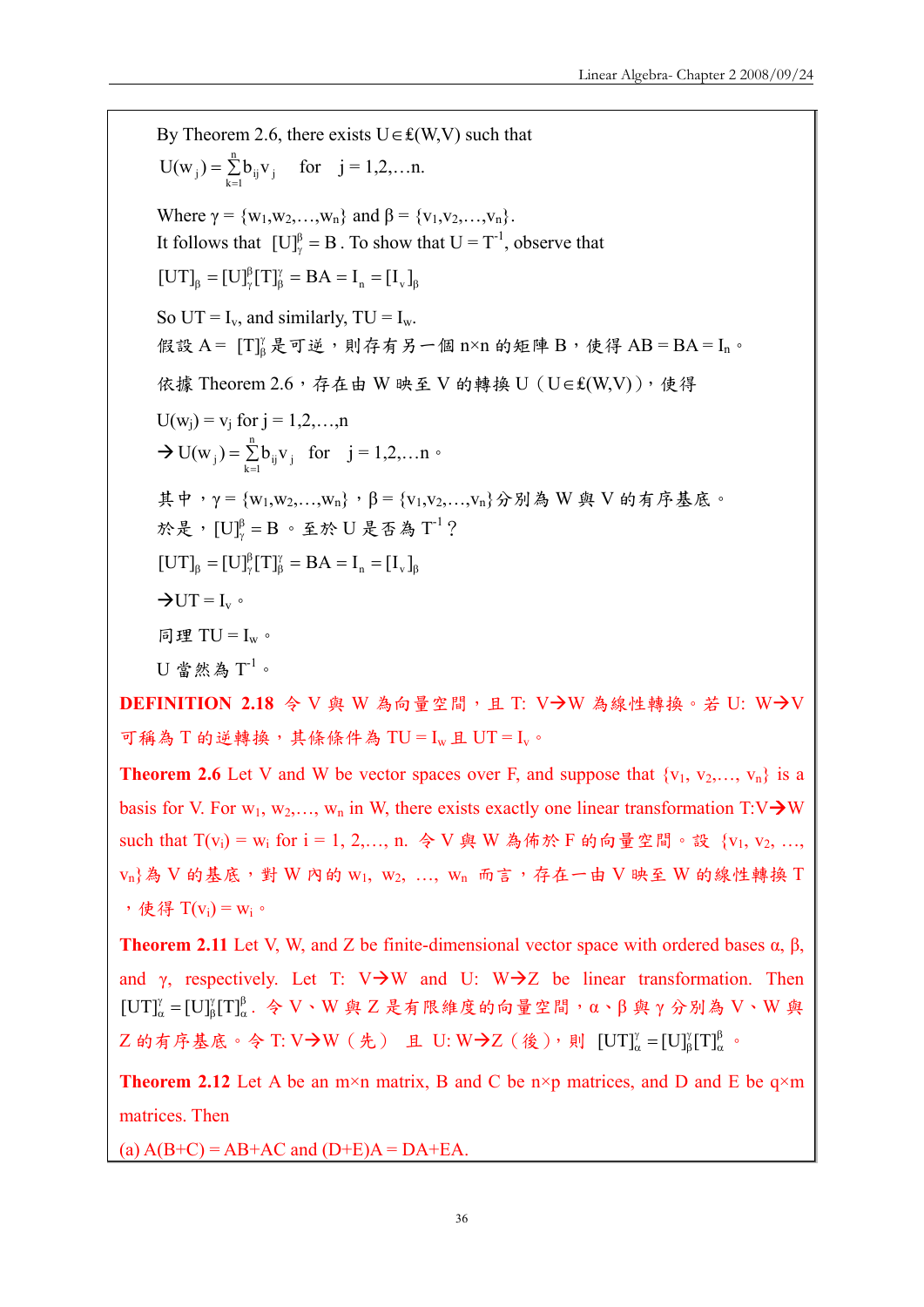By Theorem 2.6, there exists $U \in \mathcal{L}(W,V)$ such that

$$U(w_j) = \sum_{k=1}^{n} b_{ij} v_j \quad \text{for} \quad j = 1,2,\ldots,n.$$

Where $\gamma = \{w_1,w_2,\ldots,w_n\}$ and $\beta = \{v_1,v_2,\ldots,v_n\}$.

It follows that $[U]_\gamma^\beta = B$. To show that $U = T^{-1}$, observe that

$$[UT]_\beta = [U]_\gamma^\beta [T]_\beta^\gamma = BA = I_n = [I_v]_\beta$$

So $UT = I_v$, and similarly, $TU = I_w$.

假設 $A = [T]_\beta^\gamma$ 是可逆，則存有另一個 n×n 的矩陣 B，使得 $AB = BA = I_n$。

依據 Theorem 2.6，存在由 W 映至 V 的轉換 U（$U \in \mathcal{L}(W,V)$），使得

$U(w_j) = v_j$ for $j = 1,2,\ldots,n$

$\rightarrow U(w_j) = \sum_{k=1}^{n} b_{ij} v_j \quad \text{for} \quad j = 1,2,\ldots n$。

其中，$\gamma = \{w_1,w_2,\ldots,w_n\}$，$\beta = \{v_1,v_2,\ldots,v_n\}$分別為 W 與 V 的有序基底。

於是，$[U]_\gamma^\beta = B$。至於 U 是否為 $T^{-1}$？

$$[UT]_\beta = [U]_\gamma^\beta [T]_\beta^\gamma = BA = I_n = [I_v]_\beta$$

$\rightarrow UT = I_v$。

同理 $TU = I_w$。

U 當然為 $T^{-1}$。

**DEFINITION 2.18** 令 V 與 W 為向量空間，且 T: V→W 為線性轉換。若 U: W→V 可稱為 T 的逆轉換，其條件為 $TU = I_w$ 且 $UT = I_v$。

**Theorem 2.6** Let V and W be vector spaces over F, and suppose that $\{v_1, v_2,\ldots, v_n\}$ is a basis for V. For $w_1, w_2,\ldots, w_n$ in W, there exists exactly one linear transformation T:V→W such that $T(v_i) = w_i$ for $i = 1, 2,\ldots, n$. 令 V 與 W 為佈於 F 的向量空間。設 $\{v_1, v_2, \ldots, v_n\}$為 V 的基底，對 W 內的 $w_1, w_2, \ldots, w_n$ 而言，存在一由 V 映至 W 的線性轉換 T，使得 $T(v_i) = w_i$。

**Theorem 2.11** Let V, W, and Z be finite-dimensional vector space with ordered bases α, β, and γ, respectively. Let T: V→W and U: W→Z be linear transformation. Then $[UT]_\alpha^\gamma = [U]_\beta^\gamma [T]_\alpha^\beta$. 令 V、W 與 Z 是有限維度的向量空間，α、β 與 γ 分別為 V、W 與 Z 的有序基底。令 T: V→W（先） 且 U: W→Z（後），則 $[UT]_\alpha^\gamma = [U]_\beta^\gamma [T]_\alpha^\beta$。

**Theorem 2.12** Let A be an m×n matrix, B and C be n×p matrices, and D and E be q×m matrices. Then

(a) $A(B+C) = AB+AC$ and $(D+E)A = DA+EA$.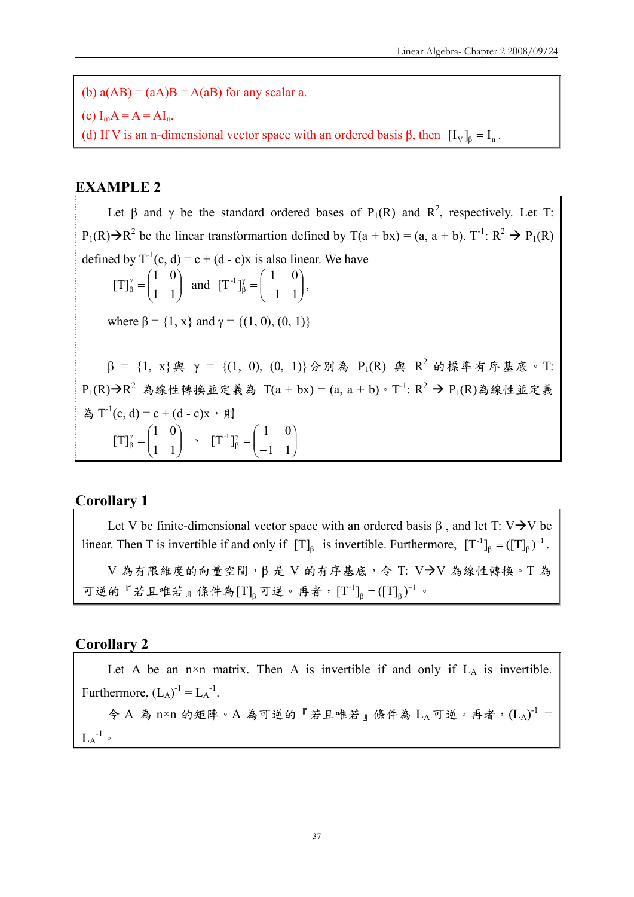(b) $a(AB) = (aA)B = A(aB)$ for any scalar a.

(c) $I_m A = A = AI_n$.

(d) If V is an n-dimensional vector space with an ordered basis β, then $[I_V]_\beta = I_n$.

## EXAMPLE 2

Let β and γ be the standard ordered bases of $P_1(R)$ and $R^2$, respectively. Let T: $P_1(R) \rightarrow R^2$ be the linear transformartion defined by $T(a + bx) = (a, a + b)$. $T^{-1}$: $R^2 \rightarrow P_1(R)$ defined by $T^{-1}(c, d) = c + (d - c)x$ is also linear. We have

$$[T]_\beta^\gamma = \begin{pmatrix} 1 & 0 \\ 1 & 1 \end{pmatrix} \text{ and } [T^{-1}]_\beta^\gamma = \begin{pmatrix} 1 & 0 \\ -1 & 1 \end{pmatrix},$$

where $\beta = \{1, x\}$ and $\gamma = \{(1, 0), (0, 1)\}$

$\beta = \{1, x\}$與 $\gamma = \{(1, 0), (0, 1)\}$分別為 $P_1(R)$ 與 $R^2$ 的標準有序基底。T: $P_1(R) \rightarrow R^2$ 為線性轉換並定義為 $T(a + bx) = (a, a + b)$。$T^{-1}$: $R^2 \rightarrow P_1(R)$為線性並定義為 $T^{-1}(c, d) = c + (d - c)x$，則

$$[T]_\beta^\gamma = \begin{pmatrix} 1 & 0 \\ 1 & 1 \end{pmatrix} \text{、} [T^{-1}]_\beta^\gamma = \begin{pmatrix} 1 & 0 \\ -1 & 1 \end{pmatrix}$$

## Corollary 1

Let V be finite-dimensional vector space with an ordered basis β, and let T: V→V be linear. Then T is invertible if and only if $[T]_\beta$ is invertible. Furthermore, $[T^{-1}]_\beta = ([T]_\beta)^{-1}$.

V 為有限維度的向量空間，β 是 V 的有序基底，令 T: V→V 為線性轉換。T 為可逆的『若且唯若』條件為$[T]_\beta$可逆。再者，$[T^{-1}]_\beta = ([T]_\beta)^{-1}$。

## Corollary 2

Let A be an n×n matrix. Then A is invertible if and only if $L_A$ is invertible. Furthermore, $(L_A)^{-1} = L_{A^{-1}}$.

令 A 為 n×n 的矩陣。A 為可逆的『若且唯若』條件為 $L_A$ 可逆。再者，$(L_A)^{-1} = L_{A^{-1}}$。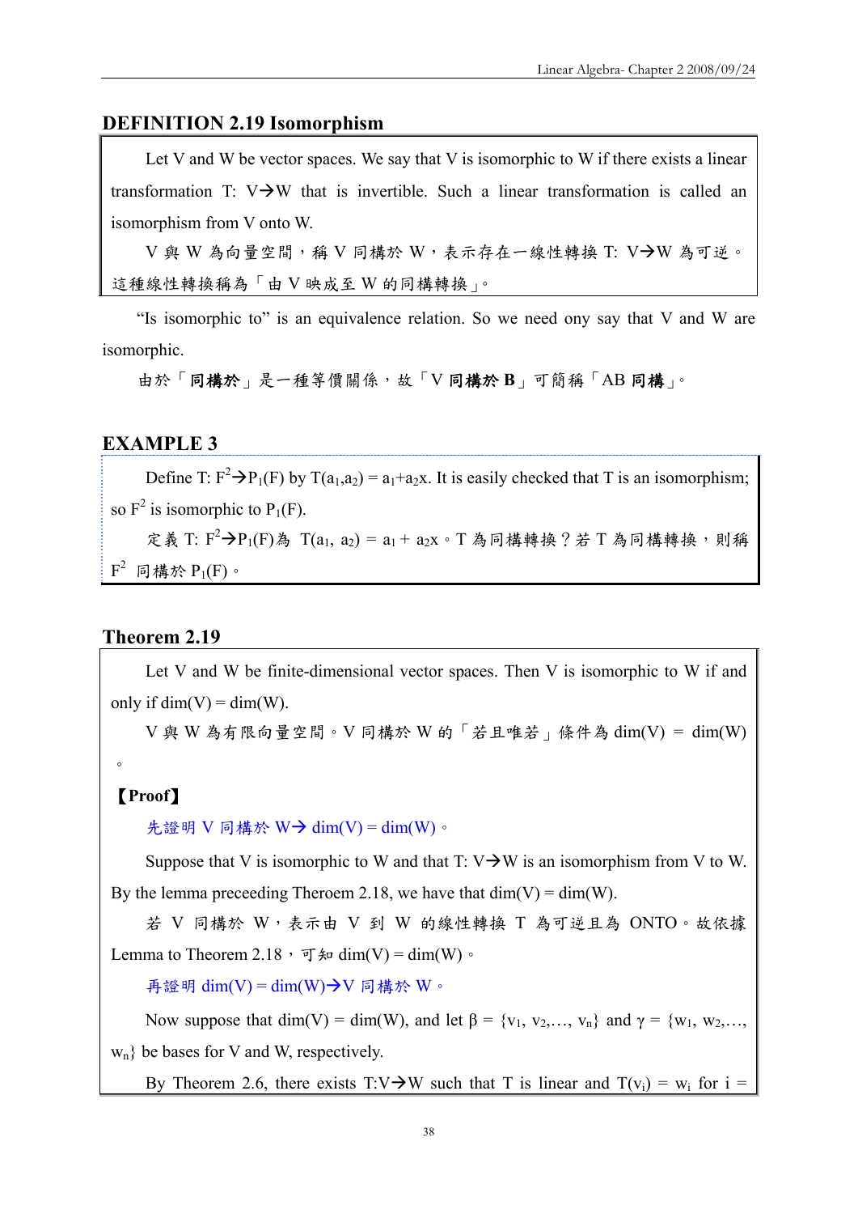## DEFINITION 2.19 Isomorphism

Let V and W be vector spaces. We say that V is isomorphic to W if there exists a linear transformation T: V→W that is invertible. Such a linear transformation is called an isomorphism from V onto W.

V 與 W 為向量空間，稱 V 同構於 W，表示存在一線性轉換 T: V→W 為可逆。這種線性轉換稱為「由 V 映成至 W 的同構轉換」。

"Is isomorphic to" is an equivalence relation. So we need ony say that V and W are isomorphic.

由於「**同構於**」是一種等價關係，故「V **同構於 B**」可簡稱「AB **同構**」。

## EXAMPLE 3

Define T: $F^2$→$P_1(F)$ by $T(a_1,a_2) = a_1+a_2x$. It is easily checked that T is an isomorphism; so $F^2$ is isomorphic to $P_1(F)$.

定義 T: $F^2$→$P_1(F)$為 $T(a_1, a_2) = a_1 + a_2x$。T 為同構轉換？若 T 為同構轉換，則稱 $F^2$ 同構於 $P_1(F)$。

## Theorem 2.19

Let V and W be finite-dimensional vector spaces. Then V is isomorphic to W if and only if dim(V) = dim(W).

V 與 W 為有限向量空間。V 同構於 W 的「若且唯若」條件為 dim(V) = dim(W)。

【Proof】

先證明 V 同構於 W→ dim(V) = dim(W)。

Suppose that V is isomorphic to W and that T: V→W is an isomorphism from V to W. By the lemma preceeding Theroem 2.18, we have that dim(V) = dim(W).

若 V 同構於 W，表示由 V 到 W 的線性轉換 T 為可逆且為 ONTO。故依據 Lemma to Theorem 2.18，可知 dim(V) = dim(W)。

再證明 dim(V) = dim(W)→V 同構於 W。

Now suppose that dim(V) = dim(W), and let β = {$v_1$, $v_2$,…, $v_n$} and γ = {$w_1$, $w_2$,…, $w_n$} be bases for V and W, respectively.

By Theorem 2.6, there exists T:V→W such that T is linear and $T(v_i) = w_i$ for i =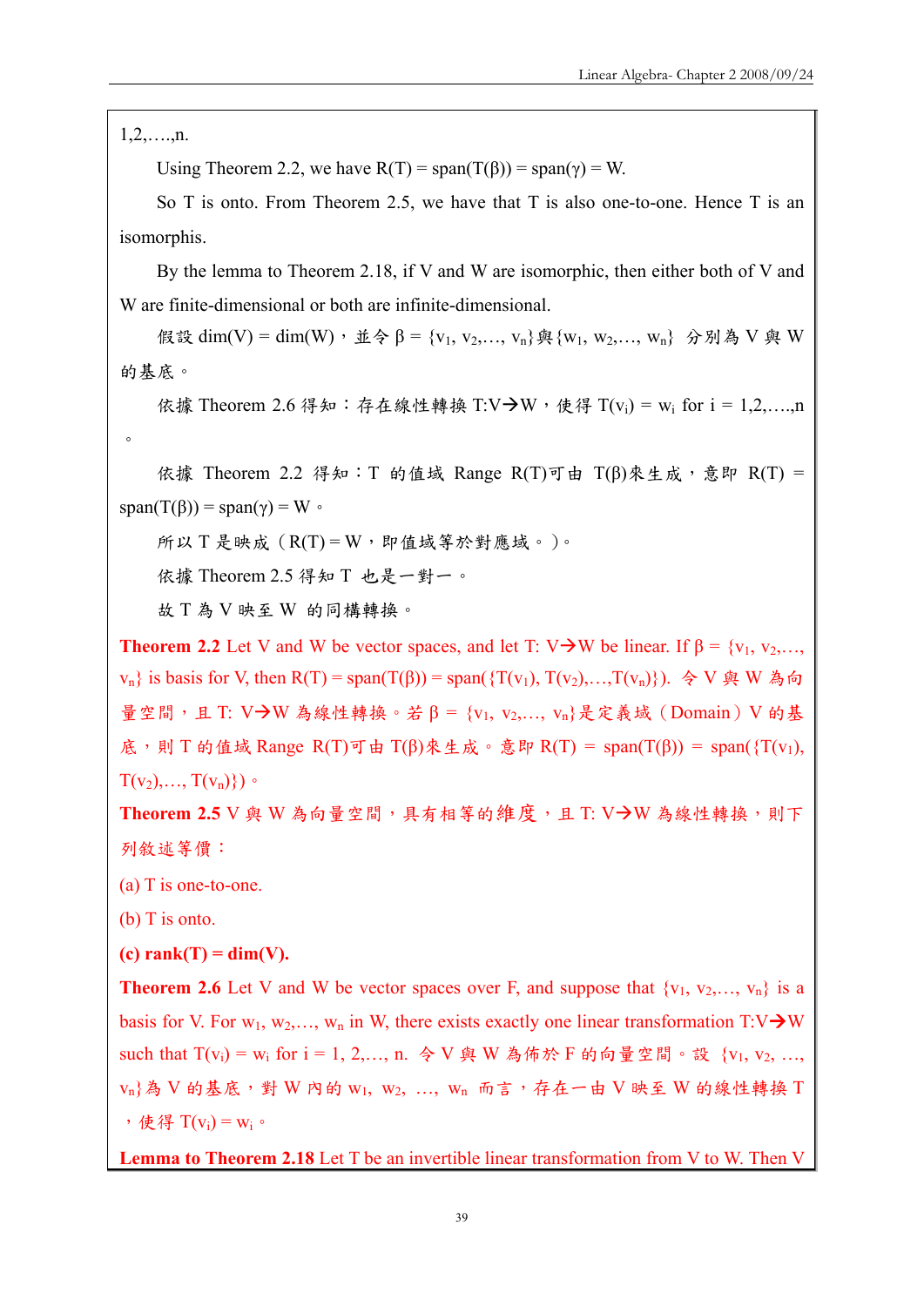1,2,….,n.

Using Theorem 2.2, we have $R(T) = \text{span}(T(\beta)) = \text{span}(\gamma) = W$.

So T is onto. From Theorem 2.5, we have that T is also one-to-one. Hence T is an isomorphis.

By the lemma to Theorem 2.18, if V and W are isomorphic, then either both of V and W are finite-dimensional or both are infinite-dimensional.

假設 $\dim(V) = \dim(W)$，並令 $\beta = \{v_1, v_2,\ldots, v_n\}$與$\{w_1, w_2,\ldots, w_n\}$ 分別為 V 與 W 的基底。

依據 Theorem 2.6 得知：存在線性轉換 $T{:}V\rightarrow W$，使得 $T(v_i) = w_i$ for $i = 1,2,\ldots,n$。

依據 Theorem 2.2 得知：T 的值域 Range $R(T)$可由 $T(\beta)$來生成，意即 $R(T) = \text{span}(T(\beta)) = \text{span}(\gamma) = W$。

所以 T 是映成（$R(T) = W$，即值域等於對應域。）。

依據 Theorem 2.5 得知 T 也是一對一。

故 T 為 V 映至 W 的同構轉換。

**Theorem 2.2** Let V and W be vector spaces, and let $T{:}\ V\rightarrow W$ be linear. If $\beta = \{v_1, v_2,\ldots, v_n\}$ is basis for V, then $R(T) = \text{span}(T(\beta)) = \text{span}(\{T(v_1), T(v_2),\ldots,T(v_n)\})$. 令 V 與 W 為向量空間，且 $T{:}\ V\rightarrow W$ 為線性轉換。若 $\beta = \{v_1, v_2,\ldots, v_n\}$是定義域（Domain）V 的基底，則 T 的值域 Range $R(T)$可由 $T(\beta)$來生成。意即 $R(T) = \text{span}(T(\beta)) = \text{span}(\{T(v_1), T(v_2),\ldots, T(v_n)\})$。

**Theorem 2.5** V 與 W 為向量空間，具有相等的維度，且 $T{:}\ V\rightarrow W$ 為線性轉換，則下列敘述等價：

(a) T is one-to-one.

(b) T is onto.

**(c) $\text{rank}(T) = \dim(V)$.**

**Theorem 2.6** Let V and W be vector spaces over F, and suppose that $\{v_1, v_2,\ldots, v_n\}$ is a basis for V. For $w_1, w_2,\ldots, w_n$ in W, there exists exactly one linear transformation $T{:}V\rightarrow W$ such that $T(v_i) = w_i$ for $i = 1, 2,\ldots, n$. 令 V 與 W 為佈於 F 的向量空間。設 $\{v_1, v_2, \ldots, v_n\}$為 V 的基底，對 W 內的 $w_1, w_2, \ldots, w_n$ 而言，存在一由 V 映至 W 的線性轉換 T，使得 $T(v_i) = w_i$。

**Lemma to Theorem 2.18** Let T be an invertible linear transformation from V to W. Then V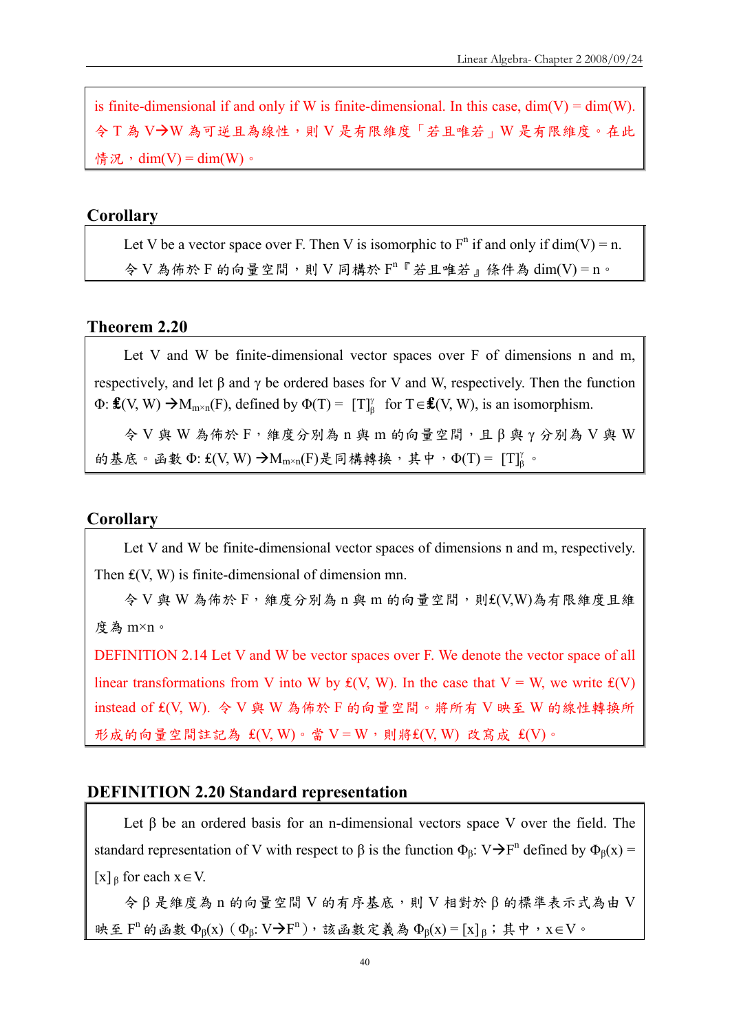is finite-dimensional if and only if W is finite-dimensional. In this case, dim(V) = dim(W). 令 T 為 V→W 為可逆且為線性，則 V 是有限維度「若且唯若」W 是有限維度。在此情況，dim(V) = dim(W)。

## Corollary

Let V be a vector space over F. Then V is isomorphic to $F^n$ if and only if dim(V) = n.
令 V 為佈於 F 的向量空間，則 V 同構於 $F^n$『若且唯若』條件為 dim(V) = n。

## Theorem 2.20

Let V and W be finite-dimensional vector spaces over F of dimensions n and m, respectively, and let β and γ be ordered bases for V and W, respectively. Then the function $\Phi$: £(V, W) →$M_{m\times n}(F)$, defined by $\Phi(T) = [T]_\beta^\gamma$ for T∈£(V, W), is an isomorphism.

令 V 與 W 為佈於 F，維度分別為 n 與 m 的向量空間，且 β 與 γ 分別為 V 與 W 的基底。函數 Φ: £(V, W) →$M_{m\times n}(F)$是同構轉換，其中，$\Phi(T) = [T]_\beta^\gamma$。

## Corollary

Let V and W be finite-dimensional vector spaces of dimensions n and m, respectively. Then £(V, W) is finite-dimensional of dimension mn.

令 V 與 W 為佈於 F，維度分別為 n 與 m 的向量空間，則£(V,W)為有限維度且維度為 m×n。

DEFINITION 2.14 Let V and W be vector spaces over F. We denote the vector space of all linear transformations from V into W by £(V, W). In the case that V = W, we write £(V) instead of £(V, W). 令 V 與 W 為佈於 F 的向量空間。將所有 V 映至 W 的線性轉換所形成的向量空間註記為 £(V, W)。當 V = W，則將£(V, W) 改寫成 £(V)。

## DEFINITION 2.20 Standard representation

Let β be an ordered basis for an n-dimensional vectors space V over the field. The standard representation of V with respect to β is the function $\Phi_\beta$: V→$F^n$ defined by $\Phi_\beta(x) = [x]_\beta$ for each x∈V.

令 β 是維度為 n 的向量空間 V 的有序基底，則 V 相對於 β 的標準表示式為由 V 映至 $F^n$ 的函數 $\Phi_\beta(x)$（$\Phi_\beta$: V→$F^n$），該函數定義為 $\Phi_\beta(x) = [x]_\beta$；其中，x∈V。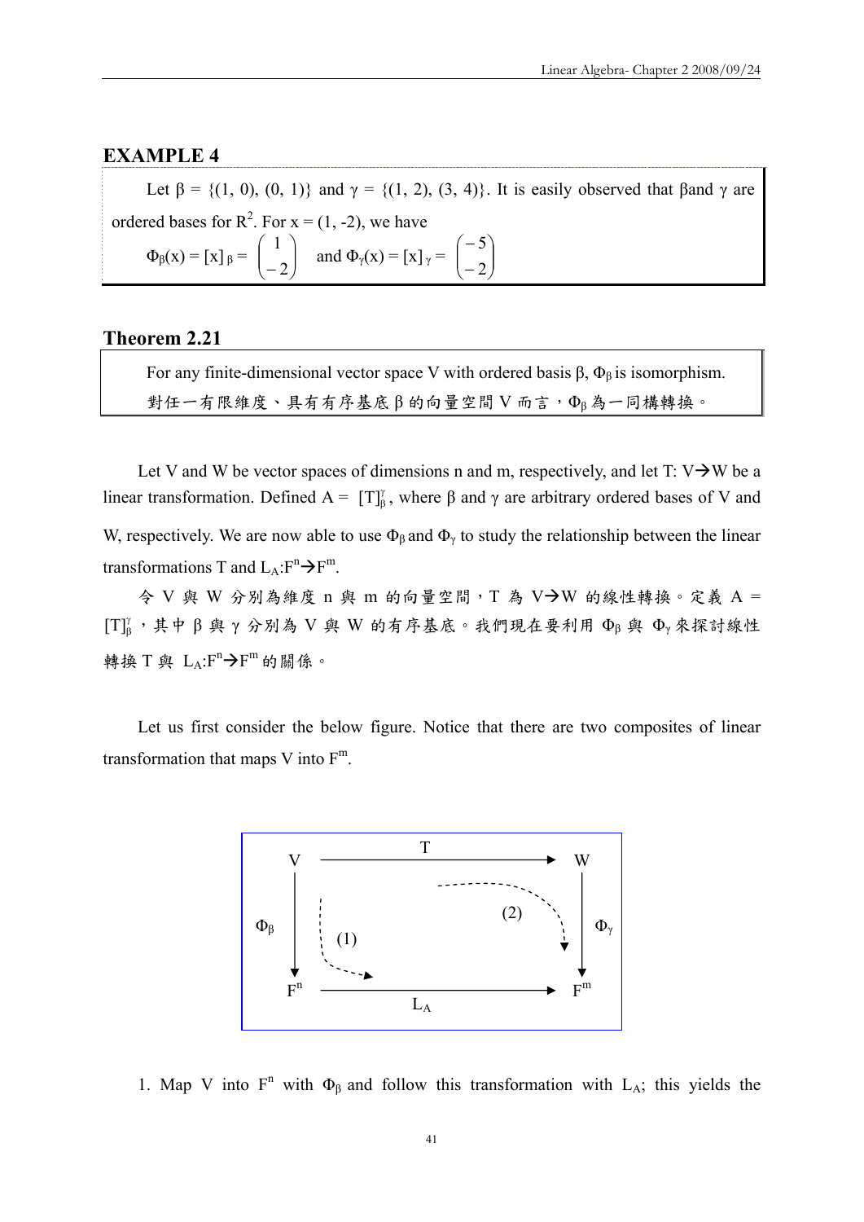## EXAMPLE 4

Let $\beta = \{(1, 0), (0, 1)\}$ and $\gamma = \{(1, 2), (3, 4)\}$. It is easily observed that $\beta$ and $\gamma$ are ordered bases for $R^2$. For $x = (1, -2)$, we have

$$\Phi_\beta(x) = [x]_\beta = \begin{pmatrix} 1 \\ -2 \end{pmatrix} \quad \text{and } \Phi_\gamma(x) = [x]_\gamma = \begin{pmatrix} -5 \\ -2 \end{pmatrix}$$

## Theorem 2.21

For any finite-dimensional vector space V with ordered basis $\beta$, $\Phi_\beta$ is isomorphism.

對任一有限維度、具有有序基底 β 的向量空間 V 而言，$\Phi_\beta$ 為一同構轉換。

Let V and W be vector spaces of dimensions n and m, respectively, and let $T: V \rightarrow W$ be a linear transformation. Defined $A = [T]_\beta^\gamma$, where $\beta$ and $\gamma$ are arbitrary ordered bases of V and W, respectively. We are now able to use $\Phi_\beta$ and $\Phi_\gamma$ to study the relationship between the linear transformations T and $L_A: F^n \rightarrow F^m$.

令 V 與 W 分別為維度 n 與 m 的向量空間，T 為 $V \rightarrow W$ 的線性轉換。定義 $A = [T]_\beta^\gamma$，其中 β 與 γ 分別為 V 與 W 的有序基底。我們現在要利用 $\Phi_\beta$ 與 $\Phi_\gamma$ 來探討線性轉換 T 與 $L_A: F^n \rightarrow F^m$ 的關係。

Let us first consider the below figure. Notice that there are two composites of linear transformation that maps V into $F^m$.

$$\begin{array}{ccc} V & \xrightarrow{\quad T \quad} & W \\ \Phi_\beta \downarrow & (1) \qquad (2) & \downarrow \Phi_\gamma \\ F^n & \xrightarrow[\quad L_A \quad]{} & F^m \end{array}$$

1. Map V into $F^n$ with $\Phi_\beta$ and follow this transformation with $L_A$; this yields the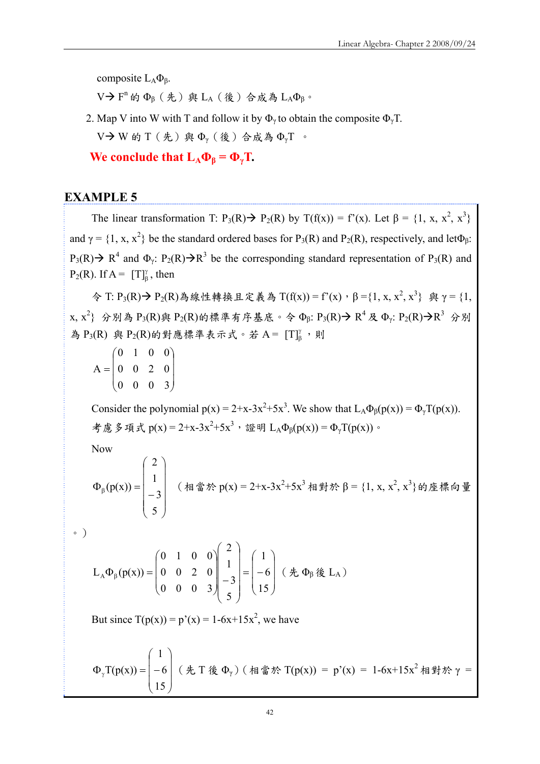composite $L_A\Phi_\beta$.

$V \rightarrow F^n$ 的 $\Phi_\beta$（先）與 $L_A$（後）合成為 $L_A\Phi_\beta$。

2. Map V into W with T and follow it by $\Phi_\gamma$ to obtain the composite $\Phi_\gamma T$.

   $V \rightarrow W$ 的 T（先）與 $\Phi_\gamma$（後）合成為 $\Phi_\gamma T$ 。

**We conclude that $L_A\Phi_\beta = \Phi_\gamma T$.**

## EXAMPLE 5

The linear transformation $T: P_3(R) \rightarrow P_2(R)$ by $T(f(x)) = f'(x)$. Let $\beta = \{1, x, x^2, x^3\}$ and $\gamma = \{1, x, x^2\}$ be the standard ordered bases for $P_3(R)$ and $P_2(R)$, respectively, and let $\Phi_\beta$: $P_3(R) \rightarrow R^4$ and $\Phi_\gamma$: $P_2(R) \rightarrow R^3$ be the corresponding standard representation of $P_3(R)$ and $P_2(R)$. If $A = [T]_\beta^\gamma$, then

令 $T: P_3(R) \rightarrow P_2(R)$為線性轉換且定義為 $T(f(x)) = f'(x)$，$\beta = \{1, x, x^2, x^3\}$ 與 $\gamma = \{1, x, x^2\}$ 分別為 $P_3(R)$與 $P_2(R)$的標準有序基底。令 $\Phi_\beta$: $P_3(R) \rightarrow R^4$ 及 $\Phi_\gamma$: $P_2(R) \rightarrow R^3$ 分別為 $P_3(R)$ 與 $P_2(R)$的對應標準表示式。若 $A = [T]_\beta^\gamma$，則

$$A = \begin{pmatrix} 0 & 1 & 0 & 0 \\ 0 & 0 & 2 & 0 \\ 0 & 0 & 0 & 3 \end{pmatrix}$$

Consider the polynomial $p(x) = 2+x-3x^2+5x^3$. We show that $L_A\Phi_\beta(p(x)) = \Phi_\gamma T(p(x))$.

考慮多項式 $p(x) = 2+x-3x^2+5x^3$，證明 $L_A\Phi_\beta(p(x)) = \Phi_\gamma T(p(x))$。

Now

$$\Phi_\beta(p(x)) = \begin{pmatrix} 2 \\ 1 \\ -3 \\ 5 \end{pmatrix}$$

（相當於 $p(x) = 2+x-3x^2+5x^3$ 相對於 $\beta = \{1, x, x^2, x^3\}$的座標向量。）

$$L_A\Phi_\beta(p(x)) = \begin{pmatrix} 0 & 1 & 0 & 0 \\ 0 & 0 & 2 & 0 \\ 0 & 0 & 0 & 3 \end{pmatrix}\begin{pmatrix} 2 \\ 1 \\ -3 \\ 5 \end{pmatrix} = \begin{pmatrix} 1 \\ -6 \\ 15 \end{pmatrix}$$

（先 $\Phi_\beta$後 $L_A$）

But since $T(p(x)) = p'(x) = 1-6x+15x^2$, we have

$$\Phi_\gamma T(p(x)) = \begin{pmatrix} 1 \\ -6 \\ 15 \end{pmatrix}$$

（先 T 後 $\Phi_\gamma$）（相當於 $T(p(x)) = p'(x) = 1-6x+15x^2$ 相對於 $\gamma =$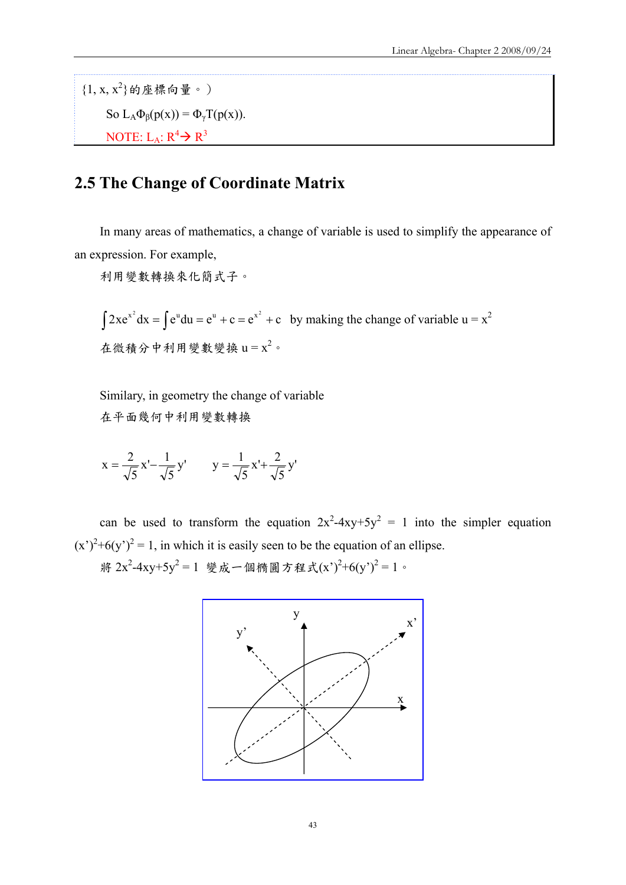$\{1, x, x^2\}$的座標向量。)

So $L_A\Phi_\beta(p(x)) = \Phi_\gamma T(p(x))$.

NOTE: $L_A: R^4 \rightarrow R^3$

## 2.5 The Change of Coordinate Matrix

In many areas of mathematics, a change of variable is used to simplify the appearance of an expression. For example,

利用變數轉換來化簡式子。

$\int 2xe^{x^2}dx = \int e^u du = e^u + c = e^{x^2} + c$ by making the change of variable $u = x^2$

在微積分中利用變數變換 $u = x^2$。

Similary, in geometry the change of variable

在平面幾何中利用變數轉換

$$x = \frac{2}{\sqrt{5}}x' - \frac{1}{\sqrt{5}}y' \qquad y = \frac{1}{\sqrt{5}}x' + \frac{2}{\sqrt{5}}y'$$

can be used to transform the equation $2x^2-4xy+5y^2 = 1$ into the simpler equation $(x')^2+6(y')^2 = 1$, in which it is easily seen to be the equation of an ellipse.

將 $2x^2-4xy+5y^2 = 1$ 變成一個橢圓方程式$(x')^2+6(y')^2 = 1$。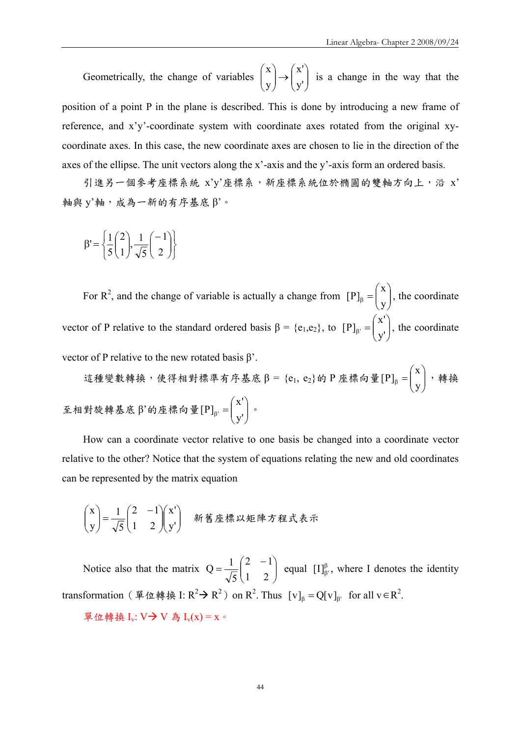Geometrically, the change of variables $\begin{pmatrix} x \\ y \end{pmatrix} \to \begin{pmatrix} x' \\ y' \end{pmatrix}$ is a change in the way that the position of a point P in the plane is described. This is done by introducing a new frame of reference, and x'y'-coordinate system with coordinate axes rotated from the original xy-coordinate axes. In this case, the new coordinate axes are chosen to lie in the direction of the axes of the ellipse. The unit vectors along the x'-axis and the y'-axis form an ordered basis.

引進另一個參考座標系統 x'y'座標系，新座標系統位於橢圓的雙軸方向上，沿 x'軸與 y'軸，成為一新的有序基底 β'。

$$\beta' = \left\{ \frac{1}{5}\begin{pmatrix} 2 \\ 1 \end{pmatrix}, \frac{1}{\sqrt{5}}\begin{pmatrix} -1 \\ 2 \end{pmatrix} \right\}$$

For $R^2$, and the change of variable is actually a change from $[P]_\beta = \begin{pmatrix} x \\ y \end{pmatrix}$, the coordinate vector of P relative to the standard ordered basis β = {$e_1$,$e_2$}, to $[P]_{\beta'} = \begin{pmatrix} x' \\ y' \end{pmatrix}$, the coordinate vector of P relative to the new rotated basis β'.

這種變數轉換，使得相對標準有序基底 β = {$e_1$, $e_2$}的 P 座標向量$[P]_\beta = \begin{pmatrix} x \\ y \end{pmatrix}$，轉換至相對旋轉基底 β'的座標向量$[P]_{\beta'} = \begin{pmatrix} x' \\ y' \end{pmatrix}$。

How can a coordinate vector relative to one basis be changed into a coordinate vector relative to the other? Notice that the system of equations relating the new and old coordinates can be represented by the matrix equation

$$\begin{pmatrix} x \\ y \end{pmatrix} = \frac{1}{\sqrt{5}}\begin{pmatrix} 2 & -1 \\ 1 & 2 \end{pmatrix}\begin{pmatrix} x' \\ y' \end{pmatrix}$$ 新舊座標以矩陣方程式表示

Notice also that the matrix $Q = \frac{1}{\sqrt{5}}\begin{pmatrix} 2 & -1 \\ 1 & 2 \end{pmatrix}$ equal $[I]_{\beta'}^{\beta}$, where I denotes the identity transformation（單位轉換 I: $R^2 \to R^2$）on $R^2$. Thus $[v]_\beta = Q[v]_{\beta'}$ for all $v \in R^2$.

單位轉換 $I_v$: V→ V 為 $I_v(x) = x$。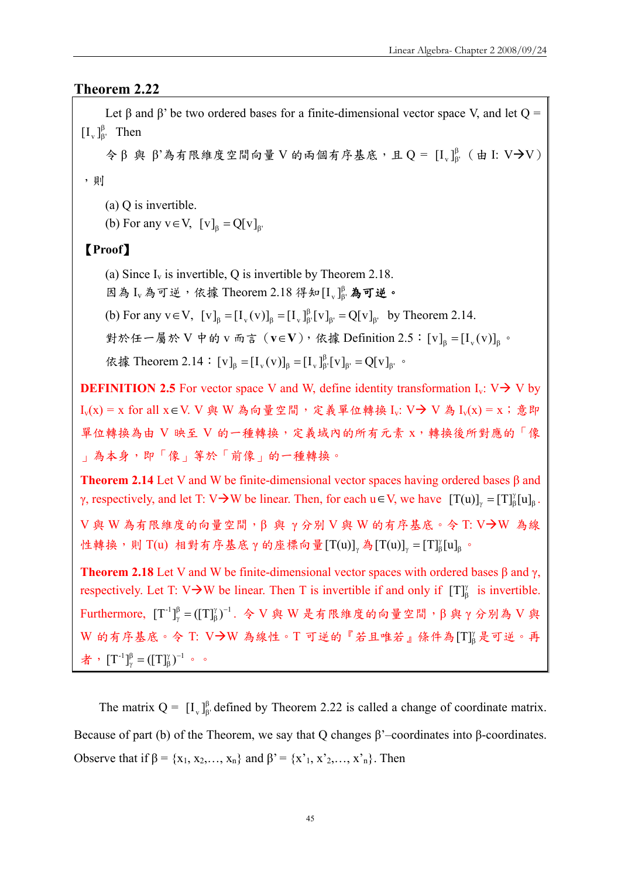## Theorem 2.22

Let β and β' be two ordered bases for a finite-dimensional vector space V, and let Q = $[I_v]_{\beta'}^{\beta}$. Then

令 β 與 β'為有限維度空間向量 V 的兩個有序基底，且 Q = $[I_v]_{\beta'}^{\beta}$（由 I: V→V），則

(a) Q is invertible.

(b) For any $v \in V$, $[v]_\beta = Q[v]_{\beta'}$

**【Proof】**

(a) Since $I_v$ is invertible, Q is invertible by Theorem 2.18.
因為 $I_v$ 為可逆，依據 Theorem 2.18 得知 $[I_v]_{\beta'}^{\beta}$ **為可逆。**

(b) For any $v \in V$, $[v]_\beta = [I_v(v)]_\beta = [I_v]_{\beta'}^{\beta}[v]_{\beta'} = Q[v]_{\beta'}$ by Theorem 2.14.

對於任一屬於 V 中的 v 而言（$\mathbf{v} \in \mathbf{V}$），依據 Definition 2.5：$[v]_\beta = [I_v(v)]_\beta$。

依據 Theorem 2.14：$[v]_\beta = [I_v(v)]_\beta = [I_v]_{\beta'}^{\beta}[v]_{\beta'} = Q[v]_{\beta'}$。

**DEFINITION 2.5** For vector space V and W, define identity transformation $I_v$: V→ V by $I_v(x) = x$ for all $x \in V$. V 與 W 為向量空間，定義單位轉換 $I_v$: V→ V 為 $I_v(x) = x$；意即單位轉換為由 V 映至 V 的一種轉換，定義域內的所有元素 x，轉換後所對應的「像」為本身，即「像」等於「前像」的一種轉換。

**Theorem 2.14** Let V and W be finite-dimensional vector spaces having ordered bases β and γ, respectively, and let T: V→W be linear. Then, for each $u \in V$, we have $[T(u)]_\gamma = [T]_\beta^\gamma [u]_\beta$.

V 與 W 為有限維度的向量空間，β 與 γ 分別 V 與 W 的有序基底。令 T: V→W 為線性轉換，則 T(u) 相對有序基底 γ 的座標向量 $[T(u)]_\gamma$ 為 $[T(u)]_\gamma = [T]_\beta^\gamma [u]_\beta$。

**Theorem 2.18** Let V and W be finite-dimensional vector spaces with ordered bases β and γ, respectively. Let T: V→W be linear. Then T is invertible if and only if $[T]_\beta^\gamma$ is invertible. Furthermore, $[T^{-1}]_\gamma^\beta = ([T]_\beta^\gamma)^{-1}$. 令 V 與 W 是有限維度的向量空間，β 與 γ 分別為 V 與 W 的有序基底。令 T: V→W 為線性。T 可逆的『若且唯若』條件為 $[T]_\beta^\gamma$ 是可逆。再者，$[T^{-1}]_\gamma^\beta = ([T]_\beta^\gamma)^{-1}$。。

The matrix Q = $[I_v]_{\beta'}^{\beta}$ defined by Theorem 2.22 is called a change of coordinate matrix. Because of part (b) of the Theorem, we say that Q changes β'–coordinates into β-coordinates. Observe that if β = {$x_1, x_2, \ldots, x_n$} and β' = {$x'_1, x'_2, \ldots, x'_n$}. Then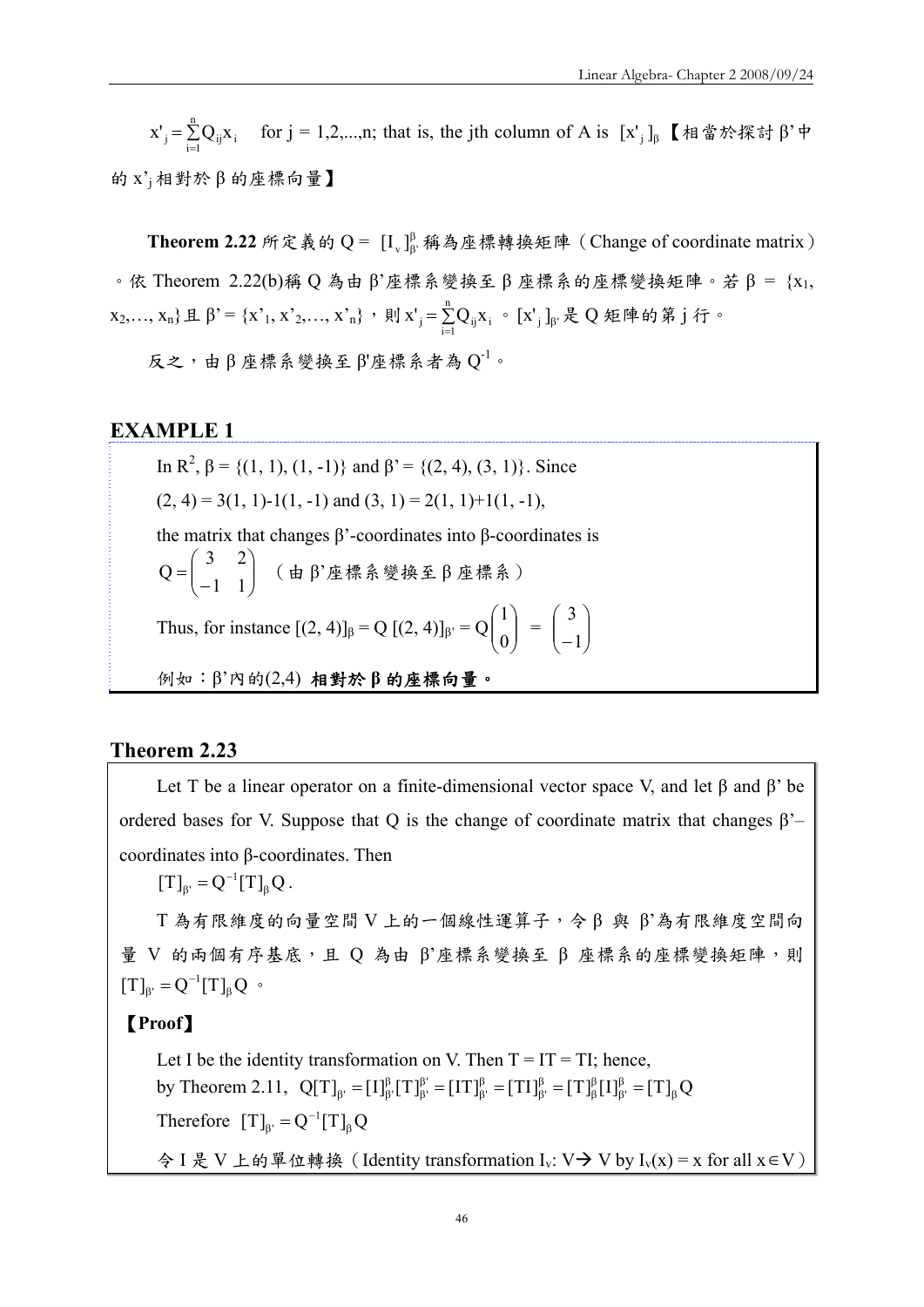$x'_j = \sum_{i=1}^{n} Q_{ij} x_i$ for j = 1,2,...,n; that is, the jth column of A is $[x'_j]_\beta$【相當於探討 β' 中的 $x'_j$ 相對於 β 的座標向量】

**Theorem 2.22** 所定義的 $Q = [I_v]_{\beta'}^{\beta}$ 稱為座標轉換矩陣（Change of coordinate matrix）。依 Theorem 2.22(b)稱 Q 為由 β'座標系變換至 β 座標系的座標變換矩陣。若 β = {$x_1$, $x_2$,…, $x_n$}且 β' = {$x'_1$, $x'_2$,…, $x'_n$}，則 $x'_j = \sum_{i=1}^{n} Q_{ij} x_i$。$[x'_j]_{\beta'}$ 是 Q 矩陣的第 j 行。

反之，由 β 座標系變換至 β'座標系者為 $Q^{-1}$。

## EXAMPLE 1

In $R^2$, β = {(1, 1), (1, -1)} and β' = {(2, 4), (3, 1)}. Since

(2, 4) = 3(1, 1)-1(1, -1) and (3, 1) = 2(1, 1)+1(1, -1),

the matrix that changes β'-coordinates into β-coordinates is

$$Q = \begin{pmatrix} 3 & 2 \\ -1 & 1 \end{pmatrix}$$ （由 β'座標系變換至 β 座標系）

Thus, for instance $[(2, 4)]_\beta = Q\,[(2, 4)]_{\beta'} = Q\begin{pmatrix} 1 \\ 0 \end{pmatrix} = \begin{pmatrix} 3 \\ -1 \end{pmatrix}$

例如：β'內的(2,4) **相對於 β 的座標向量。**

## Theorem 2.23

Let T be a linear operator on a finite-dimensional vector space V, and let β and β' be ordered bases for V. Suppose that Q is the change of coordinate matrix that changes β'–coordinates into β-coordinates. Then

$[T]_{\beta'} = Q^{-1}[T]_\beta Q$.

T 為有限維度的向量空間 V 上的一個線性運算子，令 β 與 β'為有限維度空間向量 V 的兩個有序基底，且 Q 為由 β'座標系變換至 β 座標系的座標變換矩陣，則 $[T]_{\beta'} = Q^{-1}[T]_\beta Q$。

**【Proof】**

Let I be the identity transformation on V. Then T = IT = TI; hence,

by Theorem 2.11, $Q[T]_{\beta'} = [I]_{\beta'}^{\beta}[T]_{\beta'}^{\beta'} = [IT]_{\beta'}^{\beta} = [TI]_{\beta'}^{\beta} = [T]_{\beta}^{\beta}[I]_{\beta'}^{\beta} = [T]_\beta Q$

Therefore $[T]_{\beta'} = Q^{-1}[T]_\beta Q$

令 I 是 V 上的單位轉換（Identity transformation $I_v$: V→ V by $I_v(x) = x$ for all x∈V）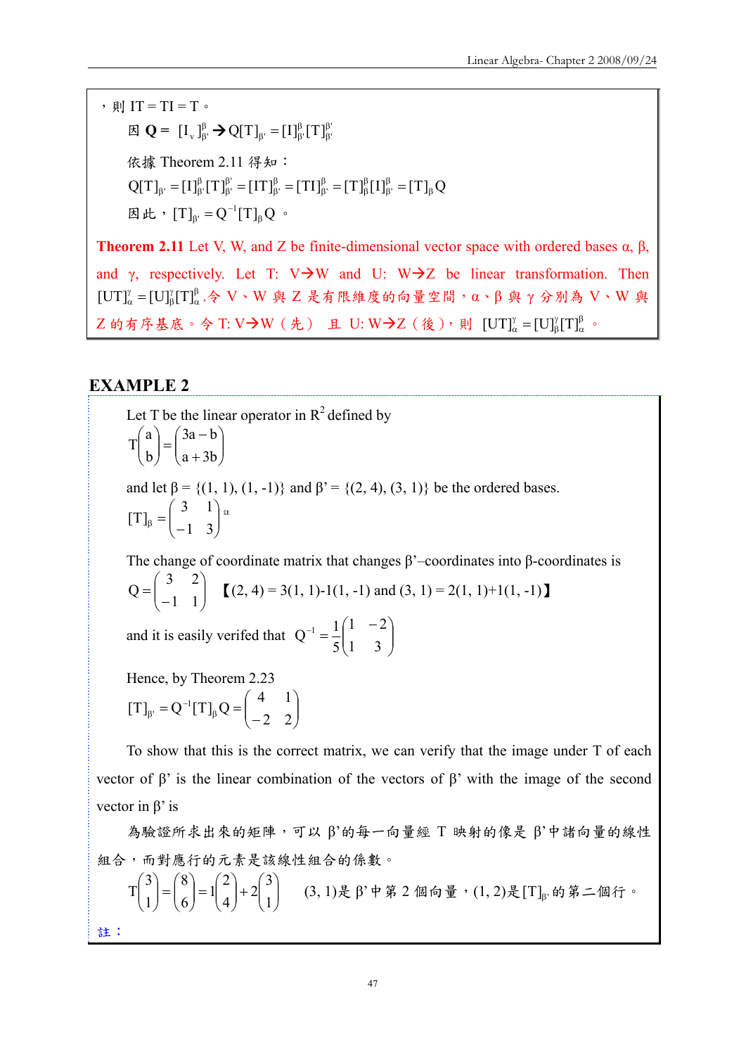，則 IT = TI = T。

因 $\mathbf{Q} = [I_V]_{\beta'}^{\beta} \rightarrow Q[T]_{\beta'} = [I]_{\beta'}^{\beta}[T]_{\beta'}^{\beta'}$

依據 Theorem 2.11 得知：

$Q[T]_{\beta'} = [I]_{\beta'}^{\beta}[T]_{\beta'}^{\beta'} = [IT]_{\beta'}^{\beta} = [TI]_{\beta'}^{\beta} = [T]_{\beta}^{\beta}[I]_{\beta'}^{\beta} = [T]_{\beta}Q$

因此，$[T]_{\beta'} = Q^{-1}[T]_{\beta}Q$。

**Theorem 2.11** Let V, W, and Z be finite-dimensional vector space with ordered bases α, β, and γ, respectively. Let T: V→W and U: W→Z be linear transformation. Then $[UT]_{\alpha}^{\gamma} = [U]_{\beta}^{\gamma}[T]_{\alpha}^{\beta}$.令 V、W 與 Z 是有限維度的向量空間，α、β 與 γ 分別為 V、W 與 Z 的有序基底。令 T: V→W（先） 且 U: W→Z（後），則 $[UT]_{\alpha}^{\gamma} = [U]_{\beta}^{\gamma}[T]_{\alpha}^{\beta}$。

## EXAMPLE 2

Let T be the linear operator in $R^2$ defined by

$$T\begin{pmatrix} a \\ b \end{pmatrix} = \begin{pmatrix} 3a - b \\ a + 3b \end{pmatrix}$$

and let β = {(1, 1), (1, -1)} and β' = {(2, 4), (3, 1)} be the ordered bases.

$$[T]_{\beta} = \begin{pmatrix} 3 & 1 \\ -1 & 3 \end{pmatrix}^{\text{註}}$$

The change of coordinate matrix that changes β'–coordinates into β-coordinates is

$$Q = \begin{pmatrix} 3 & 2 \\ -1 & 1 \end{pmatrix}$$ 【(2, 4) = 3(1, 1)-1(1, -1) and (3, 1) = 2(1, 1)+1(1, -1)】

and it is easily verifed that $Q^{-1} = \frac{1}{5}\begin{pmatrix} 1 & -2 \\ 1 & 3 \end{pmatrix}$

Hence, by Theorem 2.23

$$[T]_{\beta'} = Q^{-1}[T]_{\beta}Q = \begin{pmatrix} 4 & 1 \\ -2 & 2 \end{pmatrix}$$

To show that this is the correct matrix, we can verify that the image under T of each vector of β' is the linear combination of the vectors of β' with the image of the second vector in β' is

為驗證所求出來的矩陣，可以 β'的每一向量經 T 映射的像是 β'中諸向量的線性組合，而對應行的元素是該線性組合的係數。

$$T\begin{pmatrix} 3 \\ 1 \end{pmatrix} = \begin{pmatrix} 8 \\ 6 \end{pmatrix} = 1\begin{pmatrix} 2 \\ 4 \end{pmatrix} + 2\begin{pmatrix} 3 \\ 1 \end{pmatrix}$$ (3, 1)是 β'中第 2 個向量，(1, 2)是$[T]_{\beta'}$的第二個行。

註：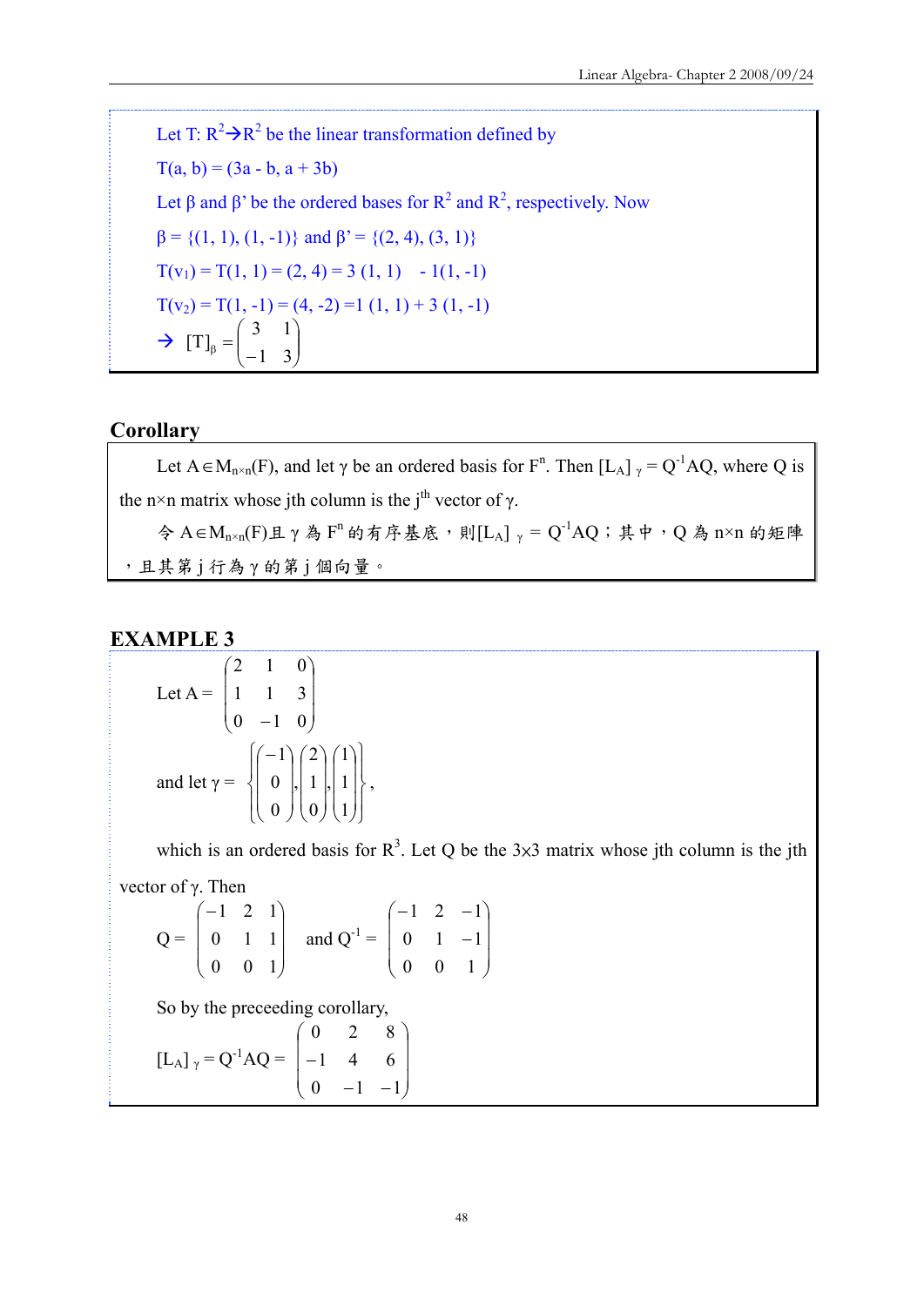Let T: $R^2 \rightarrow R^2$ be the linear transformation defined by

$T(a, b) = (3a - b, a + 3b)$

Let β and β' be the ordered bases for $R^2$ and $R^2$, respectively. Now

$\beta = \{(1, 1), (1, -1)\}$ and $\beta' = \{(2, 4), (3, 1)\}$

$T(v_1) = T(1, 1) = (2, 4) = 3\,(1, 1) \;\; - 1(1, -1)$

$T(v_2) = T(1, -1) = (4, -2) = 1\,(1, 1) + 3\,(1, -1)$

$\rightarrow \; [T]_\beta = \begin{pmatrix} 3 & 1 \\ -1 & 3 \end{pmatrix}$

## Corollary

Let $A \in M_{n\times n}(F)$, and let γ be an ordered basis for $F^n$. Then $[L_A]_\gamma = Q^{-1}AQ$, where Q is the n×n matrix whose jth column is the $j^{th}$ vector of γ.

令 $A \in M_{n\times n}(F)$且 γ 為 $F^n$ 的有序基底，則$[L_A]_\gamma = Q^{-1}AQ$；其中，Q 為 n×n 的矩陣，且其第 j 行為 γ 的第 j 個向量。

## EXAMPLE 3

Let $A = \begin{pmatrix} 2 & 1 & 0 \\ 1 & 1 & 3 \\ 0 & -1 & 0 \end{pmatrix}$

and let $\gamma = \left\{ \begin{pmatrix} -1 \\ 0 \\ 0 \end{pmatrix}, \begin{pmatrix} 2 \\ 1 \\ 0 \end{pmatrix}, \begin{pmatrix} 1 \\ 1 \\ 1 \end{pmatrix} \right\}$,

which is an ordered basis for $R^3$. Let Q be the 3x3 matrix whose jth column is the jth vector of γ. Then

$Q = \begin{pmatrix} -1 & 2 & 1 \\ 0 & 1 & 1 \\ 0 & 0 & 1 \end{pmatrix}$ and $Q^{-1} = \begin{pmatrix} -1 & 2 & -1 \\ 0 & 1 & -1 \\ 0 & 0 & 1 \end{pmatrix}$

So by the preceeding corollary,

$[L_A]_\gamma = Q^{-1}AQ = \begin{pmatrix} 0 & 2 & 8 \\ -1 & 4 & 6 \\ 0 & -1 & -1 \end{pmatrix}$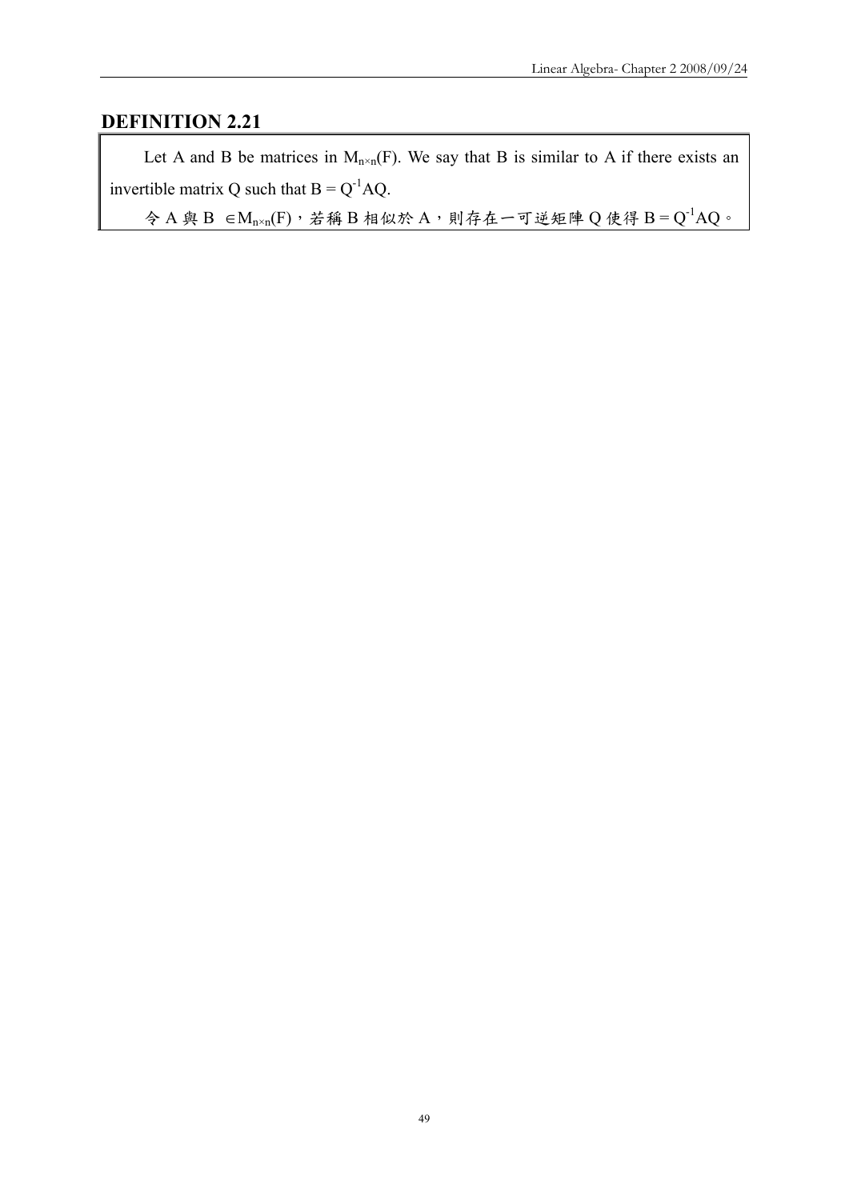## DEFINITION 2.21

Let A and B be matrices in $M_{n\times n}(F)$. We say that B is similar to A if there exists an invertible matrix Q such that $B = Q^{-1}AQ$.

令 A 與 B $\in M_{n\times n}(F)$，若稱 B 相似於 A，則存在一可逆矩陣 Q 使得 $B = Q^{-1}AQ$。